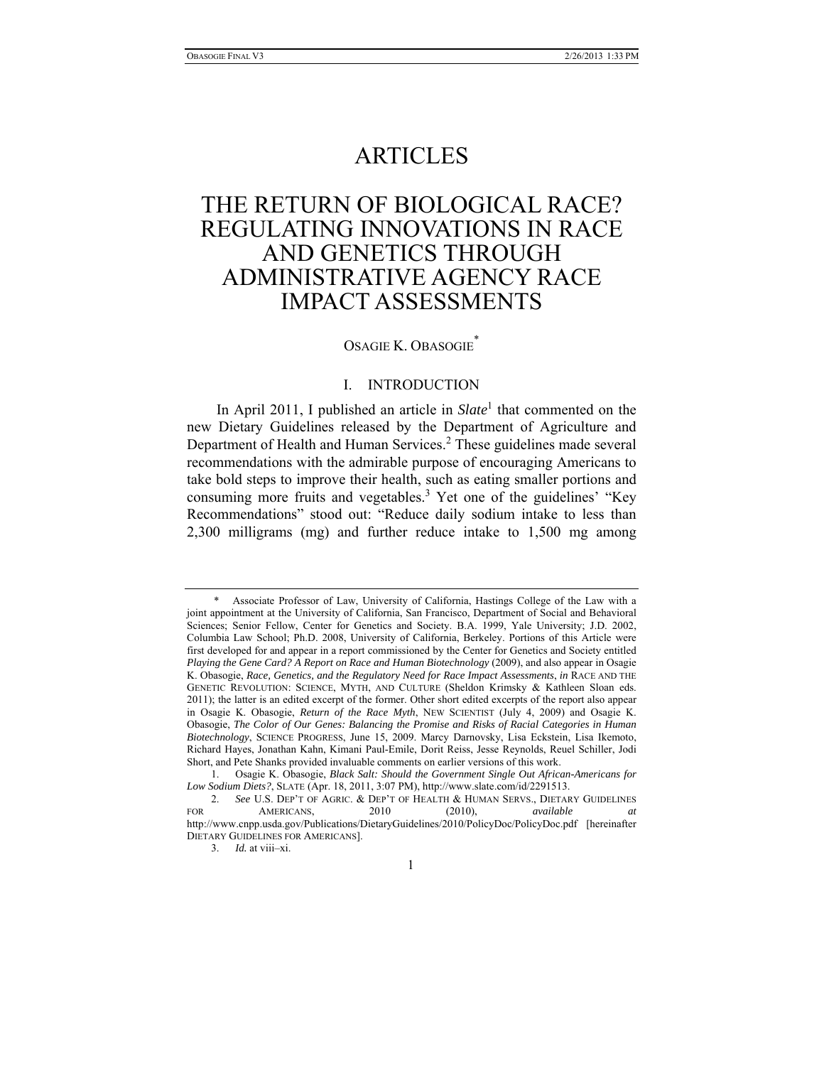# ARTICLES

# THE RETURN OF BIOLOGICAL RACE? REGULATING INNOVATIONS IN RACE AND GENETICS THROUGH ADMINISTRATIVE AGENCY RACE IMPACT ASSESSMENTS

OSAGIE K. OBASOGIE[*]

## I. INTRODUCTION

In April 2011, I published an article in *Slate*[1] that commented on the new Dietary Guidelines released by the Department of Agriculture and Department of Health and Human Services.[2] These guidelines made several recommendations with the admirable purpose of encouraging Americans to take bold steps to improve their health, such as eating smaller portions and consuming more fruits and vegetables.[3] Yet one of the guidelines' "Key Recommendations" stood out: "Reduce daily sodium intake to less than 2,300 milligrams (mg) and further reduce intake to 1,500 mg among

---

\* Associate Professor of Law, University of California, Hastings College of the Law with a joint appointment at the University of California, San Francisco, Department of Social and Behavioral Sciences; Senior Fellow, Center for Genetics and Society. B.A. 1999, Yale University; J.D. 2002, Columbia Law School; Ph.D. 2008, University of California, Berkeley. Portions of this Article were first developed for and appear in a report commissioned by the Center for Genetics and Society entitled *Playing the Gene Card? A Report on Race and Human Biotechnology* (2009), and also appear in Osagie K. Obasogie, *Race, Genetics, and the Regulatory Need for Race Impact Assessments*, *in* RACE AND THE GENETIC REVOLUTION: SCIENCE, MYTH, AND CULTURE (Sheldon Krimsky & Kathleen Sloan eds. 2011); the latter is an edited excerpt of the former. Other short edited excerpts of the report also appear in Osagie K. Obasogie, *Return of the Race Myth*, NEW SCIENTIST (July 4, 2009) and Osagie K. Obasogie, *The Color of Our Genes: Balancing the Promise and Risks of Racial Categories in Human Biotechnology*, SCIENCE PROGRESS, June 15, 2009. Marcy Darnovsky, Lisa Eckstein, Lisa Ikemoto, Richard Hayes, Jonathan Kahn, Kimani Paul-Emile, Dorit Reiss, Jesse Reynolds, Reuel Schiller, Jodi Short, and Pete Shanks provided invaluable comments on earlier versions of this work.

1. Osagie K. Obasogie, *Black Salt: Should the Government Single Out African-Americans for Low Sodium Diets?*, SLATE (Apr. 18, 2011, 3:07 PM), http://www.slate.com/id/2291513.

2. *See* U.S. DEP'T OF AGRIC. & DEP'T OF HEALTH & HUMAN SERVS., DIETARY GUIDELINES FOR AMERICANS, 2010 (2010), *available at* http://www.cnpp.usda.gov/Publications/DietaryGuidelines/2010/PolicyDoc/PolicyDoc.pdf [hereinafter DIETARY GUIDELINES FOR AMERICANS].

3. *Id.* at viii–xi.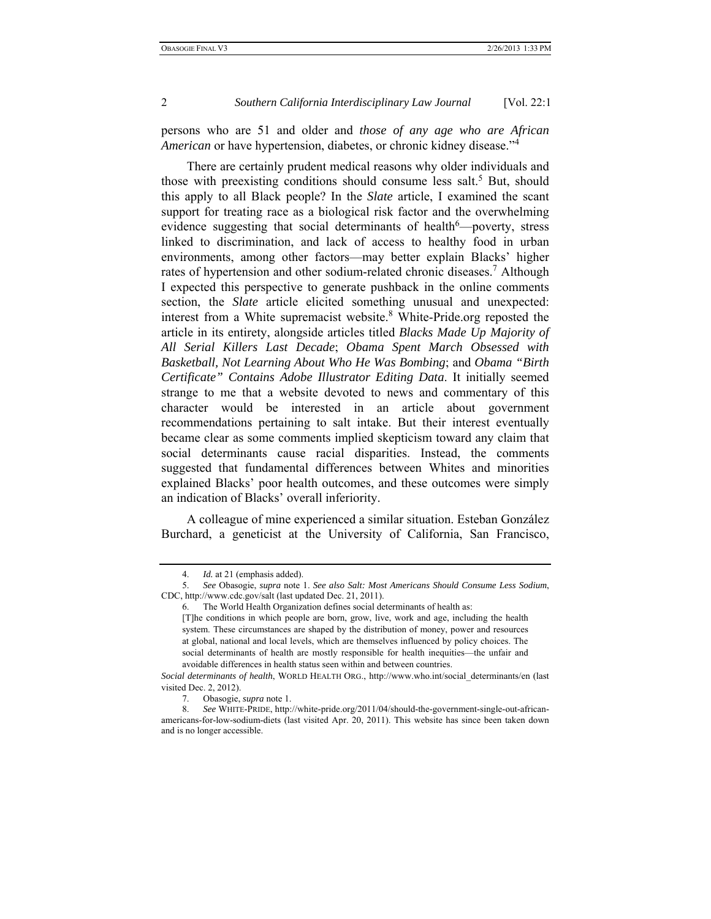persons who are 51 and older and *those of any age who are African American* or have hypertension, diabetes, or chronic kidney disease."[4]

There are certainly prudent medical reasons why older individuals and those with preexisting conditions should consume less salt.[5] But, should this apply to all Black people? In the *Slate* article, I examined the scant support for treating race as a biological risk factor and the overwhelming evidence suggesting that social determinants of health[6]—poverty, stress linked to discrimination, and lack of access to healthy food in urban environments, among other factors—may better explain Blacks' higher rates of hypertension and other sodium-related chronic diseases.[7] Although I expected this perspective to generate pushback in the online comments section, the *Slate* article elicited something unusual and unexpected: interest from a White supremacist website.[8] White-Pride.org reposted the article in its entirety, alongside articles titled *Blacks Made Up Majority of All Serial Killers Last Decade*; *Obama Spent March Obsessed with Basketball, Not Learning About Who He Was Bombing*; and *Obama "Birth Certificate" Contains Adobe Illustrator Editing Data*. It initially seemed strange to me that a website devoted to news and commentary of this character would be interested in an article about government recommendations pertaining to salt intake. But their interest eventually became clear as some comments implied skepticism toward any claim that social determinants cause racial disparities. Instead, the comments suggested that fundamental differences between Whites and minorities explained Blacks' poor health outcomes, and these outcomes were simply an indication of Blacks' overall inferiority.

A colleague of mine experienced a similar situation. Esteban González Burchard, a geneticist at the University of California, San Francisco,

---

4. *Id.* at 21 (emphasis added).

5. *See* Obasogie, *supra* note 1. *See also Salt: Most Americans Should Consume Less Sodium*, CDC, http://www.cdc.gov/salt (last updated Dec. 21, 2011).

6. The World Health Organization defines social determinants of health as:

> [T]he conditions in which people are born, grow, live, work and age, including the health system. These circumstances are shaped by the distribution of money, power and resources at global, national and local levels, which are themselves influenced by policy choices. The social determinants of health are mostly responsible for health inequities—the unfair and avoidable differences in health status seen within and between countries.

*Social determinants of health*, WORLD HEALTH ORG., http://www.who.int/social_determinants/en (last visited Dec. 2, 2012).

7. Obasogie, *supra* note 1.

8. *See* WHITE-PRIDE, http://white-pride.org/2011/04/should-the-government-single-out-african-americans-for-low-sodium-diets (last visited Apr. 20, 2011). This website has since been taken down and is no longer accessible.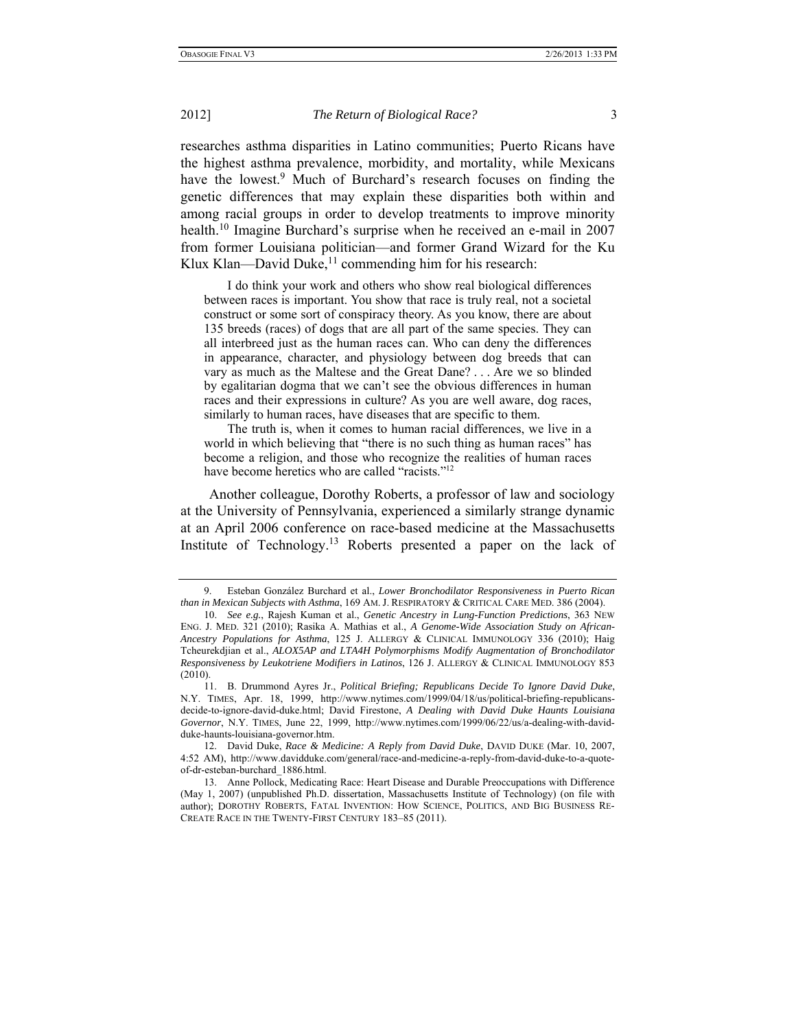researches asthma disparities in Latino communities; Puerto Ricans have the highest asthma prevalence, morbidity, and mortality, while Mexicans have the lowest.[9] Much of Burchard's research focuses on finding the genetic differences that may explain these disparities both within and among racial groups in order to develop treatments to improve minority health.[10] Imagine Burchard's surprise when he received an e-mail in 2007 from former Louisiana politician—and former Grand Wizard for the Ku Klux Klan—David Duke,[11] commending him for his research:

> I do think your work and others who show real biological differences between races is important. You show that race is truly real, not a societal construct or some sort of conspiracy theory. As you know, there are about 135 breeds (races) of dogs that are all part of the same species. They can all interbreed just as the human races can. Who can deny the differences in appearance, character, and physiology between dog breeds that can vary as much as the Maltese and the Great Dane? . . . Are we so blinded by egalitarian dogma that we can't see the obvious differences in human races and their expressions in culture? As you are well aware, dog races, similarly to human races, have diseases that are specific to them.
>
> The truth is, when it comes to human racial differences, we live in a world in which believing that "there is no such thing as human races" has become a religion, and those who recognize the realities of human races have become heretics who are called "racists."[12]

Another colleague, Dorothy Roberts, a professor of law and sociology at the University of Pennsylvania, experienced a similarly strange dynamic at an April 2006 conference on race-based medicine at the Massachusetts Institute of Technology.[13] Roberts presented a paper on the lack of

---

9. Esteban González Burchard et al., *Lower Bronchodilator Responsiveness in Puerto Rican than in Mexican Subjects with Asthma*, 169 AM. J. RESPIRATORY & CRITICAL CARE MED. 386 (2004).

10. *See e.g.*, Rajesh Kuman et al., *Genetic Ancestry in Lung-Function Predictions*, 363 NEW ENG. J. MED. 321 (2010); Rasika A. Mathias et al., *A Genome-Wide Association Study on African-Ancestry Populations for Asthma*, 125 J. ALLERGY & CLINICAL IMMUNOLOGY 336 (2010); Haig Tcheurekdjian et al., *ALOX5AP and LTA4H Polymorphisms Modify Augmentation of Bronchodilator Responsiveness by Leukotriene Modifiers in Latinos*, 126 J. ALLERGY & CLINICAL IMMUNOLOGY 853 (2010).

11. B. Drummond Ayres Jr., *Political Briefing; Republicans Decide To Ignore David Duke*, N.Y. TIMES, Apr. 18, 1999, http://www.nytimes.com/1999/04/18/us/political-briefing-republicans-decide-to-ignore-david-duke.html; David Firestone, *A Dealing with David Duke Haunts Louisiana Governor*, N.Y. TIMES, June 22, 1999, http://www.nytimes.com/1999/06/22/us/a-dealing-with-david-duke-haunts-louisiana-governor.htm.

12. David Duke, *Race & Medicine: A Reply from David Duke*, DAVID DUKE (Mar. 10, 2007, 4:52 AM), http://www.davidduke.com/general/race-and-medicine-a-reply-from-david-duke-to-a-quote-of-dr-esteban-burchard_1886.html.

13. Anne Pollock, Medicating Race: Heart Disease and Durable Preoccupations with Difference (May 1, 2007) (unpublished Ph.D. dissertation, Massachusetts Institute of Technology) (on file with author); DOROTHY ROBERTS, FATAL INVENTION: HOW SCIENCE, POLITICS, AND BIG BUSINESS RE-CREATE RACE IN THE TWENTY-FIRST CENTURY 183–85 (2011).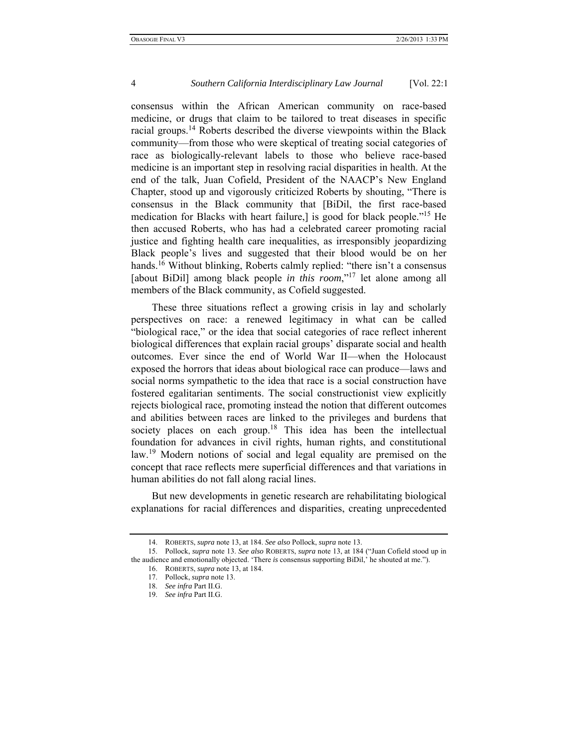consensus within the African American community on race-based medicine, or drugs that claim to be tailored to treat diseases in specific racial groups.[14] Roberts described the diverse viewpoints within the Black community—from those who were skeptical of treating social categories of race as biologically-relevant labels to those who believe race-based medicine is an important step in resolving racial disparities in health. At the end of the talk, Juan Cofield, President of the NAACP's New England Chapter, stood up and vigorously criticized Roberts by shouting, "There is consensus in the Black community that [BiDil, the first race-based medication for Blacks with heart failure,] is good for black people."[15] He then accused Roberts, who has had a celebrated career promoting racial justice and fighting health care inequalities, as irresponsibly jeopardizing Black people's lives and suggested that their blood would be on her hands.[16] Without blinking, Roberts calmly replied: "there isn't a consensus [about BiDil] among black people *in this room*,"[17] let alone among all members of the Black community, as Cofield suggested.

These three situations reflect a growing crisis in lay and scholarly perspectives on race: a renewed legitimacy in what can be called "biological race," or the idea that social categories of race reflect inherent biological differences that explain racial groups' disparate social and health outcomes. Ever since the end of World War II—when the Holocaust exposed the horrors that ideas about biological race can produce—laws and social norms sympathetic to the idea that race is a social construction have fostered egalitarian sentiments. The social constructionist view explicitly rejects biological race, promoting instead the notion that different outcomes and abilities between races are linked to the privileges and burdens that society places on each group.[18] This idea has been the intellectual foundation for advances in civil rights, human rights, and constitutional law.[19] Modern notions of social and legal equality are premised on the concept that race reflects mere superficial differences and that variations in human abilities do not fall along racial lines.

But new developments in genetic research are rehabilitating biological explanations for racial differences and disparities, creating unprecedented

---

14. ROBERTS, *supra* note 13, at 184. *See also* Pollock, *supra* note 13.

15. Pollock, *supra* note 13. *See also* ROBERTS, *supra* note 13, at 184 ("Juan Cofield stood up in the audience and emotionally objected. 'There *is* consensus supporting BiDil,' he shouted at me.").

16. ROBERTS, *supra* note 13, at 184.

17. Pollock, *supra* note 13.

18. *See infra* Part II.G.

19. *See infra* Part II.G.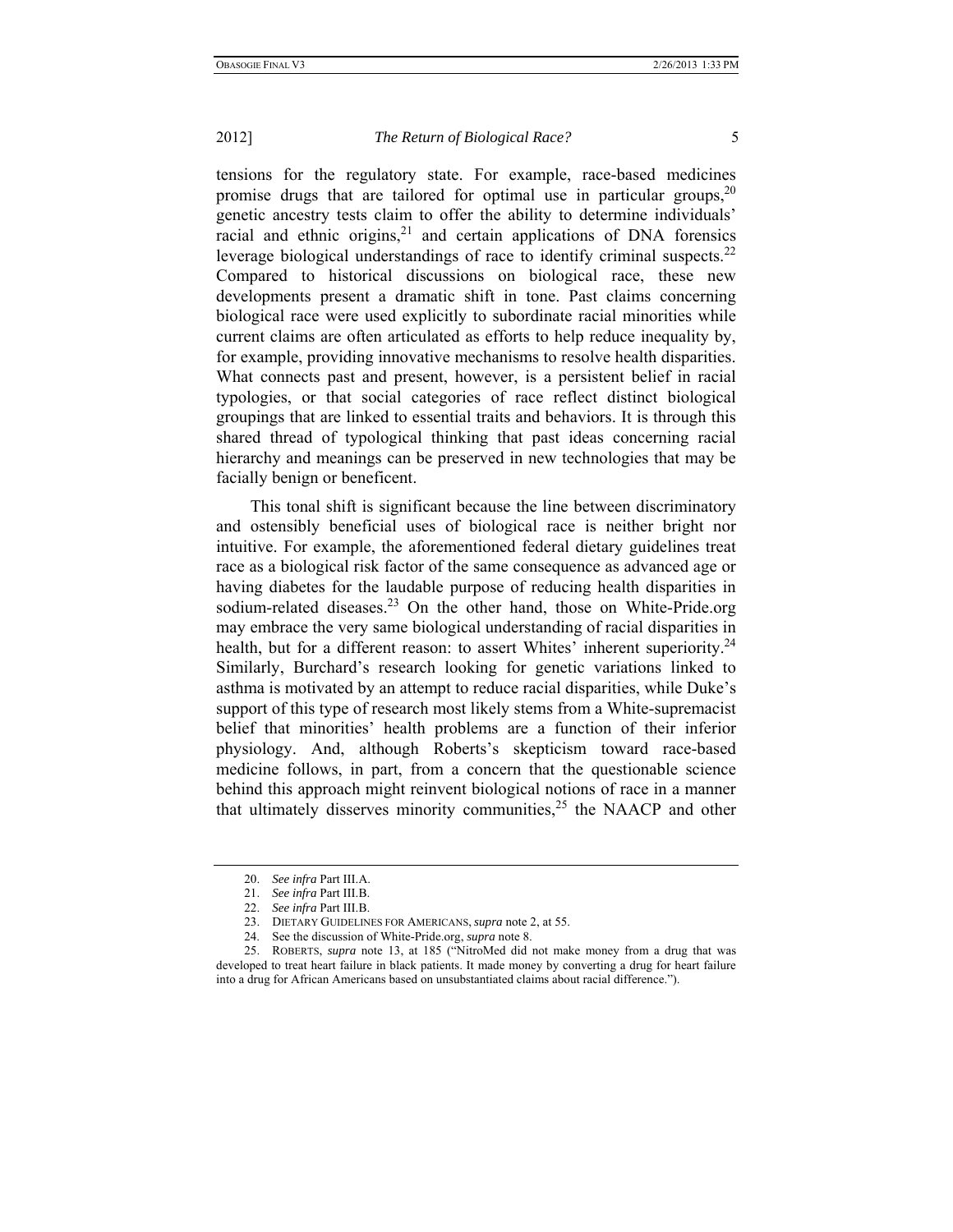tensions for the regulatory state. For example, race-based medicines promise drugs that are tailored for optimal use in particular groups,[20] genetic ancestry tests claim to offer the ability to determine individuals' racial and ethnic origins,[21] and certain applications of DNA forensics leverage biological understandings of race to identify criminal suspects.[22] Compared to historical discussions on biological race, these new developments present a dramatic shift in tone. Past claims concerning biological race were used explicitly to subordinate racial minorities while current claims are often articulated as efforts to help reduce inequality by, for example, providing innovative mechanisms to resolve health disparities. What connects past and present, however, is a persistent belief in racial typologies, or that social categories of race reflect distinct biological groupings that are linked to essential traits and behaviors. It is through this shared thread of typological thinking that past ideas concerning racial hierarchy and meanings can be preserved in new technologies that may be facially benign or beneficent.

This tonal shift is significant because the line between discriminatory and ostensibly beneficial uses of biological race is neither bright nor intuitive. For example, the aforementioned federal dietary guidelines treat race as a biological risk factor of the same consequence as advanced age or having diabetes for the laudable purpose of reducing health disparities in sodium-related diseases.[23] On the other hand, those on White-Pride.org may embrace the very same biological understanding of racial disparities in health, but for a different reason: to assert Whites' inherent superiority.[24] Similarly, Burchard's research looking for genetic variations linked to asthma is motivated by an attempt to reduce racial disparities, while Duke's support of this type of research most likely stems from a White-supremacist belief that minorities' health problems are a function of their inferior physiology. And, although Roberts's skepticism toward race-based medicine follows, in part, from a concern that the questionable science behind this approach might reinvent biological notions of race in a manner that ultimately disserves minority communities,[25] the NAACP and other

---

20. *See infra* Part III.A.

21. *See infra* Part III.B.

22. *See infra* Part III.B.

23. DIETARY GUIDELINES FOR AMERICANS, *supra* note 2, at 55.

24. See the discussion of White-Pride.org, *supra* note 8.

25. ROBERTS, *supra* note 13, at 185 ("NitroMed did not make money from a drug that was developed to treat heart failure in black patients. It made money by converting a drug for heart failure into a drug for African Americans based on unsubstantiated claims about racial difference.").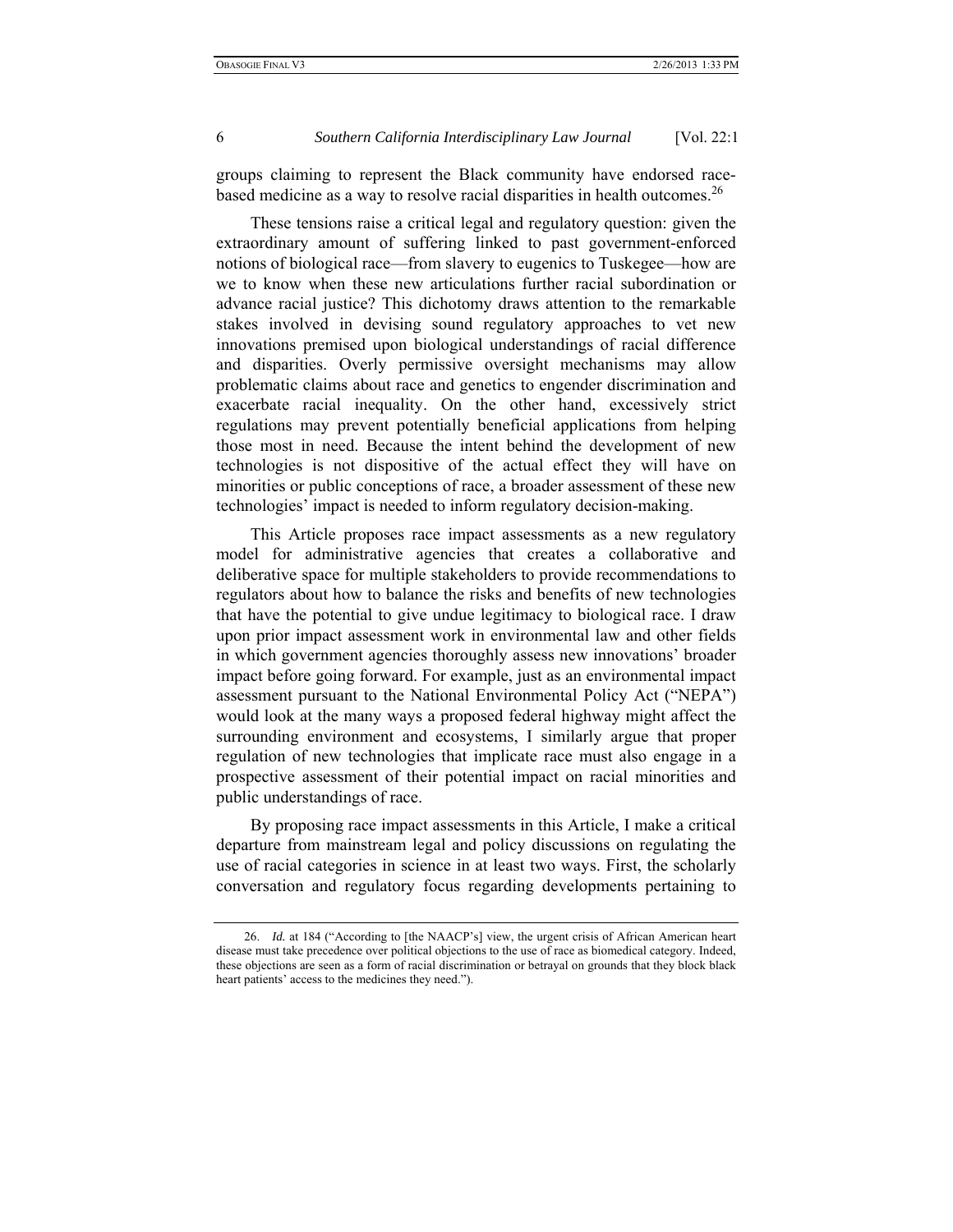groups claiming to represent the Black community have endorsed race-based medicine as a way to resolve racial disparities in health outcomes.[26]

These tensions raise a critical legal and regulatory question: given the extraordinary amount of suffering linked to past government-enforced notions of biological race—from slavery to eugenics to Tuskegee—how are we to know when these new articulations further racial subordination or advance racial justice? This dichotomy draws attention to the remarkable stakes involved in devising sound regulatory approaches to vet new innovations premised upon biological understandings of racial difference and disparities. Overly permissive oversight mechanisms may allow problematic claims about race and genetics to engender discrimination and exacerbate racial inequality. On the other hand, excessively strict regulations may prevent potentially beneficial applications from helping those most in need. Because the intent behind the development of new technologies is not dispositive of the actual effect they will have on minorities or public conceptions of race, a broader assessment of these new technologies' impact is needed to inform regulatory decision-making.

This Article proposes race impact assessments as a new regulatory model for administrative agencies that creates a collaborative and deliberative space for multiple stakeholders to provide recommendations to regulators about how to balance the risks and benefits of new technologies that have the potential to give undue legitimacy to biological race. I draw upon prior impact assessment work in environmental law and other fields in which government agencies thoroughly assess new innovations' broader impact before going forward. For example, just as an environmental impact assessment pursuant to the National Environmental Policy Act ("NEPA") would look at the many ways a proposed federal highway might affect the surrounding environment and ecosystems, I similarly argue that proper regulation of new technologies that implicate race must also engage in a prospective assessment of their potential impact on racial minorities and public understandings of race.

By proposing race impact assessments in this Article, I make a critical departure from mainstream legal and policy discussions on regulating the use of racial categories in science in at least two ways. First, the scholarly conversation and regulatory focus regarding developments pertaining to

---

26. *Id.* at 184 ("According to [the NAACP's] view, the urgent crisis of African American heart disease must take precedence over political objections to the use of race as biomedical category. Indeed, these objections are seen as a form of racial discrimination or betrayal on grounds that they block black heart patients' access to the medicines they need.").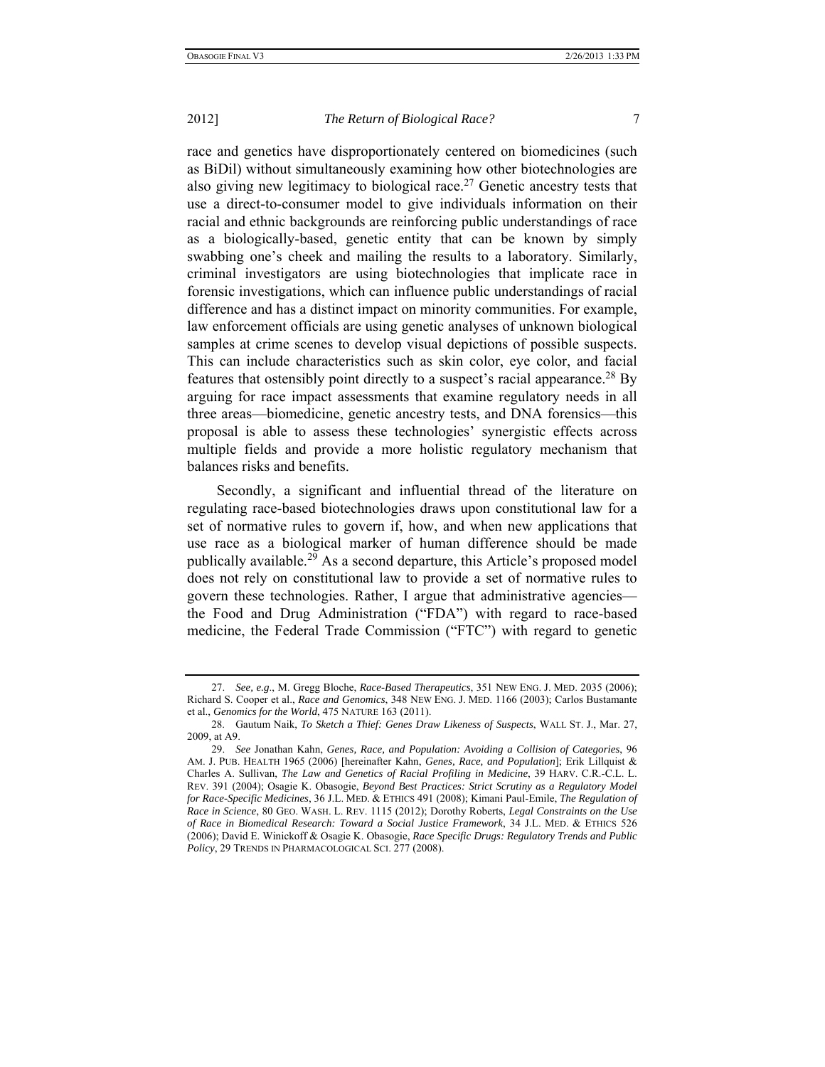race and genetics have disproportionately centered on biomedicines (such as BiDil) without simultaneously examining how other biotechnologies are also giving new legitimacy to biological race.[27] Genetic ancestry tests that use a direct-to-consumer model to give individuals information on their racial and ethnic backgrounds are reinforcing public understandings of race as a biologically-based, genetic entity that can be known by simply swabbing one's cheek and mailing the results to a laboratory. Similarly, criminal investigators are using biotechnologies that implicate race in forensic investigations, which can influence public understandings of racial difference and has a distinct impact on minority communities. For example, law enforcement officials are using genetic analyses of unknown biological samples at crime scenes to develop visual depictions of possible suspects. This can include characteristics such as skin color, eye color, and facial features that ostensibly point directly to a suspect's racial appearance.[28] By arguing for race impact assessments that examine regulatory needs in all three areas—biomedicine, genetic ancestry tests, and DNA forensics—this proposal is able to assess these technologies' synergistic effects across multiple fields and provide a more holistic regulatory mechanism that balances risks and benefits.

Secondly, a significant and influential thread of the literature on regulating race-based biotechnologies draws upon constitutional law for a set of normative rules to govern if, how, and when new applications that use race as a biological marker of human difference should be made publically available.[29] As a second departure, this Article's proposed model does not rely on constitutional law to provide a set of normative rules to govern these technologies. Rather, I argue that administrative agencies—the Food and Drug Administration ("FDA") with regard to race-based medicine, the Federal Trade Commission ("FTC") with regard to genetic

---

27. *See, e.g.*, M. Gregg Bloche, *Race-Based Therapeutics*, 351 NEW ENG. J. MED. 2035 (2006); Richard S. Cooper et al., *Race and Genomics*, 348 NEW ENG. J. MED. 1166 (2003); Carlos Bustamante et al., *Genomics for the World*, 475 NATURE 163 (2011).

28. Gautum Naik, *To Sketch a Thief: Genes Draw Likeness of Suspects*, WALL ST. J., Mar. 27, 2009, at A9.

29. *See* Jonathan Kahn, *Genes, Race, and Population: Avoiding a Collision of Categories*, 96 AM. J. PUB. HEALTH 1965 (2006) [hereinafter Kahn, *Genes, Race, and Population*]; Erik Lillquist & Charles A. Sullivan, *The Law and Genetics of Racial Profiling in Medicine*, 39 HARV. C.R.-C.L. L. REV. 391 (2004); Osagie K. Obasogie, *Beyond Best Practices: Strict Scrutiny as a Regulatory Model for Race-Specific Medicines*, 36 J.L. MED. & ETHICS 491 (2008); Kimani Paul-Emile, *The Regulation of Race in Science*, 80 GEO. WASH. L. REV. 1115 (2012); Dorothy Roberts, *Legal Constraints on the Use of Race in Biomedical Research: Toward a Social Justice Framework*, 34 J.L. MED. & ETHICS 526 (2006); David E. Winickoff & Osagie K. Obasogie, *Race Specific Drugs: Regulatory Trends and Public Policy*, 29 TRENDS IN PHARMACOLOGICAL SCI. 277 (2008).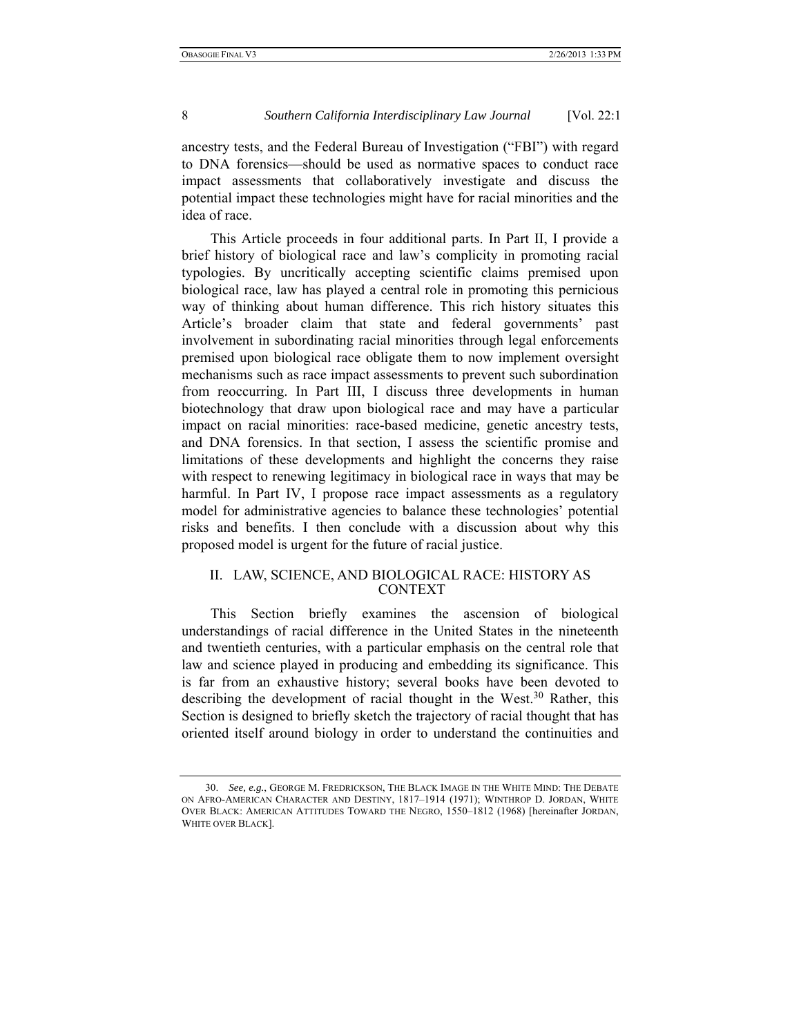ancestry tests, and the Federal Bureau of Investigation ("FBI") with regard to DNA forensics—should be used as normative spaces to conduct race impact assessments that collaboratively investigate and discuss the potential impact these technologies might have for racial minorities and the idea of race.

This Article proceeds in four additional parts. In Part II, I provide a brief history of biological race and law's complicity in promoting racial typologies. By uncritically accepting scientific claims premised upon biological race, law has played a central role in promoting this pernicious way of thinking about human difference. This rich history situates this Article's broader claim that state and federal governments' past involvement in subordinating racial minorities through legal enforcements premised upon biological race obligate them to now implement oversight mechanisms such as race impact assessments to prevent such subordination from reoccurring. In Part III, I discuss three developments in human biotechnology that draw upon biological race and may have a particular impact on racial minorities: race-based medicine, genetic ancestry tests, and DNA forensics. In that section, I assess the scientific promise and limitations of these developments and highlight the concerns they raise with respect to renewing legitimacy in biological race in ways that may be harmful. In Part IV, I propose race impact assessments as a regulatory model for administrative agencies to balance these technologies' potential risks and benefits. I then conclude with a discussion about why this proposed model is urgent for the future of racial justice.

## II. LAW, SCIENCE, AND BIOLOGICAL RACE: HISTORY AS CONTEXT

This Section briefly examines the ascension of biological understandings of racial difference in the United States in the nineteenth and twentieth centuries, with a particular emphasis on the central role that law and science played in producing and embedding its significance. This is far from an exhaustive history; several books have been devoted to describing the development of racial thought in the West.[30] Rather, this Section is designed to briefly sketch the trajectory of racial thought that has oriented itself around biology in order to understand the continuities and

---

30. *See, e.g.*, GEORGE M. FREDRICKSON, THE BLACK IMAGE IN THE WHITE MIND: THE DEBATE ON AFRO-AMERICAN CHARACTER AND DESTINY, 1817–1914 (1971); WINTHROP D. JORDAN, WHITE OVER BLACK: AMERICAN ATTITUDES TOWARD THE NEGRO, 1550–1812 (1968) [hereinafter JORDAN, WHITE OVER BLACK].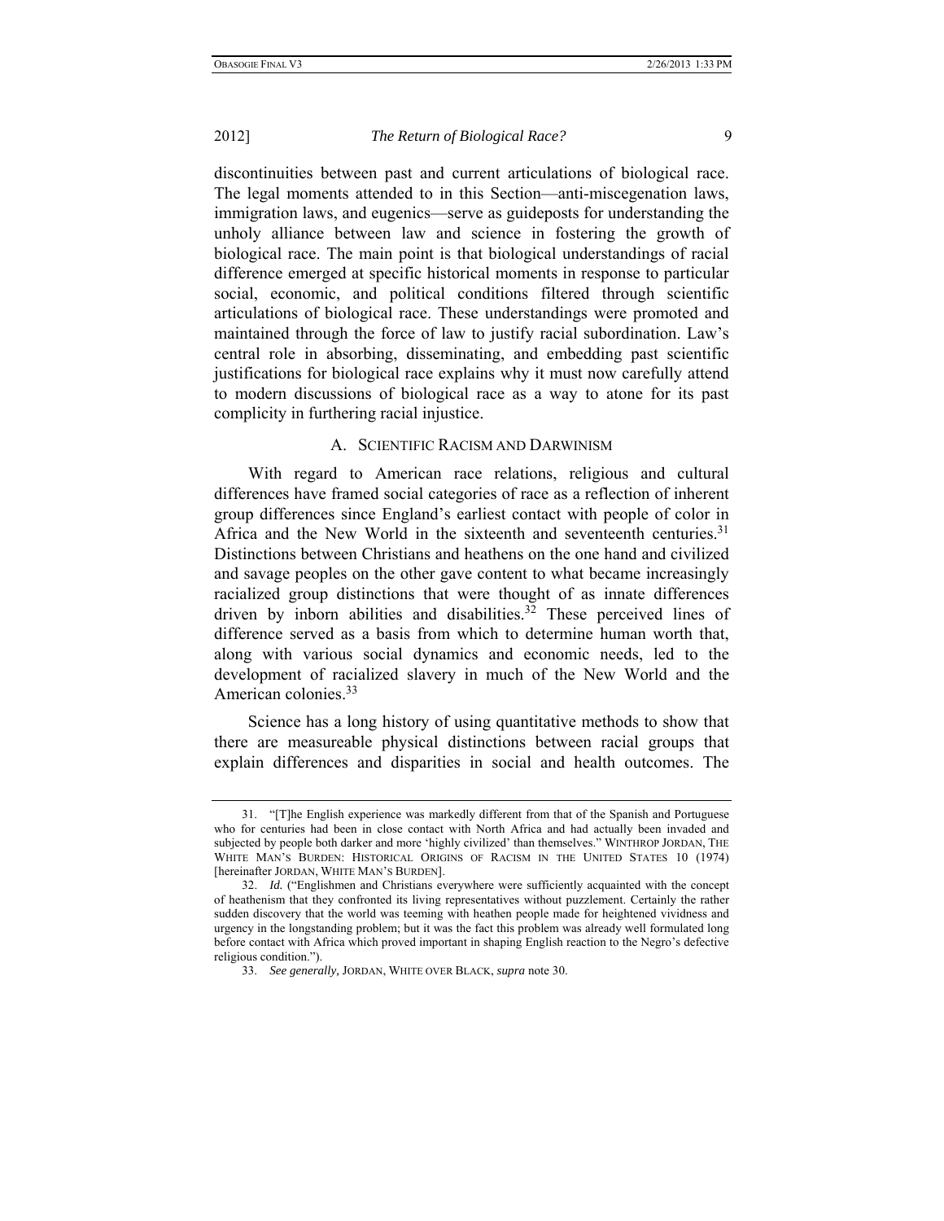discontinuities between past and current articulations of biological race. The legal moments attended to in this Section—anti-miscegenation laws, immigration laws, and eugenics—serve as guideposts for understanding the unholy alliance between law and science in fostering the growth of biological race. The main point is that biological understandings of racial difference emerged at specific historical moments in response to particular social, economic, and political conditions filtered through scientific articulations of biological race. These understandings were promoted and maintained through the force of law to justify racial subordination. Law's central role in absorbing, disseminating, and embedding past scientific justifications for biological race explains why it must now carefully attend to modern discussions of biological race as a way to atone for its past complicity in furthering racial injustice.

### A. Scientific Racism and Darwinism

With regard to American race relations, religious and cultural differences have framed social categories of race as a reflection of inherent group differences since England's earliest contact with people of color in Africa and the New World in the sixteenth and seventeenth centuries.[31] Distinctions between Christians and heathens on the one hand and civilized and savage peoples on the other gave content to what became increasingly racialized group distinctions that were thought of as innate differences driven by inborn abilities and disabilities.[32] These perceived lines of difference served as a basis from which to determine human worth that, along with various social dynamics and economic needs, led to the development of racialized slavery in much of the New World and the American colonies.[33]

Science has a long history of using quantitative methods to show that there are measureable physical distinctions between racial groups that explain differences and disparities in social and health outcomes. The

---

31. "[T]he English experience was markedly different from that of the Spanish and Portuguese who for centuries had been in close contact with North Africa and had actually been invaded and subjected by people both darker and more 'highly civilized' than themselves." WINTHROP JORDAN, THE WHITE MAN'S BURDEN: HISTORICAL ORIGINS OF RACISM IN THE UNITED STATES 10 (1974) [hereinafter JORDAN, WHITE MAN'S BURDEN].

32. *Id.* ("Englishmen and Christians everywhere were sufficiently acquainted with the concept of heathenism that they confronted its living representatives without puzzlement. Certainly the rather sudden discovery that the world was teeming with heathen people made for heightened vividness and urgency in the longstanding problem; but it was the fact this problem was already well formulated long before contact with Africa which proved important in shaping English reaction to the Negro's defective religious condition.").

33. *See generally*, JORDAN, WHITE OVER BLACK, *supra* note 30.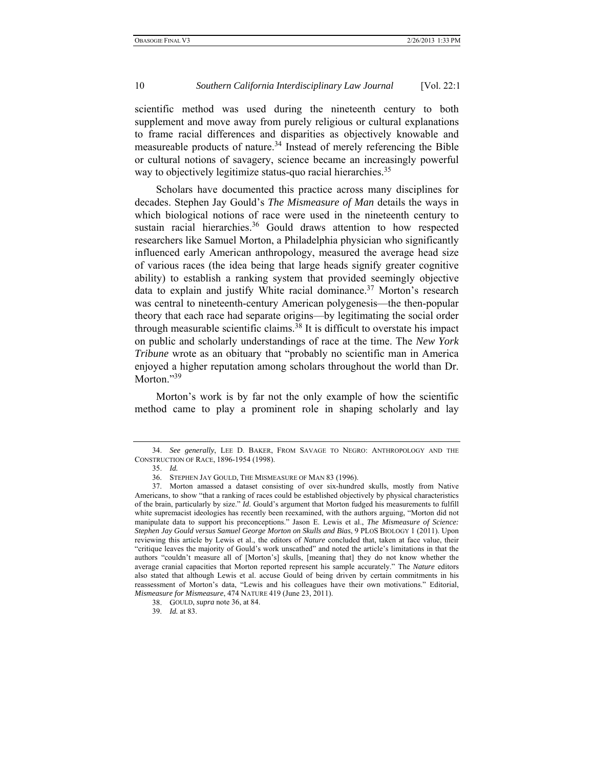scientific method was used during the nineteenth century to both supplement and move away from purely religious or cultural explanations to frame racial differences and disparities as objectively knowable and measureable products of nature.[34] Instead of merely referencing the Bible or cultural notions of savagery, science became an increasingly powerful way to objectively legitimize status-quo racial hierarchies.[35]

Scholars have documented this practice across many disciplines for decades. Stephen Jay Gould's *The Mismeasure of Man* details the ways in which biological notions of race were used in the nineteenth century to sustain racial hierarchies.[36] Gould draws attention to how respected researchers like Samuel Morton, a Philadelphia physician who significantly influenced early American anthropology, measured the average head size of various races (the idea being that large heads signify greater cognitive ability) to establish a ranking system that provided seemingly objective data to explain and justify White racial dominance.[37] Morton's research was central to nineteenth-century American polygenesis—the then-popular theory that each race had separate origins—by legitimating the social order through measurable scientific claims.[38] It is difficult to overstate his impact on public and scholarly understandings of race at the time. The *New York Tribune* wrote as an obituary that "probably no scientific man in America enjoyed a higher reputation among scholars throughout the world than Dr. Morton."[39]

Morton's work is by far not the only example of how the scientific method came to play a prominent role in shaping scholarly and lay

---

34. *See generally*, LEE D. BAKER, FROM SAVAGE TO NEGRO: ANTHROPOLOGY AND THE CONSTRUCTION OF RACE, 1896-1954 (1998).

35. *Id.*

36. STEPHEN JAY GOULD, THE MISMEASURE OF MAN 83 (1996).

37. Morton amassed a dataset consisting of over six-hundred skulls, mostly from Native Americans, to show "that a ranking of races could be established objectively by physical characteristics of the brain, particularly by size." *Id.* Gould's argument that Morton fudged his measurements to fulfill white supremacist ideologies has recently been reexamined, with the authors arguing, "Morton did not manipulate data to support his preconceptions." Jason E. Lewis et al., *The Mismeasure of Science: Stephen Jay Gould versus Samuel George Morton on Skulls and Bias*, 9 PLOS BIOLOGY 1 (2011). Upon reviewing this article by Lewis et al., the editors of *Nature* concluded that, taken at face value, their "critique leaves the majority of Gould's work unscathed" and noted the article's limitations in that the authors "couldn't measure all of [Morton's] skulls, [meaning that] they do not know whether the average cranial capacities that Morton reported represent his sample accurately." The *Nature* editors also stated that although Lewis et al. accuse Gould of being driven by certain commitments in his reassessment of Morton's data, "Lewis and his colleagues have their own motivations." Editorial, *Mismeasure for Mismeasure*, 474 NATURE 419 (June 23, 2011).

38. GOULD, *supra* note 36, at 84.

39. *Id.* at 83.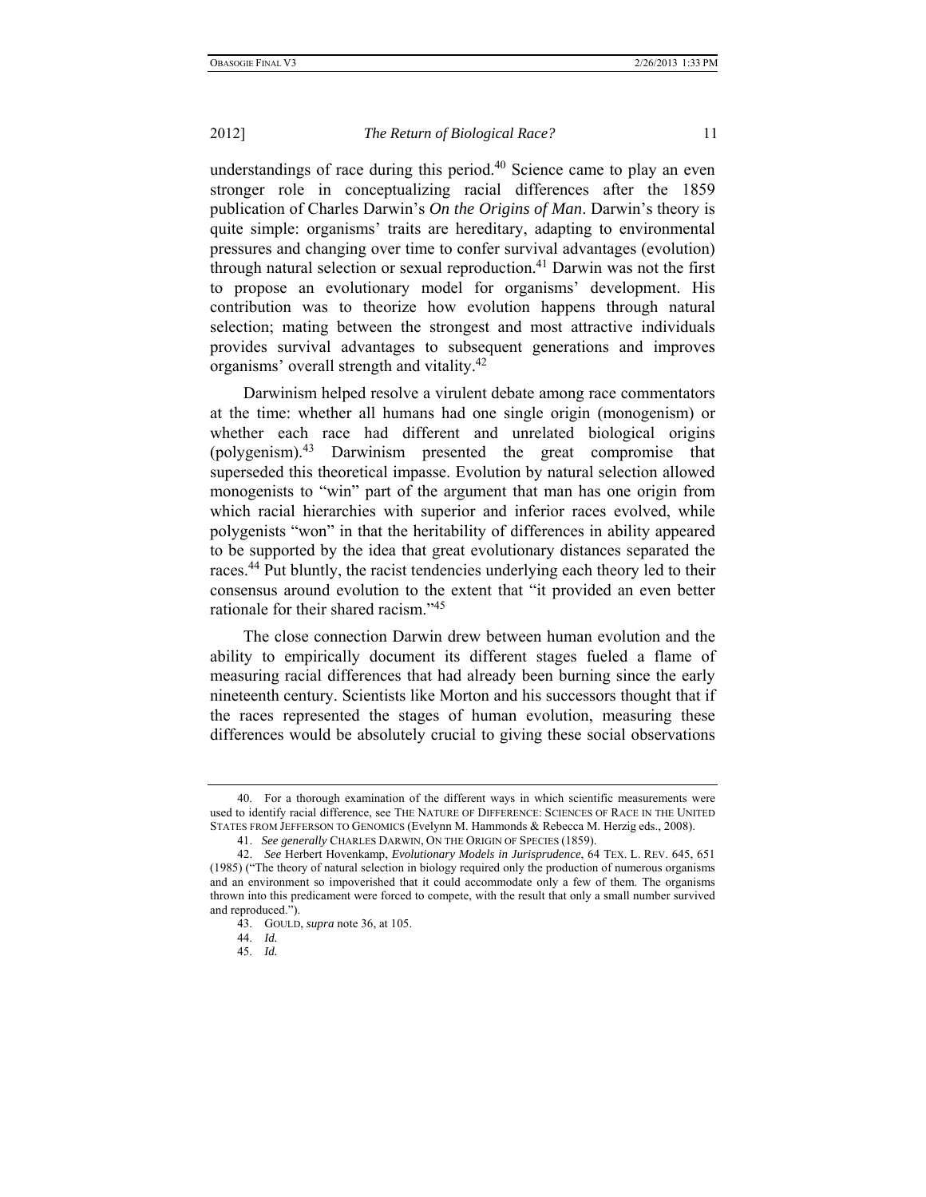understandings of race during this period.[40] Science came to play an even stronger role in conceptualizing racial differences after the 1859 publication of Charles Darwin's *On the Origins of Man*. Darwin's theory is quite simple: organisms' traits are hereditary, adapting to environmental pressures and changing over time to confer survival advantages (evolution) through natural selection or sexual reproduction.[41] Darwin was not the first to propose an evolutionary model for organisms' development. His contribution was to theorize how evolution happens through natural selection; mating between the strongest and most attractive individuals provides survival advantages to subsequent generations and improves organisms' overall strength and vitality.[42]

Darwinism helped resolve a virulent debate among race commentators at the time: whether all humans had one single origin (monogenism) or whether each race had different and unrelated biological origins (polygenism).[43] Darwinism presented the great compromise that superseded this theoretical impasse. Evolution by natural selection allowed monogenists to "win" part of the argument that man has one origin from which racial hierarchies with superior and inferior races evolved, while polygenists "won" in that the heritability of differences in ability appeared to be supported by the idea that great evolutionary distances separated the races.[44] Put bluntly, the racist tendencies underlying each theory led to their consensus around evolution to the extent that "it provided an even better rationale for their shared racism."[45]

The close connection Darwin drew between human evolution and the ability to empirically document its different stages fueled a flame of measuring racial differences that had already been burning since the early nineteenth century. Scientists like Morton and his successors thought that if the races represented the stages of human evolution, measuring these differences would be absolutely crucial to giving these social observations

---

40. For a thorough examination of the different ways in which scientific measurements were used to identify racial difference, see THE NATURE OF DIFFERENCE: SCIENCES OF RACE IN THE UNITED STATES FROM JEFFERSON TO GENOMICS (Evelynn M. Hammonds & Rebecca M. Herzig eds., 2008).

41. *See generally* CHARLES DARWIN, ON THE ORIGIN OF SPECIES (1859).

42. *See* Herbert Hovenkamp, *Evolutionary Models in Jurisprudence*, 64 TEX. L. REV. 645, 651 (1985) ("The theory of natural selection in biology required only the production of numerous organisms and an environment so impoverished that it could accommodate only a few of them. The organisms thrown into this predicament were forced to compete, with the result that only a small number survived and reproduced.").

43. GOULD, *supra* note 36, at 105.

44. *Id.*

45. *Id.*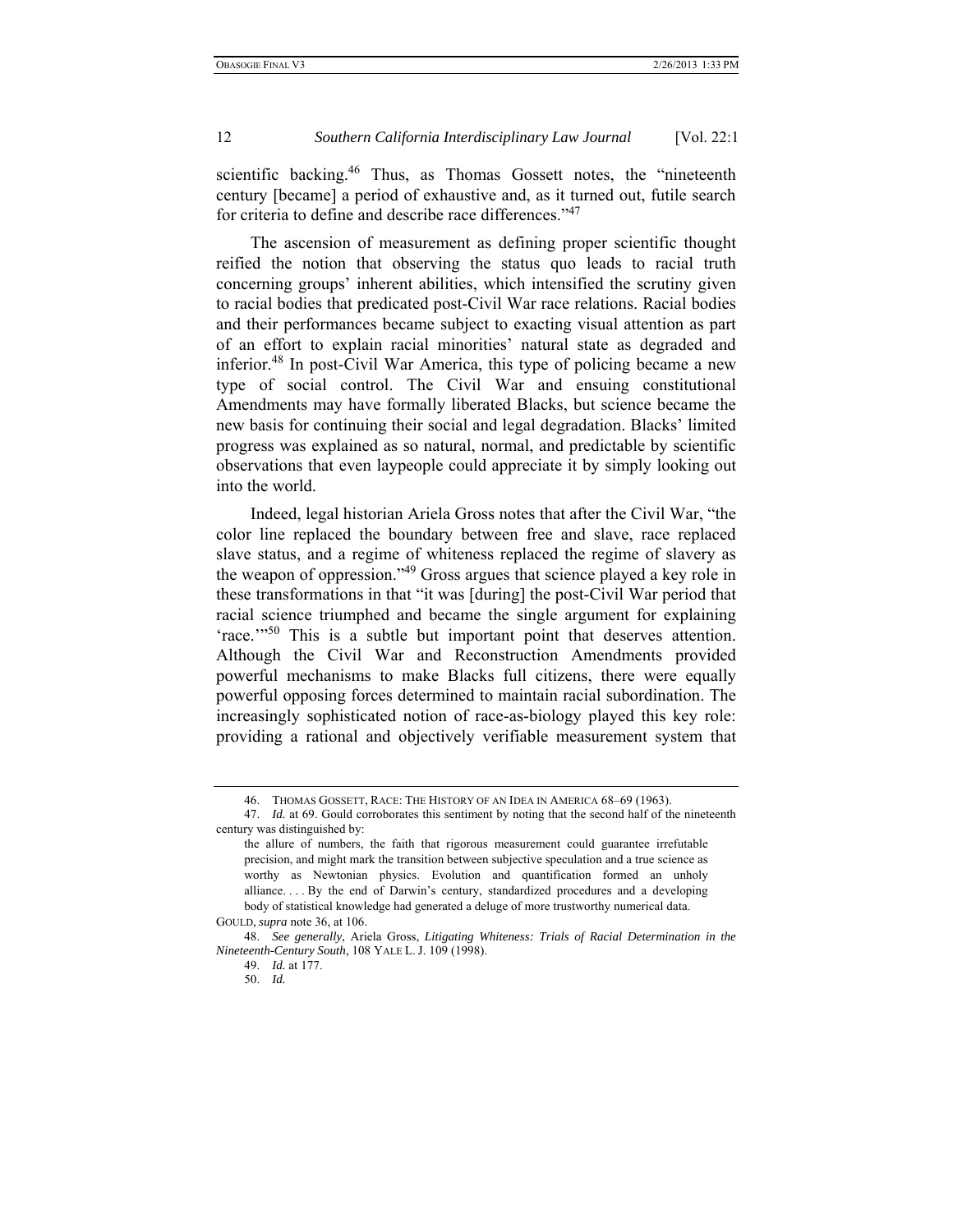scientific backing.[46] Thus, as Thomas Gossett notes, the "nineteenth century [became] a period of exhaustive and, as it turned out, futile search for criteria to define and describe race differences."[47]

The ascension of measurement as defining proper scientific thought reified the notion that observing the status quo leads to racial truth concerning groups' inherent abilities, which intensified the scrutiny given to racial bodies that predicated post-Civil War race relations. Racial bodies and their performances became subject to exacting visual attention as part of an effort to explain racial minorities' natural state as degraded and inferior.[48] In post-Civil War America, this type of policing became a new type of social control. The Civil War and ensuing constitutional Amendments may have formally liberated Blacks, but science became the new basis for continuing their social and legal degradation. Blacks' limited progress was explained as so natural, normal, and predictable by scientific observations that even laypeople could appreciate it by simply looking out into the world.

Indeed, legal historian Ariela Gross notes that after the Civil War, "the color line replaced the boundary between free and slave, race replaced slave status, and a regime of whiteness replaced the regime of slavery as the weapon of oppression."[49] Gross argues that science played a key role in these transformations in that "it was [during] the post-Civil War period that racial science triumphed and became the single argument for explaining 'race.'"[50] This is a subtle but important point that deserves attention. Although the Civil War and Reconstruction Amendments provided powerful mechanisms to make Blacks full citizens, there were equally powerful opposing forces determined to maintain racial subordination. The increasingly sophisticated notion of race-as-biology played this key role: providing a rational and objectively verifiable measurement system that

---

46. THOMAS GOSSETT, RACE: THE HISTORY OF AN IDEA IN AMERICA 68–69 (1963).

47. *Id.* at 69. Gould corroborates this sentiment by noting that the second half of the nineteenth century was distinguished by:

> the allure of numbers, the faith that rigorous measurement could guarantee irrefutable precision, and might mark the transition between subjective speculation and a true science as worthy as Newtonian physics. Evolution and quantification formed an unholy alliance. . . . By the end of Darwin's century, standardized procedures and a developing body of statistical knowledge had generated a deluge of more trustworthy numerical data.

GOULD, *supra* note 36, at 106.

48. *See generally*, Ariela Gross, *Litigating Whiteness: Trials of Racial Determination in the Nineteenth-Century South*, 108 YALE L. J. 109 (1998).

49. *Id.* at 177.

50. *Id.*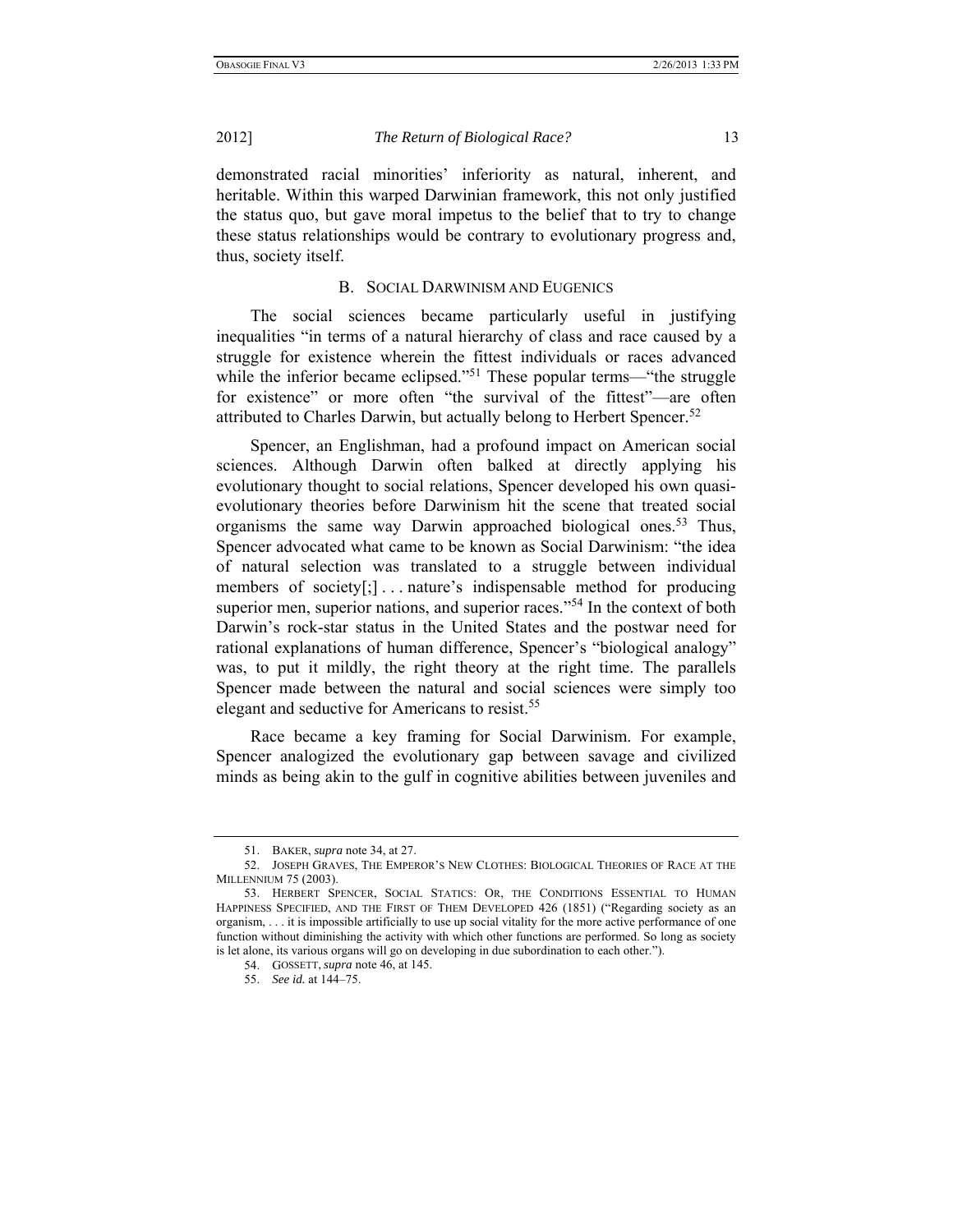demonstrated racial minorities' inferiority as natural, inherent, and heritable. Within this warped Darwinian framework, this not only justified the status quo, but gave moral impetus to the belief that to try to change these status relationships would be contrary to evolutionary progress and, thus, society itself.

### B. Social Darwinism and Eugenics

The social sciences became particularly useful in justifying inequalities "in terms of a natural hierarchy of class and race caused by a struggle for existence wherein the fittest individuals or races advanced while the inferior became eclipsed."[51] These popular terms—"the struggle for existence" or more often "the survival of the fittest"—are often attributed to Charles Darwin, but actually belong to Herbert Spencer.[52]

Spencer, an Englishman, had a profound impact on American social sciences. Although Darwin often balked at directly applying his evolutionary thought to social relations, Spencer developed his own quasi-evolutionary theories before Darwinism hit the scene that treated social organisms the same way Darwin approached biological ones.[53] Thus, Spencer advocated what came to be known as Social Darwinism: "the idea of natural selection was translated to a struggle between individual members of society[;] . . . nature's indispensable method for producing superior men, superior nations, and superior races."[54] In the context of both Darwin's rock-star status in the United States and the postwar need for rational explanations of human difference, Spencer's "biological analogy" was, to put it mildly, the right theory at the right time. The parallels Spencer made between the natural and social sciences were simply too elegant and seductive for Americans to resist.[55]

Race became a key framing for Social Darwinism. For example, Spencer analogized the evolutionary gap between savage and civilized minds as being akin to the gulf in cognitive abilities between juveniles and

---

51. BAKER, *supra* note 34, at 27.

52. JOSEPH GRAVES, THE EMPEROR'S NEW CLOTHES: BIOLOGICAL THEORIES OF RACE AT THE MILLENNIUM 75 (2003).

53. HERBERT SPENCER, SOCIAL STATICS: OR, THE CONDITIONS ESSENTIAL TO HUMAN HAPPINESS SPECIFIED, AND THE FIRST OF THEM DEVELOPED 426 (1851) ("Regarding society as an organism, . . . it is impossible artificially to use up social vitality for the more active performance of one function without diminishing the activity with which other functions are performed. So long as society is let alone, its various organs will go on developing in due subordination to each other.").

54. GOSSETT, *supra* note 46, at 145.

55. *See id.* at 144–75.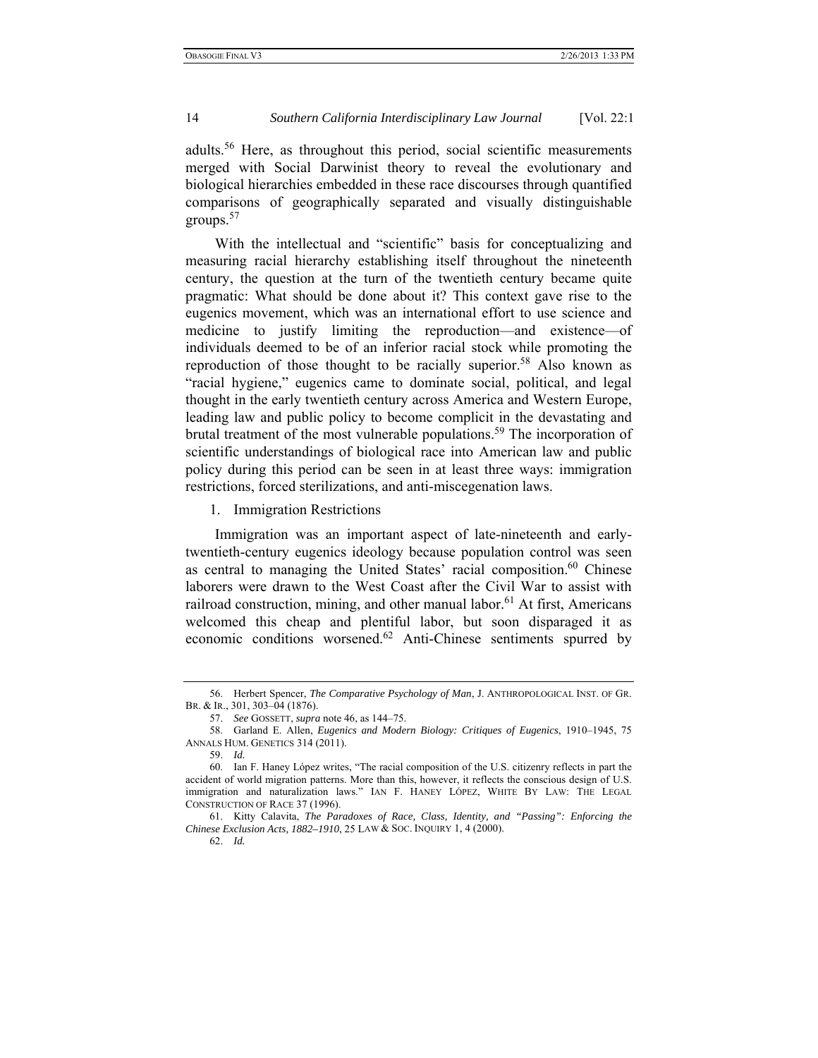adults.[56] Here, as throughout this period, social scientific measurements merged with Social Darwinist theory to reveal the evolutionary and biological hierarchies embedded in these race discourses through quantified comparisons of geographically separated and visually distinguishable groups.[57]

With the intellectual and "scientific" basis for conceptualizing and measuring racial hierarchy establishing itself throughout the nineteenth century, the question at the turn of the twentieth century became quite pragmatic: What should be done about it? This context gave rise to the eugenics movement, which was an international effort to use science and medicine to justify limiting the reproduction—and existence—of individuals deemed to be of an inferior racial stock while promoting the reproduction of those thought to be racially superior.[58] Also known as "racial hygiene," eugenics came to dominate social, political, and legal thought in the early twentieth century across America and Western Europe, leading law and public policy to become complicit in the devastating and brutal treatment of the most vulnerable populations.[59] The incorporation of scientific understandings of biological race into American law and public policy during this period can be seen in at least three ways: immigration restrictions, forced sterilizations, and anti-miscegenation laws.

1. Immigration Restrictions

Immigration was an important aspect of late-nineteenth and early-twentieth-century eugenics ideology because population control was seen as central to managing the United States' racial composition.[60] Chinese laborers were drawn to the West Coast after the Civil War to assist with railroad construction, mining, and other manual labor.[61] At first, Americans welcomed this cheap and plentiful labor, but soon disparaged it as economic conditions worsened.[62] Anti-Chinese sentiments spurred by

---

56. Herbert Spencer, *The Comparative Psychology of Man*, J. ANTHROPOLOGICAL INST. OF GR. BR. & IR., 301, 303–04 (1876).

57. *See* GOSSETT, *supra* note 46, as 144–75.

58. Garland E. Allen, *Eugenics and Modern Biology: Critiques of Eugenics*, 1910–1945, 75 ANNALS HUM. GENETICS 314 (2011).

59. *Id.*

60. Ian F. Haney López writes, "The racial composition of the U.S. citizenry reflects in part the accident of world migration patterns. More than this, however, it reflects the conscious design of U.S. immigration and naturalization laws." IAN F. HANEY LÓPEZ, WHITE BY LAW: THE LEGAL CONSTRUCTION OF RACE 37 (1996).

61. Kitty Calavita, *The Paradoxes of Race, Class, Identity, and "Passing": Enforcing the Chinese Exclusion Acts, 1882–1910*, 25 LAW & SOC. INQUIRY 1, 4 (2000).

62. *Id.*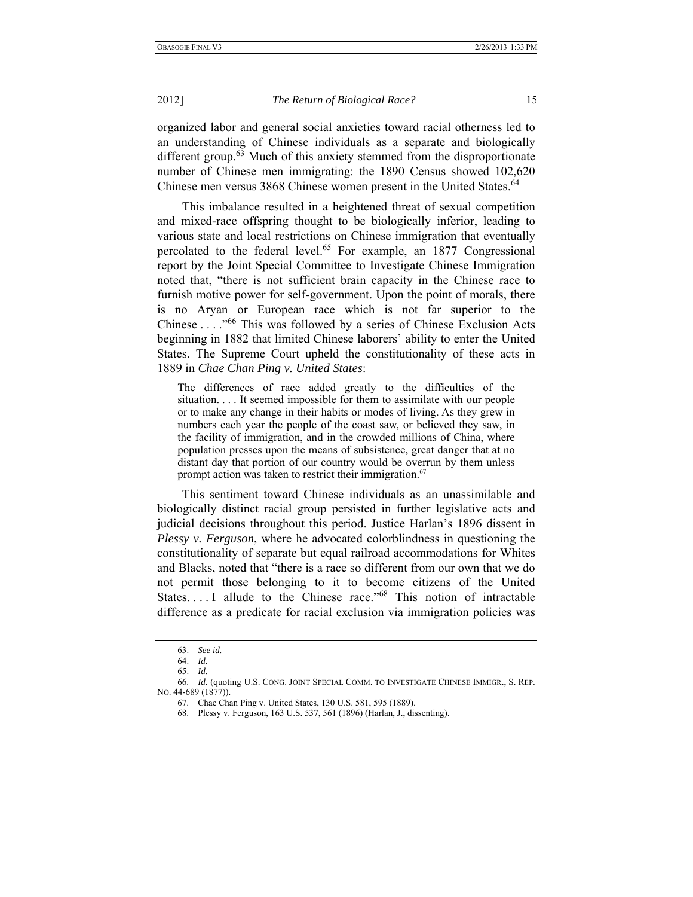organized labor and general social anxieties toward racial otherness led to an understanding of Chinese individuals as a separate and biologically different group.[63] Much of this anxiety stemmed from the disproportionate number of Chinese men immigrating: the 1890 Census showed 102,620 Chinese men versus 3868 Chinese women present in the United States.[64]

This imbalance resulted in a heightened threat of sexual competition and mixed-race offspring thought to be biologically inferior, leading to various state and local restrictions on Chinese immigration that eventually percolated to the federal level.[65] For example, an 1877 Congressional report by the Joint Special Committee to Investigate Chinese Immigration noted that, "there is not sufficient brain capacity in the Chinese race to furnish motive power for self-government. Upon the point of morals, there is no Aryan or European race which is not far superior to the Chinese . . . ."[66] This was followed by a series of Chinese Exclusion Acts beginning in 1882 that limited Chinese laborers' ability to enter the United States. The Supreme Court upheld the constitutionality of these acts in 1889 in *Chae Chan Ping v. United States*:

> The differences of race added greatly to the difficulties of the situation. . . . It seemed impossible for them to assimilate with our people or to make any change in their habits or modes of living. As they grew in numbers each year the people of the coast saw, or believed they saw, in the facility of immigration, and in the crowded millions of China, where population presses upon the means of subsistence, great danger that at no distant day that portion of our country would be overrun by them unless prompt action was taken to restrict their immigration.[67]

This sentiment toward Chinese individuals as an unassimilable and biologically distinct racial group persisted in further legislative acts and judicial decisions throughout this period. Justice Harlan's 1896 dissent in *Plessy v. Ferguson*, where he advocated colorblindness in questioning the constitutionality of separate but equal railroad accommodations for Whites and Blacks, noted that "there is a race so different from our own that we do not permit those belonging to it to become citizens of the United States. . . . I allude to the Chinese race."[68] This notion of intractable difference as a predicate for racial exclusion via immigration policies was

---

63. *See id.*

64. *Id.*

65. *Id.*

66. *Id.* (quoting U.S. CONG. JOINT SPECIAL COMM. TO INVESTIGATE CHINESE IMMIGR., S. REP. NO. 44-689 (1877)).

67. Chae Chan Ping v. United States, 130 U.S. 581, 595 (1889).

68. Plessy v. Ferguson, 163 U.S. 537, 561 (1896) (Harlan, J., dissenting).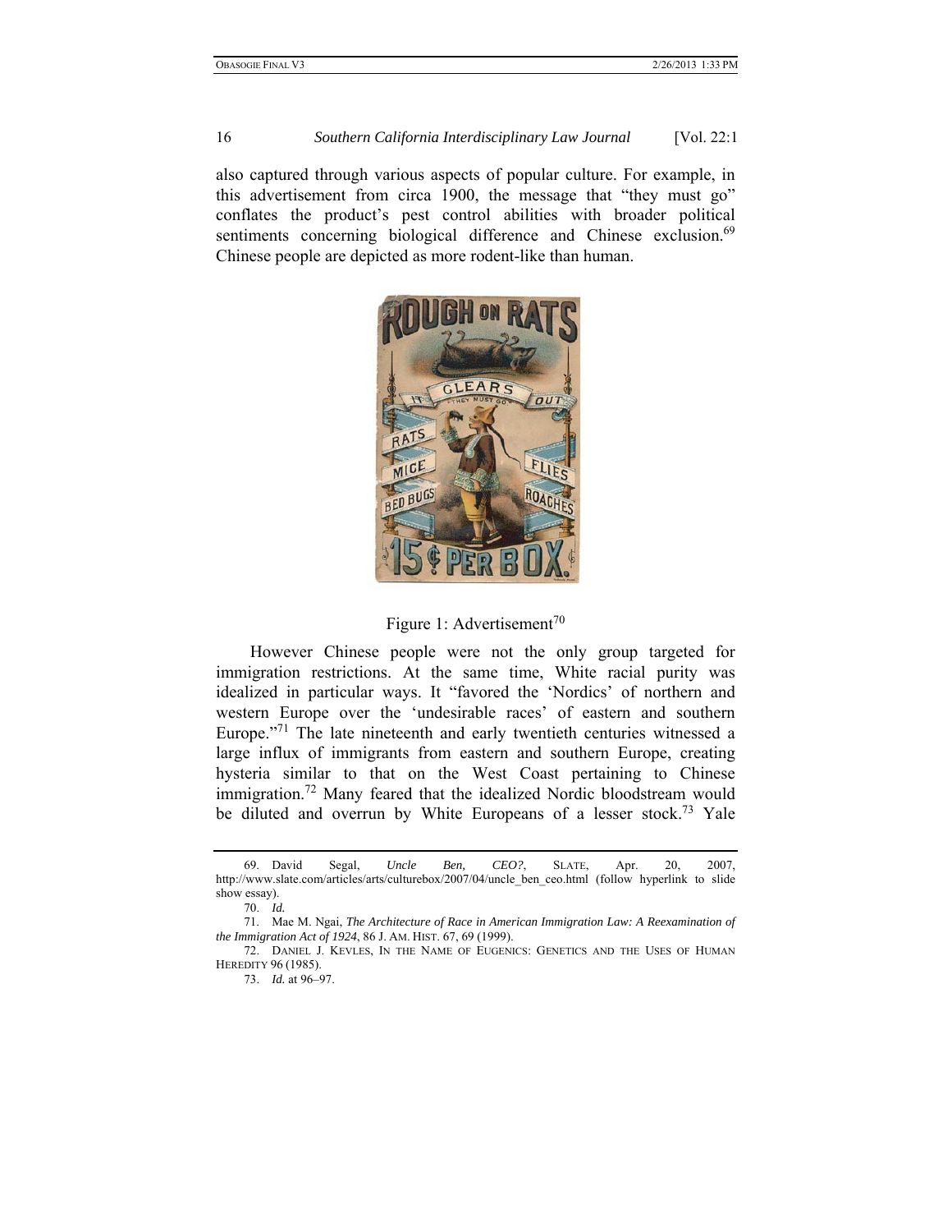also captured through various aspects of popular culture. For example, in this advertisement from circa 1900, the message that "they must go" conflates the product's pest control abilities with broader political sentiments concerning biological difference and Chinese exclusion.[69] Chinese people are depicted as more rodent-like than human.

Figure 1: Advertisement[70]

However Chinese people were not the only group targeted for immigration restrictions. At the same time, White racial purity was idealized in particular ways. It "favored the 'Nordics' of northern and western Europe over the 'undesirable races' of eastern and southern Europe."[71] The late nineteenth and early twentieth centuries witnessed a large influx of immigrants from eastern and southern Europe, creating hysteria similar to that on the West Coast pertaining to Chinese immigration.[72] Many feared that the idealized Nordic bloodstream would be diluted and overrun by White Europeans of a lesser stock.[73] Yale

---

69. David Segal, *Uncle Ben, CEO?*, SLATE, Apr. 20, 2007, http://www.slate.com/articles/arts/culturebox/2007/04/uncle_ben_ceo.html (follow hyperlink to slide show essay).

70. *Id.*

71. Mae M. Ngai, *The Architecture of Race in American Immigration Law: A Reexamination of the Immigration Act of 1924*, 86 J. AM. HIST. 67, 69 (1999).

72. DANIEL J. KEVLES, IN THE NAME OF EUGENICS: GENETICS AND THE USES OF HUMAN HEREDITY 96 (1985).

73. *Id.* at 96–97.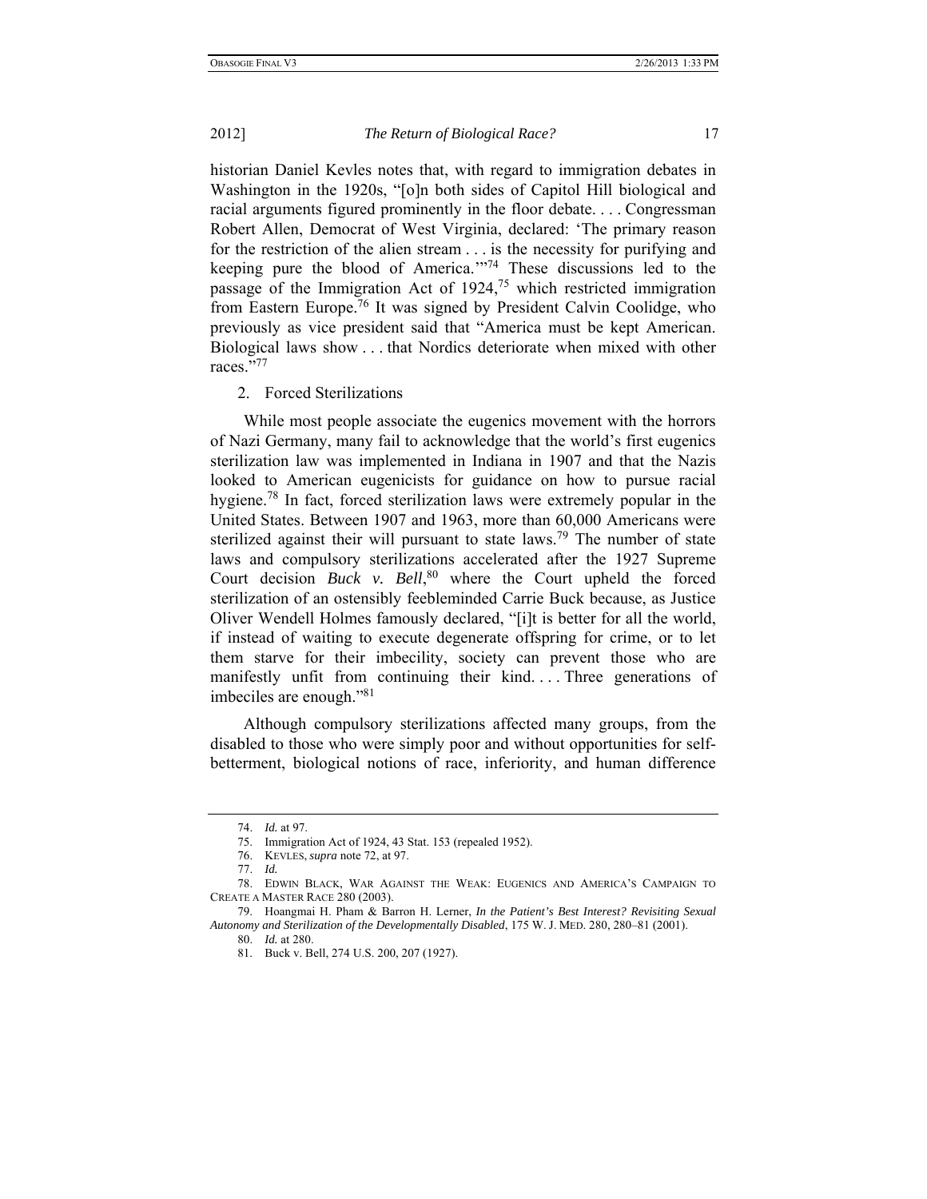historian Daniel Kevles notes that, with regard to immigration debates in Washington in the 1920s, "[o]n both sides of Capitol Hill biological and racial arguments figured prominently in the floor debate. . . . Congressman Robert Allen, Democrat of West Virginia, declared: 'The primary reason for the restriction of the alien stream . . . is the necessity for purifying and keeping pure the blood of America.'"[74] These discussions led to the passage of the Immigration Act of 1924,[75] which restricted immigration from Eastern Europe.[76] It was signed by President Calvin Coolidge, who previously as vice president said that "America must be kept American. Biological laws show . . . that Nordics deteriorate when mixed with other races."[77]

2. Forced Sterilizations

While most people associate the eugenics movement with the horrors of Nazi Germany, many fail to acknowledge that the world's first eugenics sterilization law was implemented in Indiana in 1907 and that the Nazis looked to American eugenicists for guidance on how to pursue racial hygiene.[78] In fact, forced sterilization laws were extremely popular in the United States. Between 1907 and 1963, more than 60,000 Americans were sterilized against their will pursuant to state laws.[79] The number of state laws and compulsory sterilizations accelerated after the 1927 Supreme Court decision *Buck v. Bell*,[80] where the Court upheld the forced sterilization of an ostensibly feebleminded Carrie Buck because, as Justice Oliver Wendell Holmes famously declared, "[i]t is better for all the world, if instead of waiting to execute degenerate offspring for crime, or to let them starve for their imbecility, society can prevent those who are manifestly unfit from continuing their kind. . . . Three generations of imbeciles are enough."[81]

Although compulsory sterilizations affected many groups, from the disabled to those who were simply poor and without opportunities for self-betterment, biological notions of race, inferiority, and human difference

---

74. *Id.* at 97.

75. Immigration Act of 1924, 43 Stat. 153 (repealed 1952).

76. KEVLES, *supra* note 72, at 97.

77. *Id.*

78. EDWIN BLACK, WAR AGAINST THE WEAK: EUGENICS AND AMERICA'S CAMPAIGN TO CREATE A MASTER RACE 280 (2003).

79. Hoangmai H. Pham & Barron H. Lerner, *In the Patient's Best Interest? Revisiting Sexual Autonomy and Sterilization of the Developmentally Disabled*, 175 W. J. MED. 280, 280–81 (2001).

80. *Id.* at 280.

81. Buck v. Bell, 274 U.S. 200, 207 (1927).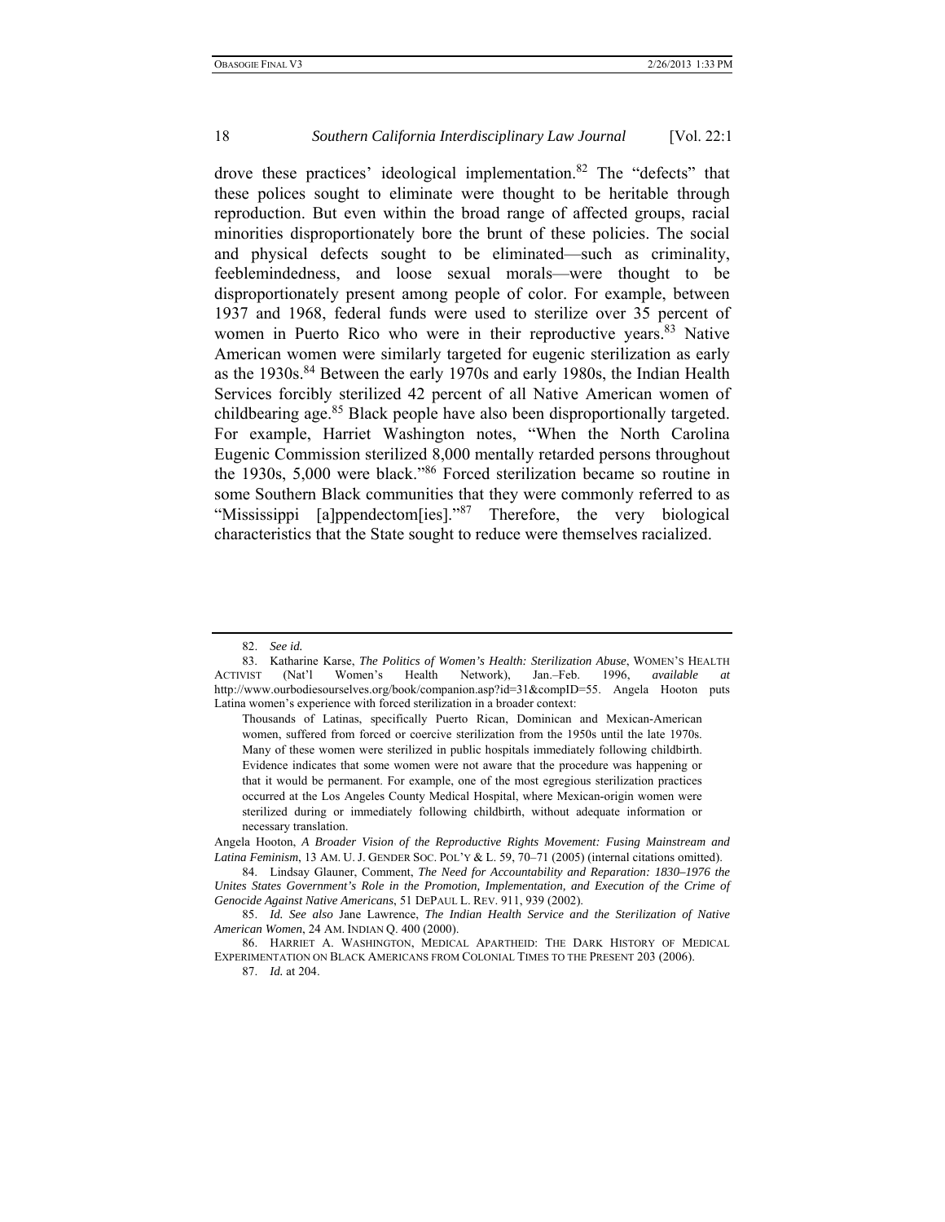drove these practices' ideological implementation.[82] The "defects" that these polices sought to eliminate were thought to be heritable through reproduction. But even within the broad range of affected groups, racial minorities disproportionately bore the brunt of these policies. The social and physical defects sought to be eliminated—such as criminality, feeblemindedness, and loose sexual morals—were thought to be disproportionately present among people of color. For example, between 1937 and 1968, federal funds were used to sterilize over 35 percent of women in Puerto Rico who were in their reproductive years.[83] Native American women were similarly targeted for eugenic sterilization as early as the 1930s.[84] Between the early 1970s and early 1980s, the Indian Health Services forcibly sterilized 42 percent of all Native American women of childbearing age.[85] Black people have also been disproportionally targeted. For example, Harriet Washington notes, "When the North Carolina Eugenic Commission sterilized 8,000 mentally retarded persons throughout the 1930s, 5,000 were black."[86] Forced sterilization became so routine in some Southern Black communities that they were commonly referred to as "Mississippi [a]ppendectom[ies]."[87] Therefore, the very biological characteristics that the State sought to reduce were themselves racialized.

---

82. *See id.*

83. Katharine Karse, *The Politics of Women's Health: Sterilization Abuse*, WOMEN'S HEALTH ACTIVIST (Nat'l Women's Health Network), Jan.–Feb. 1996, *available at* http://www.ourbodiesourselves.org/book/companion.asp?id=31&compID=55. Angela Hooton puts Latina women's experience with forced sterilization in a broader context:

> Thousands of Latinas, specifically Puerto Rican, Dominican and Mexican-American women, suffered from forced or coercive sterilization from the 1950s until the late 1970s. Many of these women were sterilized in public hospitals immediately following childbirth. Evidence indicates that some women were not aware that the procedure was happening or that it would be permanent. For example, one of the most egregious sterilization practices occurred at the Los Angeles County Medical Hospital, where Mexican-origin women were sterilized during or immediately following childbirth, without adequate information or necessary translation.

Angela Hooton, *A Broader Vision of the Reproductive Rights Movement: Fusing Mainstream and Latina Feminism*, 13 AM. U. J. GENDER SOC. POL'Y & L. 59, 70–71 (2005) (internal citations omitted).

84. Lindsay Glauner, Comment, *The Need for Accountability and Reparation: 1830–1976 the Unites States Government's Role in the Promotion, Implementation, and Execution of the Crime of Genocide Against Native Americans*, 51 DEPAUL L. REV. 911, 939 (2002).

85. *Id. See also* Jane Lawrence, *The Indian Health Service and the Sterilization of Native American Women*, 24 AM. INDIAN Q. 400 (2000).

86. HARRIET A. WASHINGTON, MEDICAL APARTHEID: THE DARK HISTORY OF MEDICAL EXPERIMENTATION ON BLACK AMERICANS FROM COLONIAL TIMES TO THE PRESENT 203 (2006).

87. *Id.* at 204.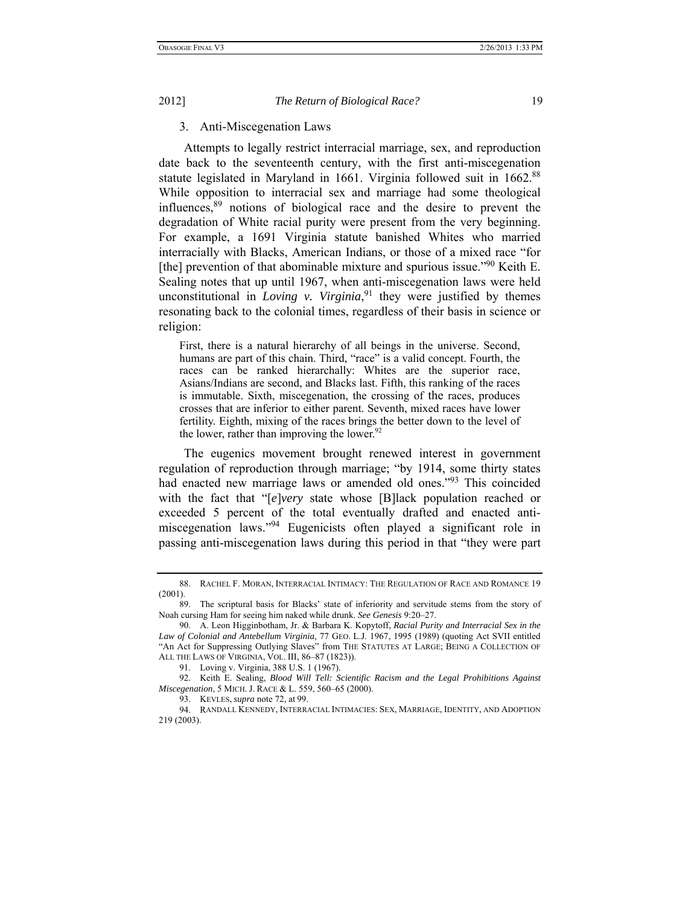### 3. Anti-Miscegenation Laws

Attempts to legally restrict interracial marriage, sex, and reproduction date back to the seventeenth century, with the first anti-miscegenation statute legislated in Maryland in 1661. Virginia followed suit in 1662.[88] While opposition to interracial sex and marriage had some theological influences,[89] notions of biological race and the desire to prevent the degradation of White racial purity were present from the very beginning. For example, a 1691 Virginia statute banished Whites who married interracially with Blacks, American Indians, or those of a mixed race "for [the] prevention of that abominable mixture and spurious issue."[90] Keith E. Sealing notes that up until 1967, when anti-miscegenation laws were held unconstitutional in *Loving v. Virginia*,[91] they were justified by themes resonating back to the colonial times, regardless of their basis in science or religion:

> First, there is a natural hierarchy of all beings in the universe. Second, humans are part of this chain. Third, "race" is a valid concept. Fourth, the races can be ranked hierarchally: Whites are the superior race, Asians/Indians are second, and Blacks last. Fifth, this ranking of the races is immutable. Sixth, miscegenation, the crossing of the races, produces crosses that are inferior to either parent. Seventh, mixed races have lower fertility. Eighth, mixing of the races brings the better down to the level of the lower, rather than improving the lower.[92]

The eugenics movement brought renewed interest in government regulation of reproduction through marriage; "by 1914, some thirty states had enacted new marriage laws or amended old ones."[93] This coincided with the fact that "[*e*]*very* state whose [B]lack population reached or exceeded 5 percent of the total eventually drafted and enacted anti-miscegenation laws."[94] Eugenicists often played a significant role in passing anti-miscegenation laws during this period in that "they were part

---

88. RACHEL F. MORAN, INTERRACIAL INTIMACY: THE REGULATION OF RACE AND ROMANCE 19 (2001).

89. The scriptural basis for Blacks' state of inferiority and servitude stems from the story of Noah cursing Ham for seeing him naked while drunk. *See Genesis* 9:20–27.

90. A. Leon Higginbotham, Jr. & Barbara K. Kopytoff, *Racial Purity and Interracial Sex in the Law of Colonial and Antebellum Virginia*, 77 GEO. L.J. 1967, 1995 (1989) (quoting Act SVII entitled "An Act for Suppressing Outlying Slaves" from THE STATUTES AT LARGE; BEING A COLLECTION OF ALL THE LAWS OF VIRGINIA, VOL. III, 86–87 (1823)).

91. Loving v. Virginia, 388 U.S. 1 (1967).

92. Keith E. Sealing, *Blood Will Tell: Scientific Racism and the Legal Prohibitions Against Miscegenation*, 5 MICH. J. RACE & L. 559, 560–65 (2000).

93. KEVLES, *supra* note 72, at 99.

94. RANDALL KENNEDY, INTERRACIAL INTIMACIES: SEX, MARRIAGE, IDENTITY, AND ADOPTION 219 (2003).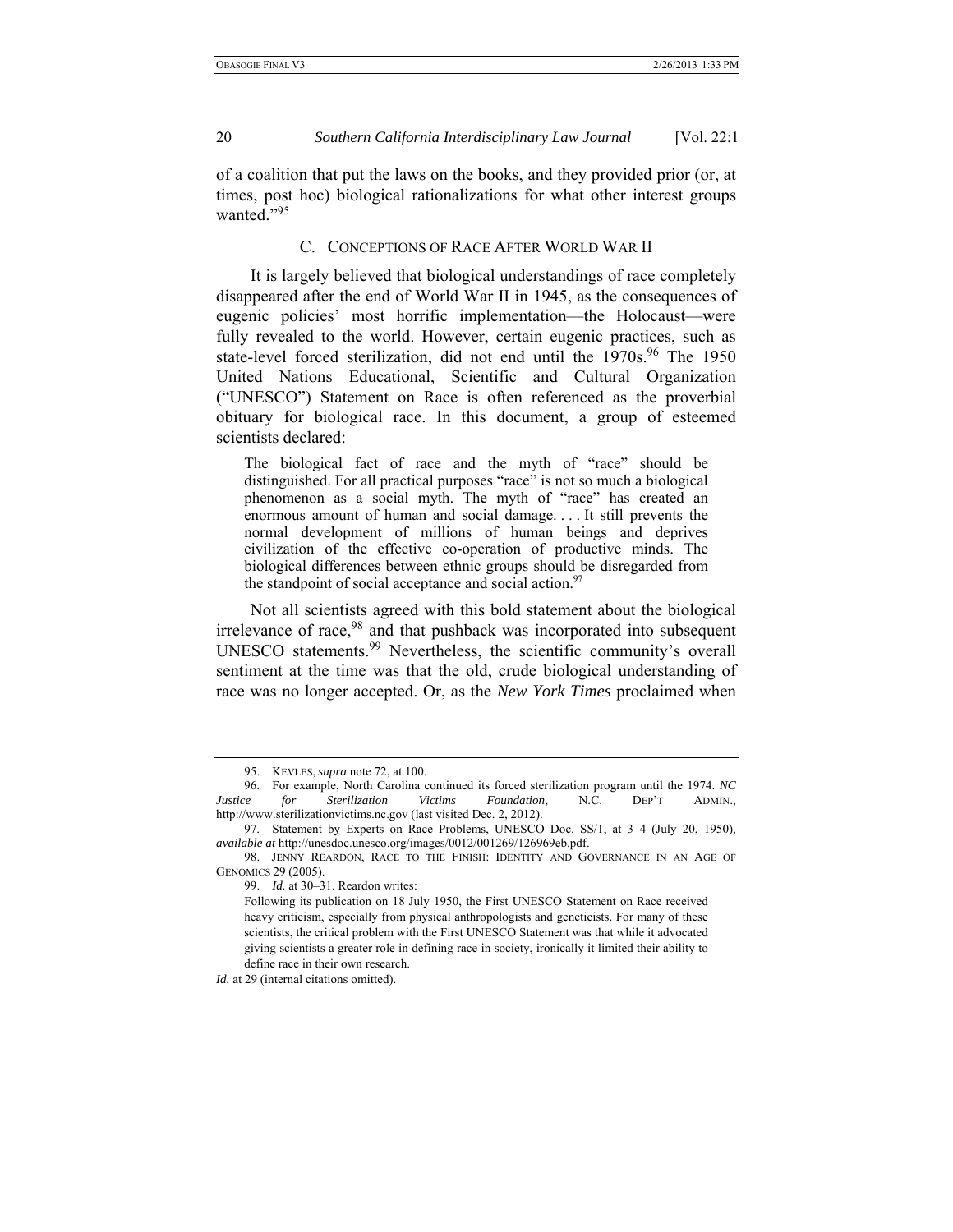of a coalition that put the laws on the books, and they provided prior (or, at times, post hoc) biological rationalizations for what other interest groups wanted."[95]

### C. CONCEPTIONS OF RACE AFTER WORLD WAR II

It is largely believed that biological understandings of race completely disappeared after the end of World War II in 1945, as the consequences of eugenic policies' most horrific implementation—the Holocaust—were fully revealed to the world. However, certain eugenic practices, such as state-level forced sterilization, did not end until the 1970s.[96] The 1950 United Nations Educational, Scientific and Cultural Organization ("UNESCO") Statement on Race is often referenced as the proverbial obituary for biological race. In this document, a group of esteemed scientists declared:

> The biological fact of race and the myth of "race" should be distinguished. For all practical purposes "race" is not so much a biological phenomenon as a social myth. The myth of "race" has created an enormous amount of human and social damage. . . . It still prevents the normal development of millions of human beings and deprives civilization of the effective co-operation of productive minds. The biological differences between ethnic groups should be disregarded from the standpoint of social acceptance and social action.[97]

Not all scientists agreed with this bold statement about the biological irrelevance of race,[98] and that pushback was incorporated into subsequent UNESCO statements.[99] Nevertheless, the scientific community's overall sentiment at the time was that the old, crude biological understanding of race was no longer accepted. Or, as the *New York Times* proclaimed when

---

95. KEVLES, *supra* note 72, at 100.

96. For example, North Carolina continued its forced sterilization program until the 1974. *NC Justice for Sterilization Victims Foundation*, N.C. DEP'T ADMIN., http://www.sterilizationvictims.nc.gov (last visited Dec. 2, 2012).

97. Statement by Experts on Race Problems, UNESCO Doc. SS/1, at 3–4 (July 20, 1950), *available at* http://unesdoc.unesco.org/images/0012/001269/126969eb.pdf.

98. JENNY REARDON, RACE TO THE FINISH: IDENTITY AND GOVERNANCE IN AN AGE OF GENOMICS 29 (2005).

99. *Id.* at 30–31. Reardon writes:

> Following its publication on 18 July 1950, the First UNESCO Statement on Race received heavy criticism, especially from physical anthropologists and geneticists. For many of these scientists, the critical problem with the First UNESCO Statement was that while it advocated giving scientists a greater role in defining race in society, ironically it limited their ability to define race in their own research.

*Id.* at 29 (internal citations omitted).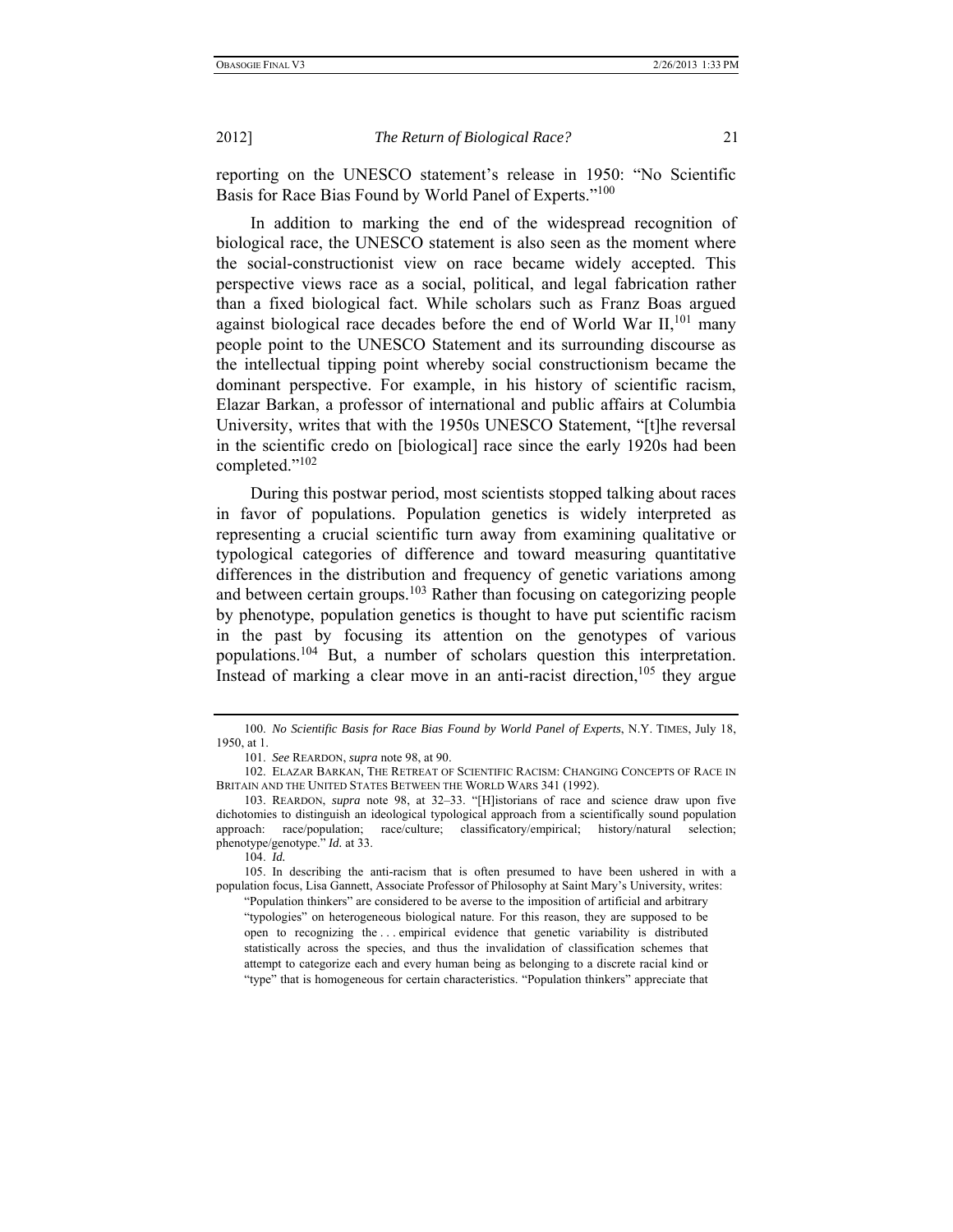reporting on the UNESCO statement's release in 1950: "No Scientific Basis for Race Bias Found by World Panel of Experts."[100]

In addition to marking the end of the widespread recognition of biological race, the UNESCO statement is also seen as the moment where the social-constructionist view on race became widely accepted. This perspective views race as a social, political, and legal fabrication rather than a fixed biological fact. While scholars such as Franz Boas argued against biological race decades before the end of World War II,[101] many people point to the UNESCO Statement and its surrounding discourse as the intellectual tipping point whereby social constructionism became the dominant perspective. For example, in his history of scientific racism, Elazar Barkan, a professor of international and public affairs at Columbia University, writes that with the 1950s UNESCO Statement, "[t]he reversal in the scientific credo on [biological] race since the early 1920s had been completed."[102]

During this postwar period, most scientists stopped talking about races in favor of populations. Population genetics is widely interpreted as representing a crucial scientific turn away from examining qualitative or typological categories of difference and toward measuring quantitative differences in the distribution and frequency of genetic variations among and between certain groups.[103] Rather than focusing on categorizing people by phenotype, population genetics is thought to have put scientific racism in the past by focusing its attention on the genotypes of various populations.[104] But, a number of scholars question this interpretation. Instead of marking a clear move in an anti-racist direction,[105] they argue

---

100. *No Scientific Basis for Race Bias Found by World Panel of Experts*, N.Y. TIMES, July 18, 1950, at 1.

101. *See* REARDON, *supra* note 98, at 90.

102. ELAZAR BARKAN, THE RETREAT OF SCIENTIFIC RACISM: CHANGING CONCEPTS OF RACE IN BRITAIN AND THE UNITED STATES BETWEEN THE WORLD WARS 341 (1992).

103. REARDON, *supra* note 98, at 32–33. "[H]istorians of race and science draw upon five dichotomies to distinguish an ideological typological approach from a scientifically sound population approach: race/population; race/culture; classificatory/empirical; history/natural selection; phenotype/genotype." *Id.* at 33.

104. *Id.*

105. In describing the anti-racism that is often presumed to have been ushered in with a population focus, Lisa Gannett, Associate Professor of Philosophy at Saint Mary's University, writes:

> "Population thinkers" are considered to be averse to the imposition of artificial and arbitrary "typologies" on heterogeneous biological nature. For this reason, they are supposed to be open to recognizing the . . . empirical evidence that genetic variability is distributed statistically across the species, and thus the invalidation of classification schemes that attempt to categorize each and every human being as belonging to a discrete racial kind or "type" that is homogeneous for certain characteristics. "Population thinkers" appreciate that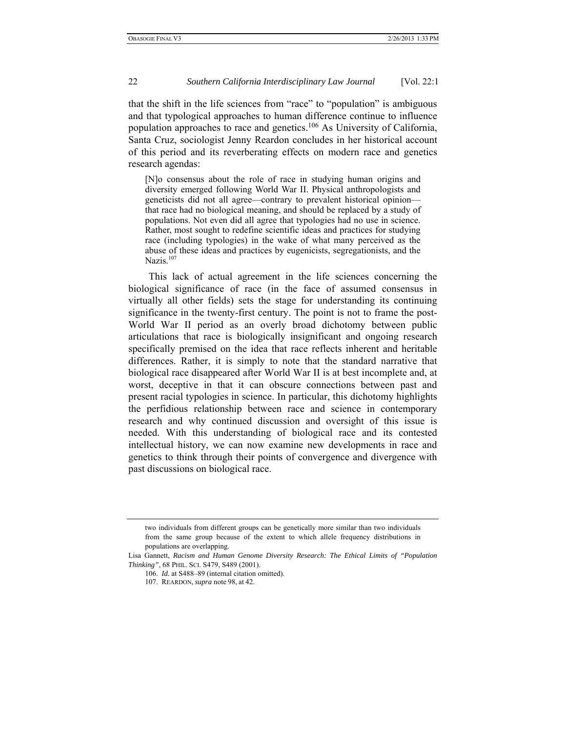that the shift in the life sciences from "race" to "population" is ambiguous and that typological approaches to human difference continue to influence population approaches to race and genetics.[106] As University of California, Santa Cruz, sociologist Jenny Reardon concludes in her historical account of this period and its reverberating effects on modern race and genetics research agendas:

> [N]o consensus about the role of race in studying human origins and diversity emerged following World War II. Physical anthropologists and geneticists did not all agree—contrary to prevalent historical opinion—that race had no biological meaning, and should be replaced by a study of populations. Not even did all agree that typologies had no use in science. Rather, most sought to redefine scientific ideas and practices for studying race (including typologies) in the wake of what many perceived as the abuse of these ideas and practices by eugenicists, segregationists, and the Nazis.[107]

This lack of actual agreement in the life sciences concerning the biological significance of race (in the face of assumed consensus in virtually all other fields) sets the stage for understanding its continuing significance in the twenty-first century. The point is not to frame the post-World War II period as an overly broad dichotomy between public articulations that race is biologically insignificant and ongoing research specifically premised on the idea that race reflects inherent and heritable differences. Rather, it is simply to note that the standard narrative that biological race disappeared after World War II is at best incomplete and, at worst, deceptive in that it can obscure connections between past and present racial typologies in science. In particular, this dichotomy highlights the perfidious relationship between race and science in contemporary research and why continued discussion and oversight of this issue is needed. With this understanding of biological race and its contested intellectual history, we can now examine new developments in race and genetics to think through their points of convergence and divergence with past discussions on biological race.

---

two individuals from different groups can be genetically more similar than two individuals from the same group because of the extent to which allele frequency distributions in populations are overlapping.

Lisa Gannett, *Racism and Human Genome Diversity Research: The Ethical Limits of "Population Thinking"*, 68 PHIL. SCI. S479, S489 (2001).

106. *Id.* at S488–89 (internal citation omitted).

107. REARDON, *supra* note 98, at 42.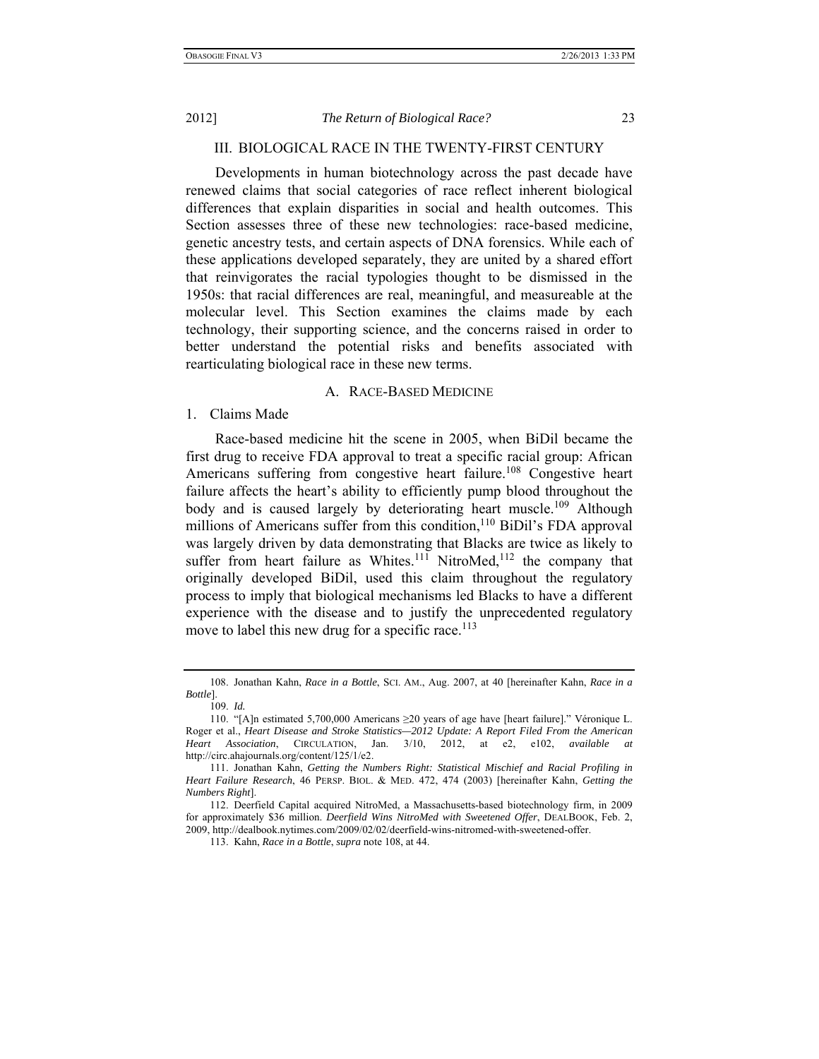## III. BIOLOGICAL RACE IN THE TWENTY-FIRST CENTURY

Developments in human biotechnology across the past decade have renewed claims that social categories of race reflect inherent biological differences that explain disparities in social and health outcomes. This Section assesses three of these new technologies: race-based medicine, genetic ancestry tests, and certain aspects of DNA forensics. While each of these applications developed separately, they are united by a shared effort that reinvigorates the racial typologies thought to be dismissed in the 1950s: that racial differences are real, meaningful, and measureable at the molecular level. This Section examines the claims made by each technology, their supporting science, and the concerns raised in order to better understand the potential risks and benefits associated with rearticulating biological race in these new terms.

### A. RACE-BASED MEDICINE

#### 1. Claims Made

Race-based medicine hit the scene in 2005, when BiDil became the first drug to receive FDA approval to treat a specific racial group: African Americans suffering from congestive heart failure.[108] Congestive heart failure affects the heart's ability to efficiently pump blood throughout the body and is caused largely by deteriorating heart muscle.[109] Although millions of Americans suffer from this condition,[110] BiDil's FDA approval was largely driven by data demonstrating that Blacks are twice as likely to suffer from heart failure as Whites.[111] NitroMed,[112] the company that originally developed BiDil, used this claim throughout the regulatory process to imply that biological mechanisms led Blacks to have a different experience with the disease and to justify the unprecedented regulatory move to label this new drug for a specific race.[113]

---

108. Jonathan Kahn, *Race in a Bottle*, SCI. AM., Aug. 2007, at 40 [hereinafter Kahn, *Race in a Bottle*].

109. *Id.*

110. "[A]n estimated 5,700,000 Americans ≥20 years of age have [heart failure]." Véronique L. Roger et al., *Heart Disease and Stroke Statistics—2012 Update: A Report Filed From the American Heart Association*, CIRCULATION, Jan. 3/10, 2012, at e2, e102, *available at* http://circ.ahajournals.org/content/125/1/e2.

111. Jonathan Kahn, *Getting the Numbers Right: Statistical Mischief and Racial Profiling in Heart Failure Research*, 46 PERSP. BIOL. & MED. 472, 474 (2003) [hereinafter Kahn, *Getting the Numbers Right*].

112. Deerfield Capital acquired NitroMed, a Massachusetts-based biotechnology firm, in 2009 for approximately $36 million. *Deerfield Wins NitroMed with Sweetened Offer*, DEALBOOK, Feb. 2, 2009, http://dealbook.nytimes.com/2009/02/02/deerfield-wins-nitromed-with-sweetened-offer.

113. Kahn, *Race in a Bottle*, *supra* note 108, at 44.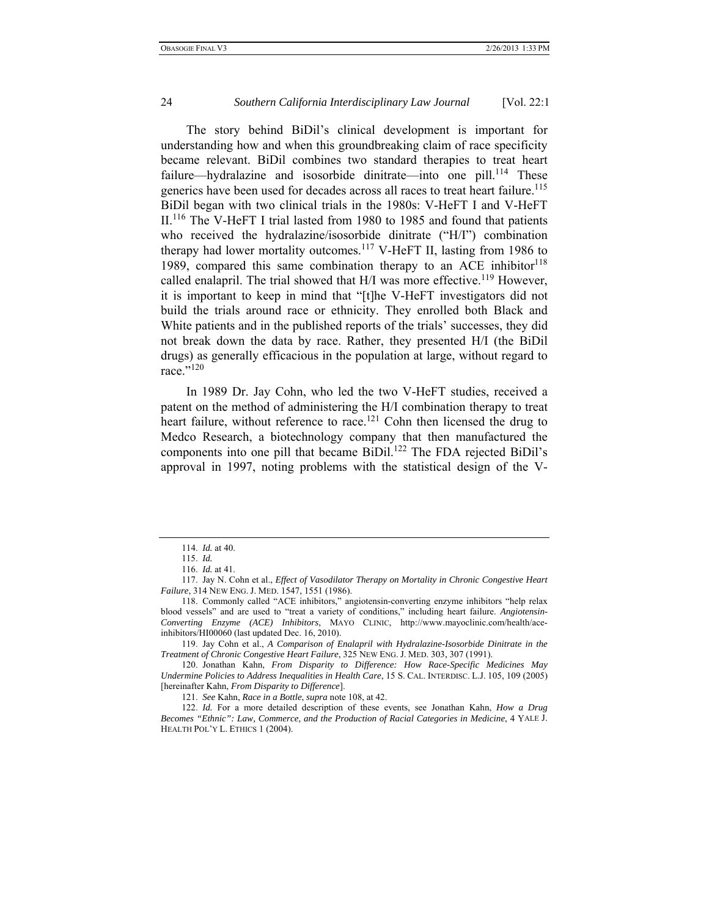The story behind BiDil's clinical development is important for understanding how and when this groundbreaking claim of race specificity became relevant. BiDil combines two standard therapies to treat heart failure—hydralazine and isosorbide dinitrate—into one pill.[114] These generics have been used for decades across all races to treat heart failure.[115] BiDil began with two clinical trials in the 1980s: V-HeFT I and V-HeFT II.[116] The V-HeFT I trial lasted from 1980 to 1985 and found that patients who received the hydralazine/isosorbide dinitrate ("H/I") combination therapy had lower mortality outcomes.[117] V-HeFT II, lasting from 1986 to 1989, compared this same combination therapy to an ACE inhibitor[118] called enalapril. The trial showed that H/I was more effective.[119] However, it is important to keep in mind that "[t]he V-HeFT investigators did not build the trials around race or ethnicity. They enrolled both Black and White patients and in the published reports of the trials' successes, they did not break down the data by race. Rather, they presented H/I (the BiDil drugs) as generally efficacious in the population at large, without regard to race."[120]

In 1989 Dr. Jay Cohn, who led the two V-HeFT studies, received a patent on the method of administering the H/I combination therapy to treat heart failure, without reference to race.[121] Cohn then licensed the drug to Medco Research, a biotechnology company that then manufactured the components into one pill that became BiDil.[122] The FDA rejected BiDil's approval in 1997, noting problems with the statistical design of the V-

---

114. *Id.* at 40.

115. *Id.*

116. *Id.* at 41.

117. Jay N. Cohn et al., *Effect of Vasodilator Therapy on Mortality in Chronic Congestive Heart Failure*, 314 NEW ENG. J. MED. 1547, 1551 (1986).

118. Commonly called "ACE inhibitors," angiotensin-converting enzyme inhibitors "help relax blood vessels" and are used to "treat a variety of conditions," including heart failure. *Angiotensin-Converting Enzyme (ACE) Inhibitors*, MAYO CLINIC, http://www.mayoclinic.com/health/ace-inhibitors/HI00060 (last updated Dec. 16, 2010).

119. Jay Cohn et al., *A Comparison of Enalapril with Hydralazine-Isosorbide Dinitrate in the Treatment of Chronic Congestive Heart Failure*, 325 NEW ENG. J. MED. 303, 307 (1991).

120. Jonathan Kahn, *From Disparity to Difference: How Race-Specific Medicines May Undermine Policies to Address Inequalities in Health Care*, 15 S. CAL. INTERDISC. L.J. 105, 109 (2005) [hereinafter Kahn, *From Disparity to Difference*].

121. *See* Kahn, *Race in a Bottle*, *supra* note 108, at 42.

122. *Id.* For a more detailed description of these events, see Jonathan Kahn, *How a Drug Becomes "Ethnic": Law, Commerce, and the Production of Racial Categories in Medicine*, 4 YALE J. HEALTH POL'Y L. ETHICS 1 (2004).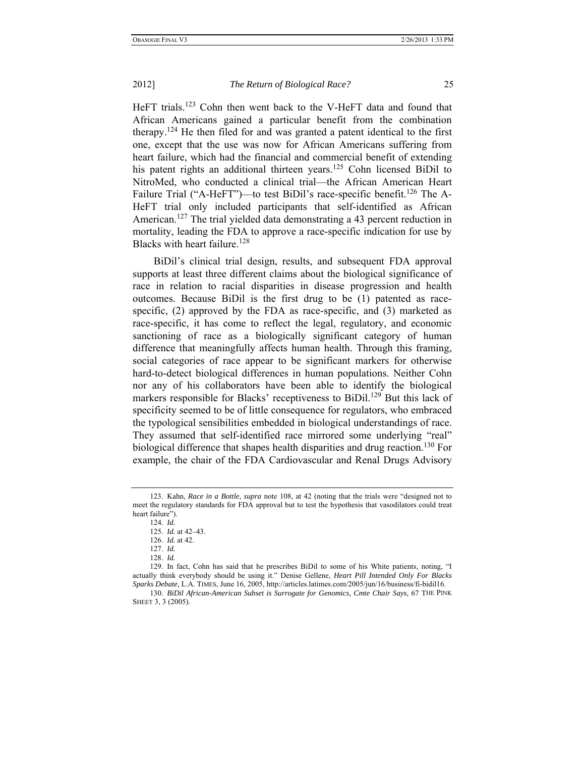HeFT trials.[123] Cohn then went back to the V-HeFT data and found that African Americans gained a particular benefit from the combination therapy.[124] He then filed for and was granted a patent identical to the first one, except that the use was now for African Americans suffering from heart failure, which had the financial and commercial benefit of extending his patent rights an additional thirteen years.[125] Cohn licensed BiDil to NitroMed, who conducted a clinical trial—the African American Heart Failure Trial ("A-HeFT")—to test BiDil's race-specific benefit.[126] The A-HeFT trial only included participants that self-identified as African American.[127] The trial yielded data demonstrating a 43 percent reduction in mortality, leading the FDA to approve a race-specific indication for use by Blacks with heart failure.[128]

BiDil's clinical trial design, results, and subsequent FDA approval supports at least three different claims about the biological significance of race in relation to racial disparities in disease progression and health outcomes. Because BiDil is the first drug to be (1) patented as race-specific, (2) approved by the FDA as race-specific, and (3) marketed as race-specific, it has come to reflect the legal, regulatory, and economic sanctioning of race as a biologically significant category of human difference that meaningfully affects human health. Through this framing, social categories of race appear to be significant markers for otherwise hard-to-detect biological differences in human populations. Neither Cohn nor any of his collaborators have been able to identify the biological markers responsible for Blacks' receptiveness to BiDil.[129] But this lack of specificity seemed to be of little consequence for regulators, who embraced the typological sensibilities embedded in biological understandings of race. They assumed that self-identified race mirrored some underlying "real" biological difference that shapes health disparities and drug reaction.[130] For example, the chair of the FDA Cardiovascular and Renal Drugs Advisory

---

123. Kahn, *Race in a Bottle*, *supra* note 108, at 42 (noting that the trials were "designed not to meet the regulatory standards for FDA approval but to test the hypothesis that vasodilators could treat heart failure").

124. *Id.*

125. *Id.* at 42–43.

126. *Id.* at 42.

127. *Id.*

128. *Id.*

129. In fact, Cohn has said that he prescribes BiDil to some of his White patients, noting, "I actually think everybody should be using it." Denise Gellene, *Heart Pill Intended Only For Blacks Sparks Debate*, L.A. TIMES, June 16, 2005, http://articles.latimes.com/2005/jun/16/business/fi-bidil16.

130. *BiDil African-American Subset is Surrogate for Genomics, Cmte Chair Says*, 67 THE PINK SHEET 3, 3 (2005).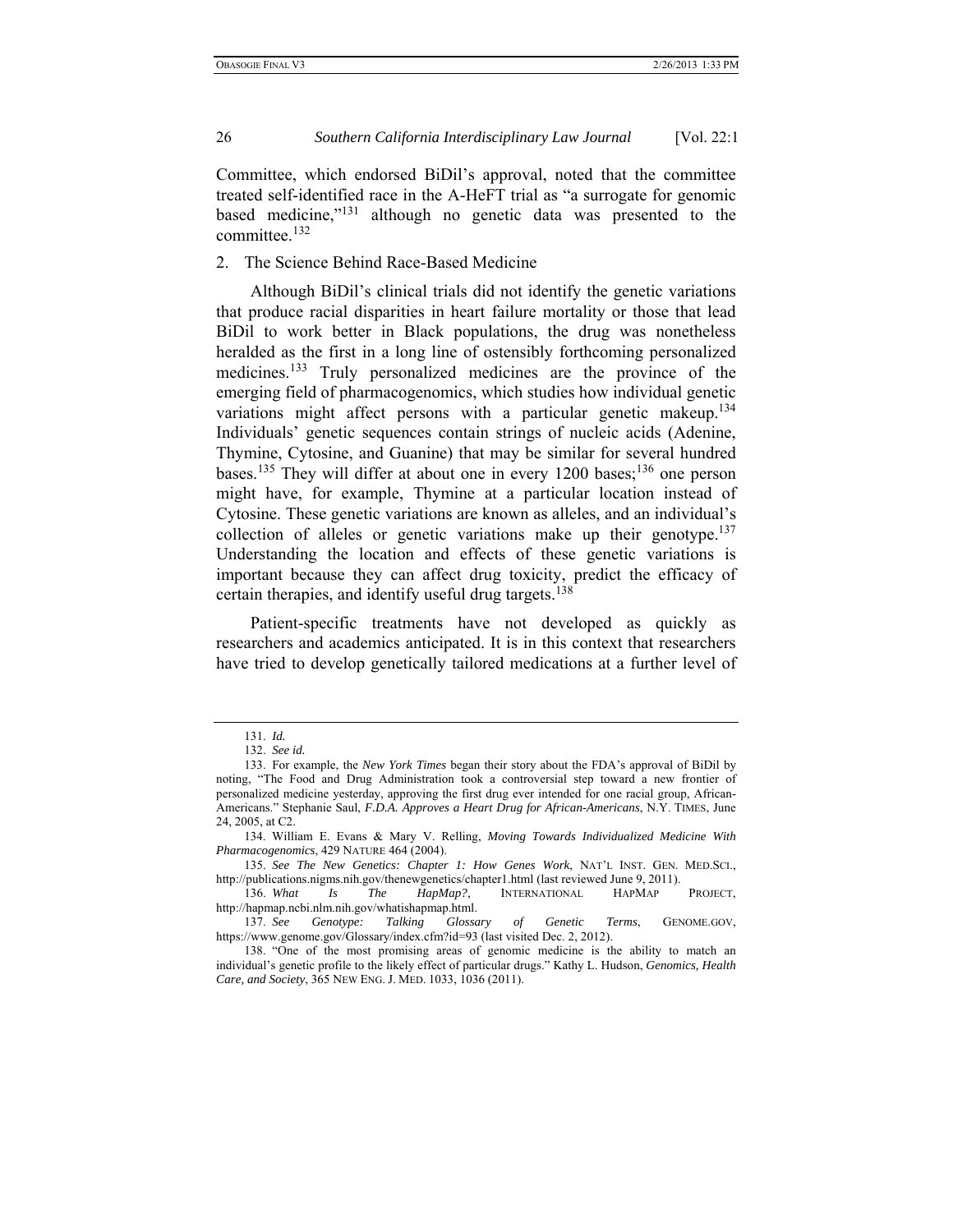Committee, which endorsed BiDil's approval, noted that the committee treated self-identified race in the A-HeFT trial as "a surrogate for genomic based medicine,"[131] although no genetic data was presented to the committee.[132]

2. The Science Behind Race-Based Medicine

Although BiDil's clinical trials did not identify the genetic variations that produce racial disparities in heart failure mortality or those that lead BiDil to work better in Black populations, the drug was nonetheless heralded as the first in a long line of ostensibly forthcoming personalized medicines.[133] Truly personalized medicines are the province of the emerging field of pharmacogenomics, which studies how individual genetic variations might affect persons with a particular genetic makeup.[134] Individuals' genetic sequences contain strings of nucleic acids (Adenine, Thymine, Cytosine, and Guanine) that may be similar for several hundred bases.[135] They will differ at about one in every 1200 bases;[136] one person might have, for example, Thymine at a particular location instead of Cytosine. These genetic variations are known as alleles, and an individual's collection of alleles or genetic variations make up their genotype.[137] Understanding the location and effects of these genetic variations is important because they can affect drug toxicity, predict the efficacy of certain therapies, and identify useful drug targets.[138]

Patient-specific treatments have not developed as quickly as researchers and academics anticipated. It is in this context that researchers have tried to develop genetically tailored medications at a further level of

---

131. *Id.*

132. *See id.*

133. For example, the *New York Times* began their story about the FDA's approval of BiDil by noting, "The Food and Drug Administration took a controversial step toward a new frontier of personalized medicine yesterday, approving the first drug ever intended for one racial group, African-Americans." Stephanie Saul, *F.D.A. Approves a Heart Drug for African-Americans*, N.Y. TIMES, June 24, 2005, at C2.

134. William E. Evans & Mary V. Relling, *Moving Towards Individualized Medicine With Pharmacogenomics*, 429 NATURE 464 (2004).

135. *See The New Genetics: Chapter 1: How Genes Work*, NAT'L INST. GEN. MED.SCI., http://publications.nigms.nih.gov/thenewgenetics/chapter1.html (last reviewed June 9, 2011).

136. *What Is The HapMap?*, INTERNATIONAL HAPMAP PROJECT, http://hapmap.ncbi.nlm.nih.gov/whatishapmap.html.

137. *See Genotype: Talking Glossary of Genetic Terms*, GENOME.GOV, https://www.genome.gov/Glossary/index.cfm?id=93 (last visited Dec. 2, 2012).

138. "One of the most promising areas of genomic medicine is the ability to match an individual's genetic profile to the likely effect of particular drugs." Kathy L. Hudson, *Genomics, Health Care, and Society*, 365 NEW ENG. J. MED. 1033, 1036 (2011).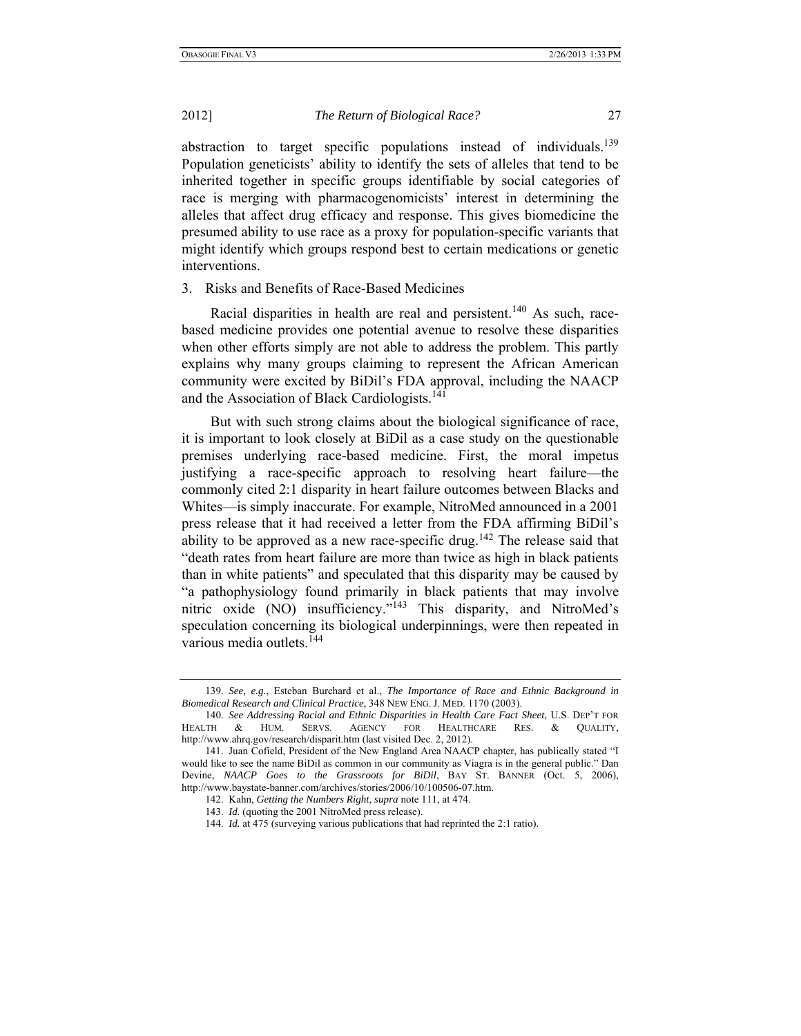abstraction to target specific populations instead of individuals.[139] Population geneticists' ability to identify the sets of alleles that tend to be inherited together in specific groups identifiable by social categories of race is merging with pharmacogenomicists' interest in determining the alleles that affect drug efficacy and response. This gives biomedicine the presumed ability to use race as a proxy for population-specific variants that might identify which groups respond best to certain medications or genetic interventions.

### 3. Risks and Benefits of Race-Based Medicines

Racial disparities in health are real and persistent.[140] As such, race-based medicine provides one potential avenue to resolve these disparities when other efforts simply are not able to address the problem. This partly explains why many groups claiming to represent the African American community were excited by BiDil's FDA approval, including the NAACP and the Association of Black Cardiologists.[141]

But with such strong claims about the biological significance of race, it is important to look closely at BiDil as a case study on the questionable premises underlying race-based medicine. First, the moral impetus justifying a race-specific approach to resolving heart failure—the commonly cited 2:1 disparity in heart failure outcomes between Blacks and Whites—is simply inaccurate. For example, NitroMed announced in a 2001 press release that it had received a letter from the FDA affirming BiDil's ability to be approved as a new race-specific drug.[142] The release said that "death rates from heart failure are more than twice as high in black patients than in white patients" and speculated that this disparity may be caused by "a pathophysiology found primarily in black patients that may involve nitric oxide (NO) insufficiency."[143] This disparity, and NitroMed's speculation concerning its biological underpinnings, were then repeated in various media outlets.[144]

---

139. *See, e.g.*, Esteban Burchard et al., *The Importance of Race and Ethnic Background in Biomedical Research and Clinical Practice*, 348 NEW ENG. J. MED. 1170 (2003).

140. *See Addressing Racial and Ethnic Disparities in Health Care Fact Sheet*, U.S. DEP'T FOR HEALTH & HUM. SERVS. AGENCY FOR HEALTHCARE RES. & QUALITY, http://www.ahrq.gov/research/disparit.htm (last visited Dec. 2, 2012).

141. Juan Cofield, President of the New England Area NAACP chapter, has publically stated "I would like to see the name BiDil as common in our community as Viagra is in the general public." Dan Devine, *NAACP Goes to the Grassroots for BiDil*, BAY ST. BANNER (Oct. 5, 2006), http://www.baystate-banner.com/archives/stories/2006/10/100506-07.htm.

142. Kahn, *Getting the Numbers Right*, *supra* note 111, at 474.

143. *Id.* (quoting the 2001 NitroMed press release).

144. *Id.* at 475 (surveying various publications that had reprinted the 2:1 ratio).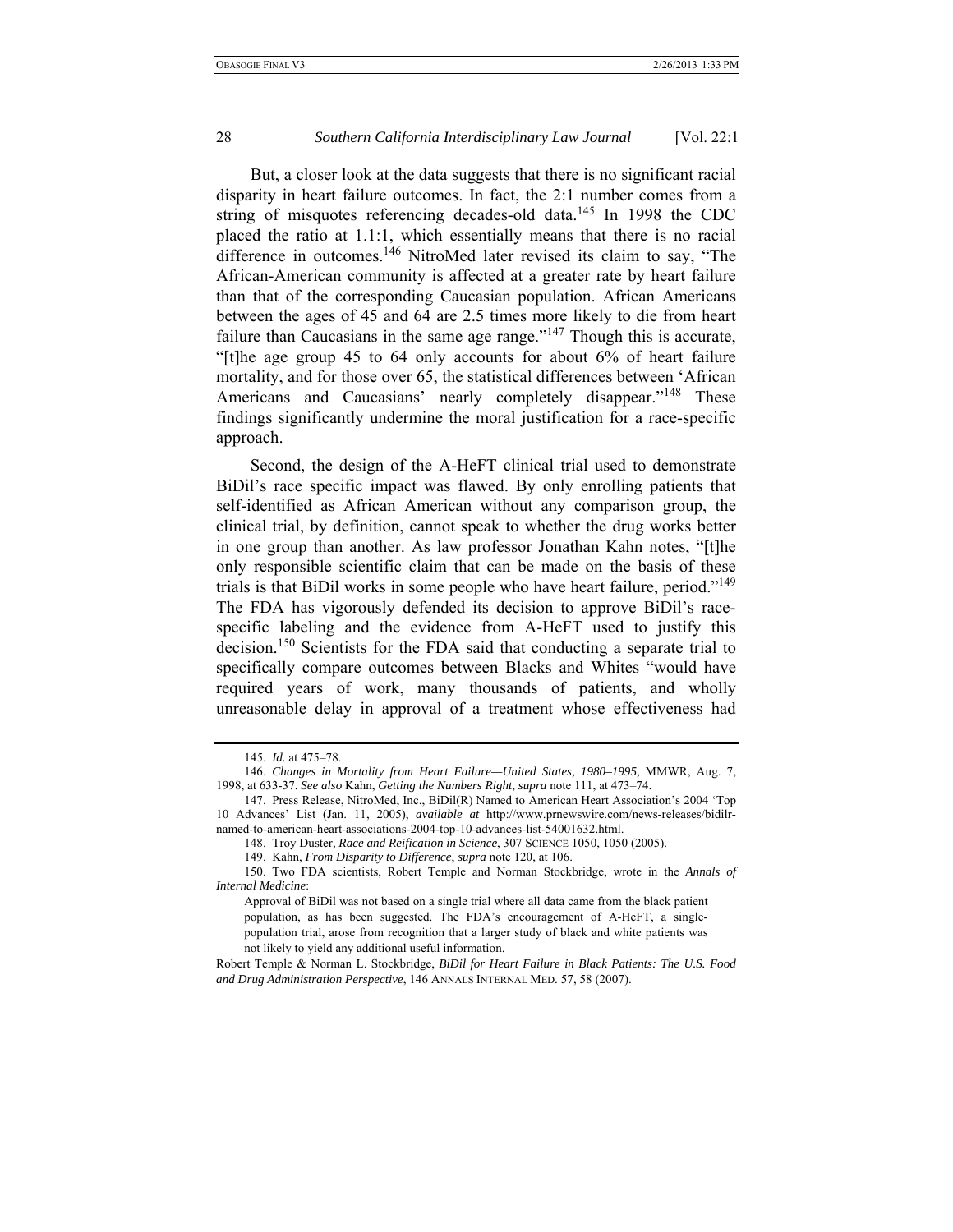But, a closer look at the data suggests that there is no significant racial disparity in heart failure outcomes. In fact, the 2:1 number comes from a string of misquotes referencing decades-old data.[145] In 1998 the CDC placed the ratio at 1.1:1, which essentially means that there is no racial difference in outcomes.[146] NitroMed later revised its claim to say, "The African-American community is affected at a greater rate by heart failure than that of the corresponding Caucasian population. African Americans between the ages of 45 and 64 are 2.5 times more likely to die from heart failure than Caucasians in the same age range."[147] Though this is accurate, "[t]he age group 45 to 64 only accounts for about 6% of heart failure mortality, and for those over 65, the statistical differences between 'African Americans and Caucasians' nearly completely disappear."[148] These findings significantly undermine the moral justification for a race-specific approach.

Second, the design of the A-HeFT clinical trial used to demonstrate BiDil's race specific impact was flawed. By only enrolling patients that self-identified as African American without any comparison group, the clinical trial, by definition, cannot speak to whether the drug works better in one group than another. As law professor Jonathan Kahn notes, "[t]he only responsible scientific claim that can be made on the basis of these trials is that BiDil works in some people who have heart failure, period."[149] The FDA has vigorously defended its decision to approve BiDil's race-specific labeling and the evidence from A-HeFT used to justify this decision.[150] Scientists for the FDA said that conducting a separate trial to specifically compare outcomes between Blacks and Whites "would have required years of work, many thousands of patients, and wholly unreasonable delay in approval of a treatment whose effectiveness had

---

145. *Id.* at 475–78.

146. *Changes in Mortality from Heart Failure—United States, 1980–1995,* MMWR, Aug. 7, 1998, at 633-37. *See also* Kahn, *Getting the Numbers Right*, *supra* note 111, at 473–74.

147. Press Release, NitroMed, Inc., BiDil(R) Named to American Heart Association's 2004 'Top 10 Advances' List (Jan. 11, 2005), *available at* http://www.prnewswire.com/news-releases/bidilr-named-to-american-heart-associations-2004-top-10-advances-list-54001632.html.

148. Troy Duster, *Race and Reification in Science*, 307 SCIENCE 1050, 1050 (2005).

149. Kahn, *From Disparity to Difference*, *supra* note 120, at 106.

150. Two FDA scientists, Robert Temple and Norman Stockbridge, wrote in the *Annals of Internal Medicine*:

> Approval of BiDil was not based on a single trial where all data came from the black patient population, as has been suggested. The FDA's encouragement of A-HeFT, a single-population trial, arose from recognition that a larger study of black and white patients was not likely to yield any additional useful information.

Robert Temple & Norman L. Stockbridge, *BiDil for Heart Failure in Black Patients: The U.S. Food and Drug Administration Perspective*, 146 ANNALS INTERNAL MED. 57, 58 (2007).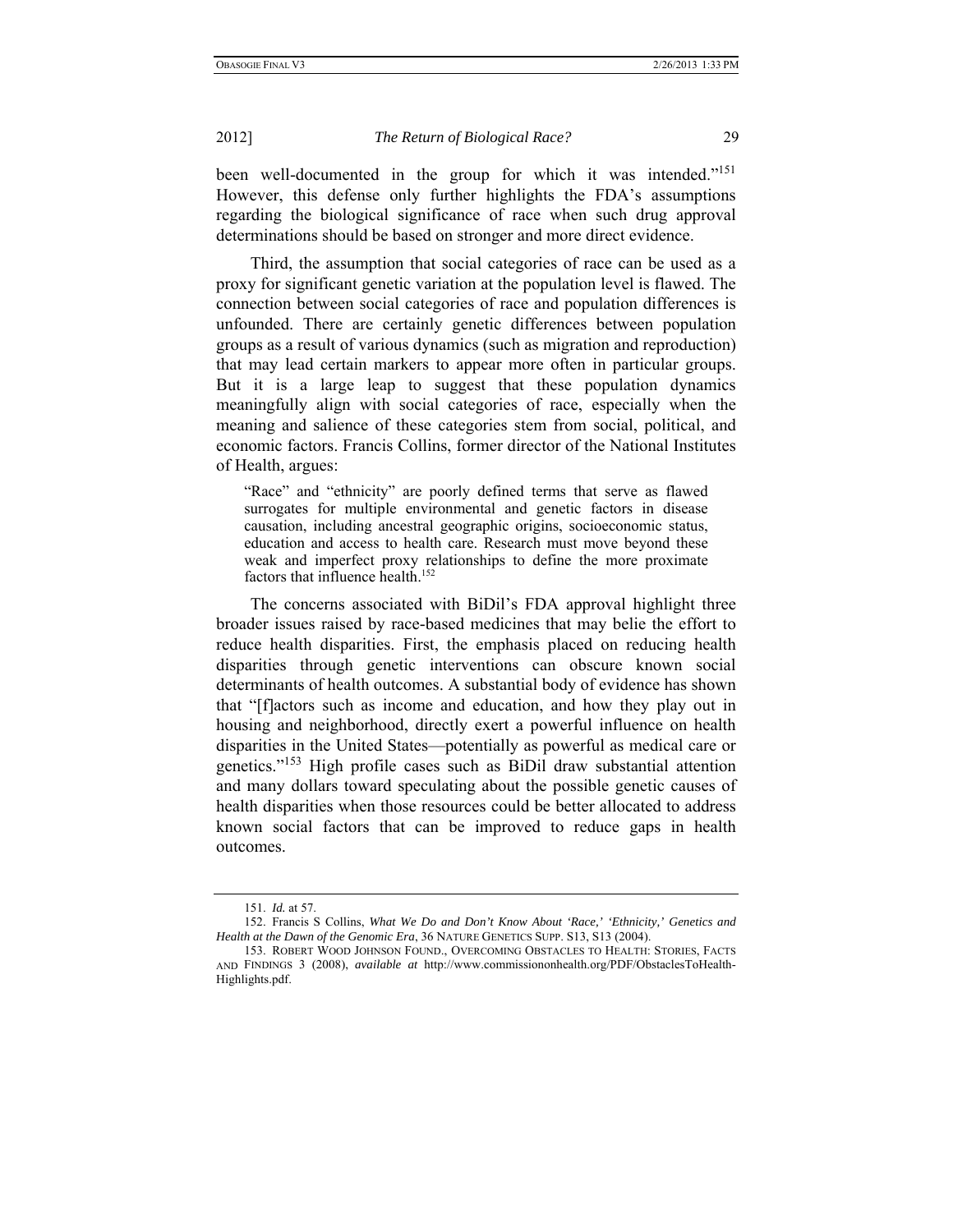been well-documented in the group for which it was intended."[151] However, this defense only further highlights the FDA's assumptions regarding the biological significance of race when such drug approval determinations should be based on stronger and more direct evidence.

Third, the assumption that social categories of race can be used as a proxy for significant genetic variation at the population level is flawed. The connection between social categories of race and population differences is unfounded. There are certainly genetic differences between population groups as a result of various dynamics (such as migration and reproduction) that may lead certain markers to appear more often in particular groups. But it is a large leap to suggest that these population dynamics meaningfully align with social categories of race, especially when the meaning and salience of these categories stem from social, political, and economic factors. Francis Collins, former director of the National Institutes of Health, argues:

> "Race" and "ethnicity" are poorly defined terms that serve as flawed surrogates for multiple environmental and genetic factors in disease causation, including ancestral geographic origins, socioeconomic status, education and access to health care. Research must move beyond these weak and imperfect proxy relationships to define the more proximate factors that influence health.[152]

The concerns associated with BiDil's FDA approval highlight three broader issues raised by race-based medicines that may belie the effort to reduce health disparities. First, the emphasis placed on reducing health disparities through genetic interventions can obscure known social determinants of health outcomes. A substantial body of evidence has shown that "[f]actors such as income and education, and how they play out in housing and neighborhood, directly exert a powerful influence on health disparities in the United States—potentially as powerful as medical care or genetics."[153] High profile cases such as BiDil draw substantial attention and many dollars toward speculating about the possible genetic causes of health disparities when those resources could be better allocated to address known social factors that can be improved to reduce gaps in health outcomes.

---

151. *Id.* at 57.

152. Francis S Collins, *What We Do and Don't Know About 'Race,' 'Ethnicity,' Genetics and Health at the Dawn of the Genomic Era*, 36 NATURE GENETICS SUPP. S13, S13 (2004).

153. ROBERT WOOD JOHNSON FOUND., OVERCOMING OBSTACLES TO HEALTH: STORIES, FACTS AND FINDINGS 3 (2008), *available at* http://www.commissiononhealth.org/PDF/ObstaclesToHealth-Highlights.pdf.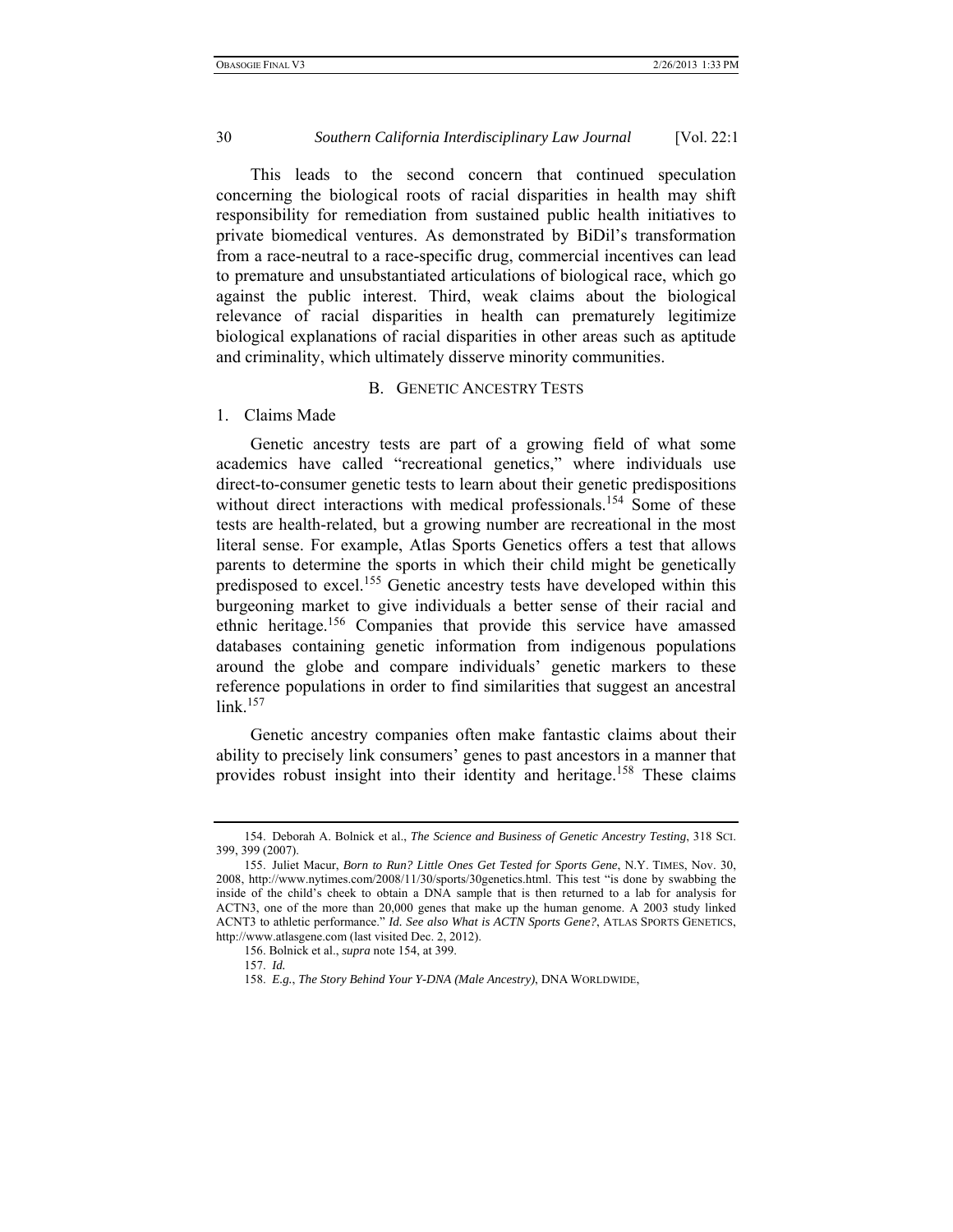This leads to the second concern that continued speculation concerning the biological roots of racial disparities in health may shift responsibility for remediation from sustained public health initiatives to private biomedical ventures. As demonstrated by BiDil's transformation from a race-neutral to a race-specific drug, commercial incentives can lead to premature and unsubstantiated articulations of biological race, which go against the public interest. Third, weak claims about the biological relevance of racial disparities in health can prematurely legitimize biological explanations of racial disparities in other areas such as aptitude and criminality, which ultimately disserve minority communities.

### B. GENETIC ANCESTRY TESTS

#### 1. Claims Made

Genetic ancestry tests are part of a growing field of what some academics have called "recreational genetics," where individuals use direct-to-consumer genetic tests to learn about their genetic predispositions without direct interactions with medical professionals.[154] Some of these tests are health-related, but a growing number are recreational in the most literal sense. For example, Atlas Sports Genetics offers a test that allows parents to determine the sports in which their child might be genetically predisposed to excel.[155] Genetic ancestry tests have developed within this burgeoning market to give individuals a better sense of their racial and ethnic heritage.[156] Companies that provide this service have amassed databases containing genetic information from indigenous populations around the globe and compare individuals' genetic markers to these reference populations in order to find similarities that suggest an ancestral link.[157]

Genetic ancestry companies often make fantastic claims about their ability to precisely link consumers' genes to past ancestors in a manner that provides robust insight into their identity and heritage.[158] These claims

---

154. Deborah A. Bolnick et al., *The Science and Business of Genetic Ancestry Testing*, 318 SCI. 399, 399 (2007).

155. Juliet Macur, *Born to Run? Little Ones Get Tested for Sports Gene*, N.Y. TIMES, Nov. 30, 2008, http://www.nytimes.com/2008/11/30/sports/30genetics.html. This test "is done by swabbing the inside of the child's cheek to obtain a DNA sample that is then returned to a lab for analysis for ACTN3, one of the more than 20,000 genes that make up the human genome. A 2003 study linked ACNT3 to athletic performance." *Id. See also What is ACTN Sports Gene?*, ATLAS SPORTS GENETICS, http://www.atlasgene.com (last visited Dec. 2, 2012).

156. Bolnick et al., *supra* note 154, at 399.

157. *Id.*

158. *E.g.*, *The Story Behind Your Y-DNA (Male Ancestry)*, DNA WORLDWIDE,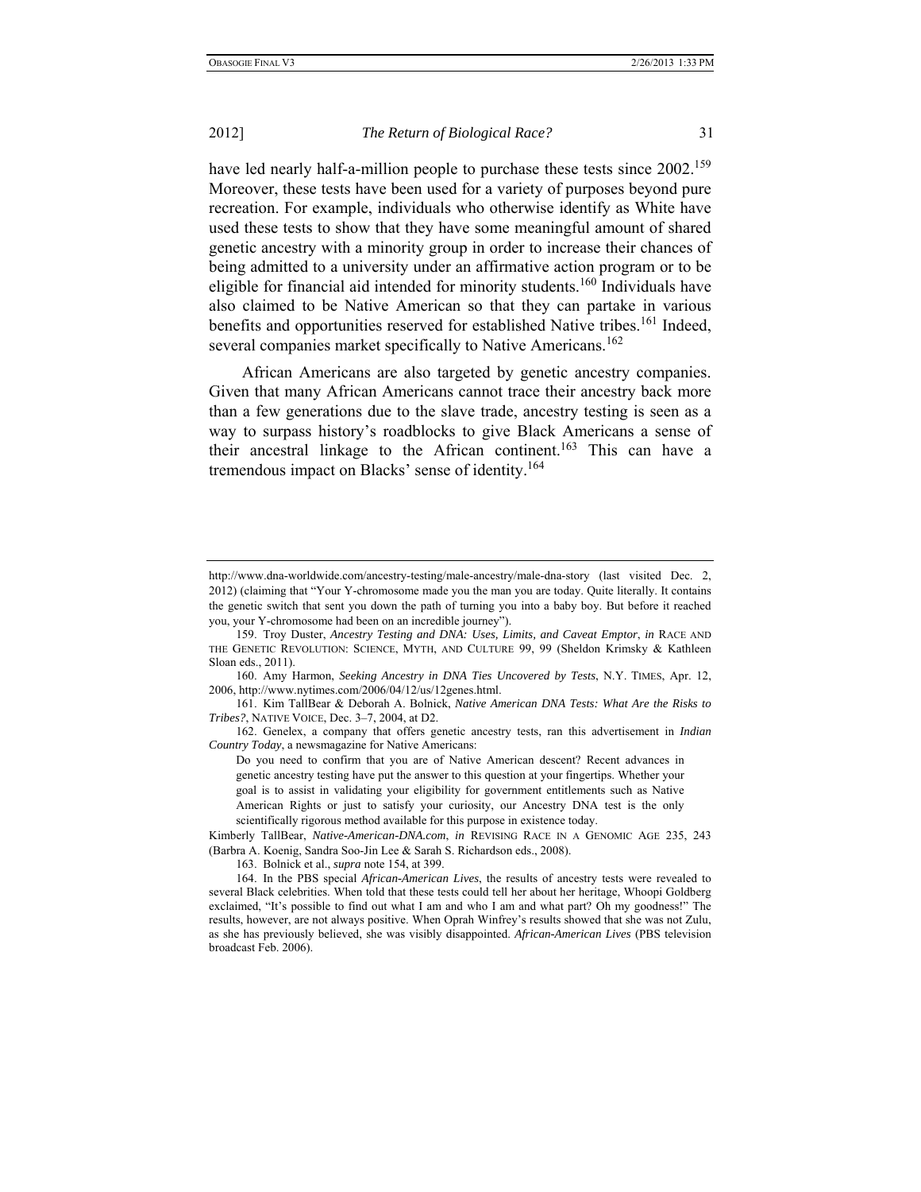have led nearly half-a-million people to purchase these tests since 2002.[159] Moreover, these tests have been used for a variety of purposes beyond pure recreation. For example, individuals who otherwise identify as White have used these tests to show that they have some meaningful amount of shared genetic ancestry with a minority group in order to increase their chances of being admitted to a university under an affirmative action program or to be eligible for financial aid intended for minority students.[160] Individuals have also claimed to be Native American so that they can partake in various benefits and opportunities reserved for established Native tribes.[161] Indeed, several companies market specifically to Native Americans.[162]

African Americans are also targeted by genetic ancestry companies. Given that many African Americans cannot trace their ancestry back more than a few generations due to the slave trade, ancestry testing is seen as a way to surpass history's roadblocks to give Black Americans a sense of their ancestral linkage to the African continent.[163] This can have a tremendous impact on Blacks' sense of identity.[164]

---

http://www.dna-worldwide.com/ancestry-testing/male-ancestry/male-dna-story (last visited Dec. 2, 2012) (claiming that "Your Y-chromosome made you the man you are today. Quite literally. It contains the genetic switch that sent you down the path of turning you into a baby boy. But before it reached you, your Y-chromosome had been on an incredible journey").

159. Troy Duster, *Ancestry Testing and DNA: Uses, Limits, and Caveat Emptor*, *in* RACE AND THE GENETIC REVOLUTION: SCIENCE, MYTH, AND CULTURE 99, 99 (Sheldon Krimsky & Kathleen Sloan eds., 2011).

160. Amy Harmon, *Seeking Ancestry in DNA Ties Uncovered by Tests*, N.Y. TIMES, Apr. 12, 2006, http://www.nytimes.com/2006/04/12/us/12genes.html.

161. Kim TallBear & Deborah A. Bolnick, *Native American DNA Tests: What Are the Risks to Tribes?*, NATIVE VOICE, Dec. 3–7, 2004, at D2.

162. Genelex, a company that offers genetic ancestry tests, ran this advertisement in *Indian Country Today*, a newsmagazine for Native Americans:

> Do you need to confirm that you are of Native American descent? Recent advances in genetic ancestry testing have put the answer to this question at your fingertips. Whether your goal is to assist in validating your eligibility for government entitlements such as Native American Rights or just to satisfy your curiosity, our Ancestry DNA test is the only scientifically rigorous method available for this purpose in existence today.

Kimberly TallBear, *Native-American-DNA.com*, *in* REVISING RACE IN A GENOMIC AGE 235, 243 (Barbra A. Koenig, Sandra Soo-Jin Lee & Sarah S. Richardson eds., 2008).

163. Bolnick et al., *supra* note 154, at 399.

164. In the PBS special *African-American Lives*, the results of ancestry tests were revealed to several Black celebrities. When told that these tests could tell her about her heritage, Whoopi Goldberg exclaimed, "It's possible to find out what I am and who I am and what part? Oh my goodness!" The results, however, are not always positive. When Oprah Winfrey's results showed that she was not Zulu, as she has previously believed, she was visibly disappointed. *African-American Lives* (PBS television broadcast Feb. 2006).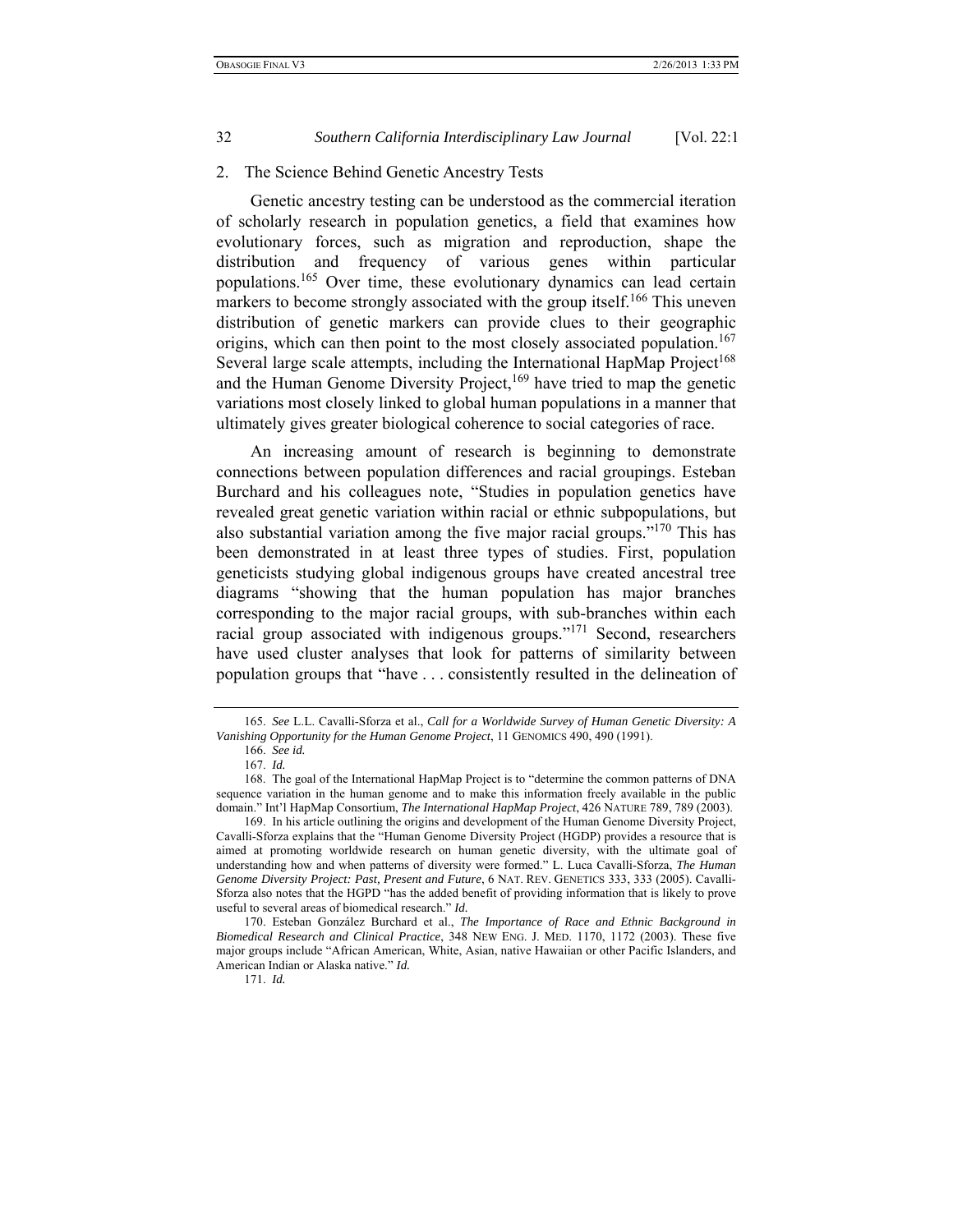## 2. The Science Behind Genetic Ancestry Tests

Genetic ancestry testing can be understood as the commercial iteration of scholarly research in population genetics, a field that examines how evolutionary forces, such as migration and reproduction, shape the distribution and frequency of various genes within particular populations.[165] Over time, these evolutionary dynamics can lead certain markers to become strongly associated with the group itself.[166] This uneven distribution of genetic markers can provide clues to their geographic origins, which can then point to the most closely associated population.[167] Several large scale attempts, including the International HapMap Project[168] and the Human Genome Diversity Project,[169] have tried to map the genetic variations most closely linked to global human populations in a manner that ultimately gives greater biological coherence to social categories of race.

An increasing amount of research is beginning to demonstrate connections between population differences and racial groupings. Esteban Burchard and his colleagues note, "Studies in population genetics have revealed great genetic variation within racial or ethnic subpopulations, but also substantial variation among the five major racial groups."[170] This has been demonstrated in at least three types of studies. First, population geneticists studying global indigenous groups have created ancestral tree diagrams "showing that the human population has major branches corresponding to the major racial groups, with sub-branches within each racial group associated with indigenous groups."[171] Second, researchers have used cluster analyses that look for patterns of similarity between population groups that "have . . . consistently resulted in the delineation of

---

165. *See* L.L. Cavalli-Sforza et al., *Call for a Worldwide Survey of Human Genetic Diversity: A Vanishing Opportunity for the Human Genome Project*, 11 GENOMICS 490, 490 (1991).

166. *See id.*

167. *Id.*

168. The goal of the International HapMap Project is to "determine the common patterns of DNA sequence variation in the human genome and to make this information freely available in the public domain." Int'l HapMap Consortium, *The International HapMap Project*, 426 NATURE 789, 789 (2003).

169. In his article outlining the origins and development of the Human Genome Diversity Project, Cavalli-Sforza explains that the "Human Genome Diversity Project (HGDP) provides a resource that is aimed at promoting worldwide research on human genetic diversity, with the ultimate goal of understanding how and when patterns of diversity were formed." L. Luca Cavalli-Sforza, *The Human Genome Diversity Project: Past, Present and Future*, 6 NAT. REV. GENETICS 333, 333 (2005). Cavalli-Sforza also notes that the HGPD "has the added benefit of providing information that is likely to prove useful to several areas of biomedical research." *Id.*

170. Esteban González Burchard et al., *The Importance of Race and Ethnic Background in Biomedical Research and Clinical Practice*, 348 NEW ENG. J. MED. 1170, 1172 (2003). These five major groups include "African American, White, Asian, native Hawaiian or other Pacific Islanders, and American Indian or Alaska native." *Id.*

171. *Id.*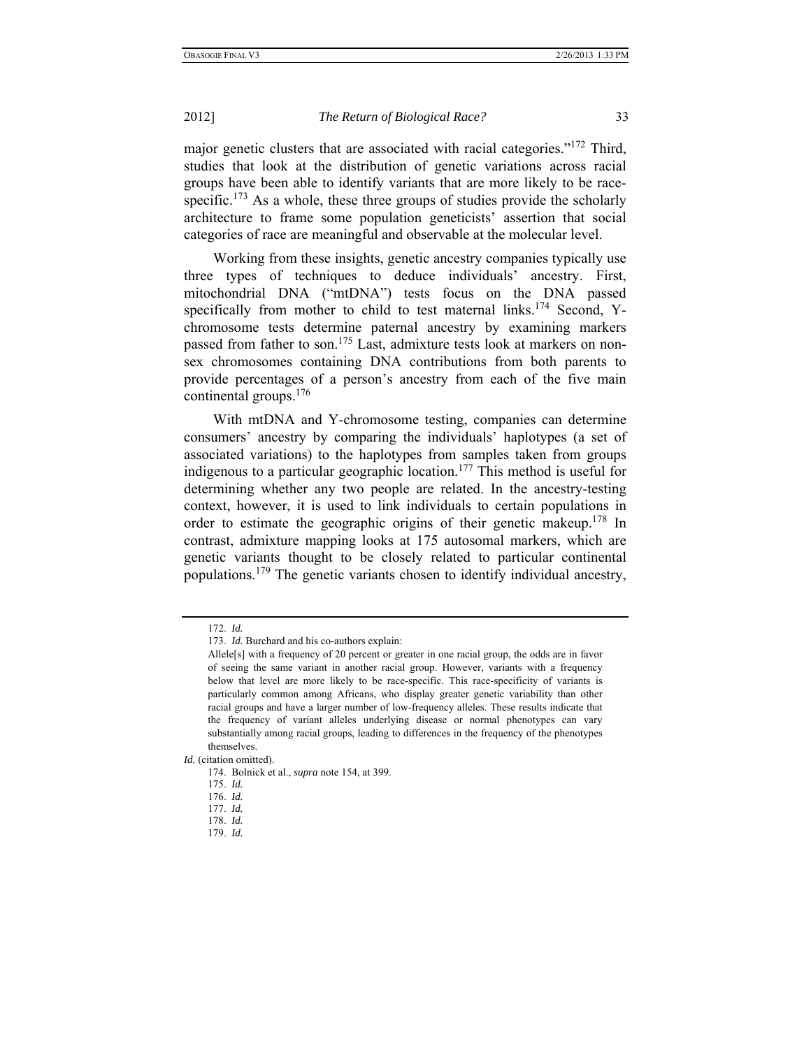major genetic clusters that are associated with racial categories."[172] Third, studies that look at the distribution of genetic variations across racial groups have been able to identify variants that are more likely to be race-specific.[173] As a whole, these three groups of studies provide the scholarly architecture to frame some population geneticists' assertion that social categories of race are meaningful and observable at the molecular level.

Working from these insights, genetic ancestry companies typically use three types of techniques to deduce individuals' ancestry. First, mitochondrial DNA ("mtDNA") tests focus on the DNA passed specifically from mother to child to test maternal links.[174] Second, Y-chromosome tests determine paternal ancestry by examining markers passed from father to son.[175] Last, admixture tests look at markers on non-sex chromosomes containing DNA contributions from both parents to provide percentages of a person's ancestry from each of the five main continental groups.[176]

With mtDNA and Y-chromosome testing, companies can determine consumers' ancestry by comparing the individuals' haplotypes (a set of associated variations) to the haplotypes from samples taken from groups indigenous to a particular geographic location.[177] This method is useful for determining whether any two people are related. In the ancestry-testing context, however, it is used to link individuals to certain populations in order to estimate the geographic origins of their genetic makeup.[178] In contrast, admixture mapping looks at 175 autosomal markers, which are genetic variants thought to be closely related to particular continental populations.[179] The genetic variants chosen to identify individual ancestry,

---

172. *Id.*

173. *Id.* Burchard and his co-authors explain:

> Allele[s] with a frequency of 20 percent or greater in one racial group, the odds are in favor of seeing the same variant in another racial group. However, variants with a frequency below that level are more likely to be race-specific. This race-specificity of variants is particularly common among Africans, who display greater genetic variability than other racial groups and have a larger number of low-frequency alleles. These results indicate that the frequency of variant alleles underlying disease or normal phenotypes can vary substantially among racial groups, leading to differences in the frequency of the phenotypes themselves.

*Id.* (citation omitted).

174. Bolnick et al., *supra* note 154, at 399.

175. *Id.*

176. *Id.*

177. *Id.*

178. *Id.*

179. *Id.*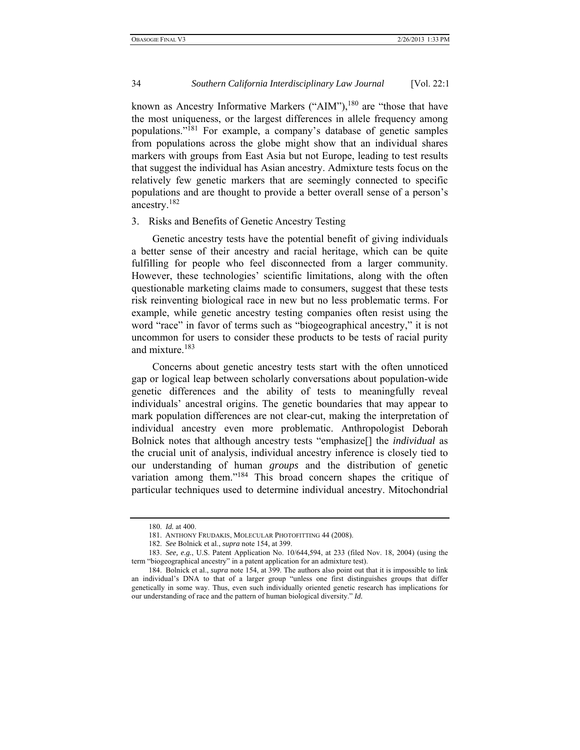known as Ancestry Informative Markers (“AIM”),[180] are “those that have the most uniqueness, or the largest differences in allele frequency among populations.”[181] For example, a company’s database of genetic samples from populations across the globe might show that an individual shares markers with groups from East Asia but not Europe, leading to test results that suggest the individual has Asian ancestry. Admixture tests focus on the relatively few genetic markers that are seemingly connected to specific populations and are thought to provide a better overall sense of a person’s ancestry.[182]

3. Risks and Benefits of Genetic Ancestry Testing

Genetic ancestry tests have the potential benefit of giving individuals a better sense of their ancestry and racial heritage, which can be quite fulfilling for people who feel disconnected from a larger community. However, these technologies’ scientific limitations, along with the often questionable marketing claims made to consumers, suggest that these tests risk reinventing biological race in new but no less problematic terms. For example, while genetic ancestry testing companies often resist using the word “race” in favor of terms such as “biogeographical ancestry,” it is not uncommon for users to consider these products to be tests of racial purity and mixture.[183]

Concerns about genetic ancestry tests start with the often unnoticed gap or logical leap between scholarly conversations about population-wide genetic differences and the ability of tests to meaningfully reveal individuals’ ancestral origins. The genetic boundaries that may appear to mark population differences are not clear-cut, making the interpretation of individual ancestry even more problematic. Anthropologist Deborah Bolnick notes that although ancestry tests “emphasize[] the *individual* as the crucial unit of analysis, individual ancestry inference is closely tied to our understanding of human *groups* and the distribution of genetic variation among them.”[184] This broad concern shapes the critique of particular techniques used to determine individual ancestry. Mitochondrial

---

180. *Id.* at 400.

181. Anthony Frudakis, Molecular Photofitting 44 (2008).

182. *See* Bolnick et al., *supra* note 154, at 399.

183. *See, e.g.*, U.S. Patent Application No. 10/644,594, at 233 (filed Nov. 18, 2004) (using the term “biogeographical ancestry” in a patent application for an admixture test).

184. Bolnick et al., *supra* note 154, at 399. The authors also point out that it is impossible to link an individual’s DNA to that of a larger group “unless one first distinguishes groups that differ genetically in some way. Thus, even such individually oriented genetic research has implications for our understanding of race and the pattern of human biological diversity.” *Id.*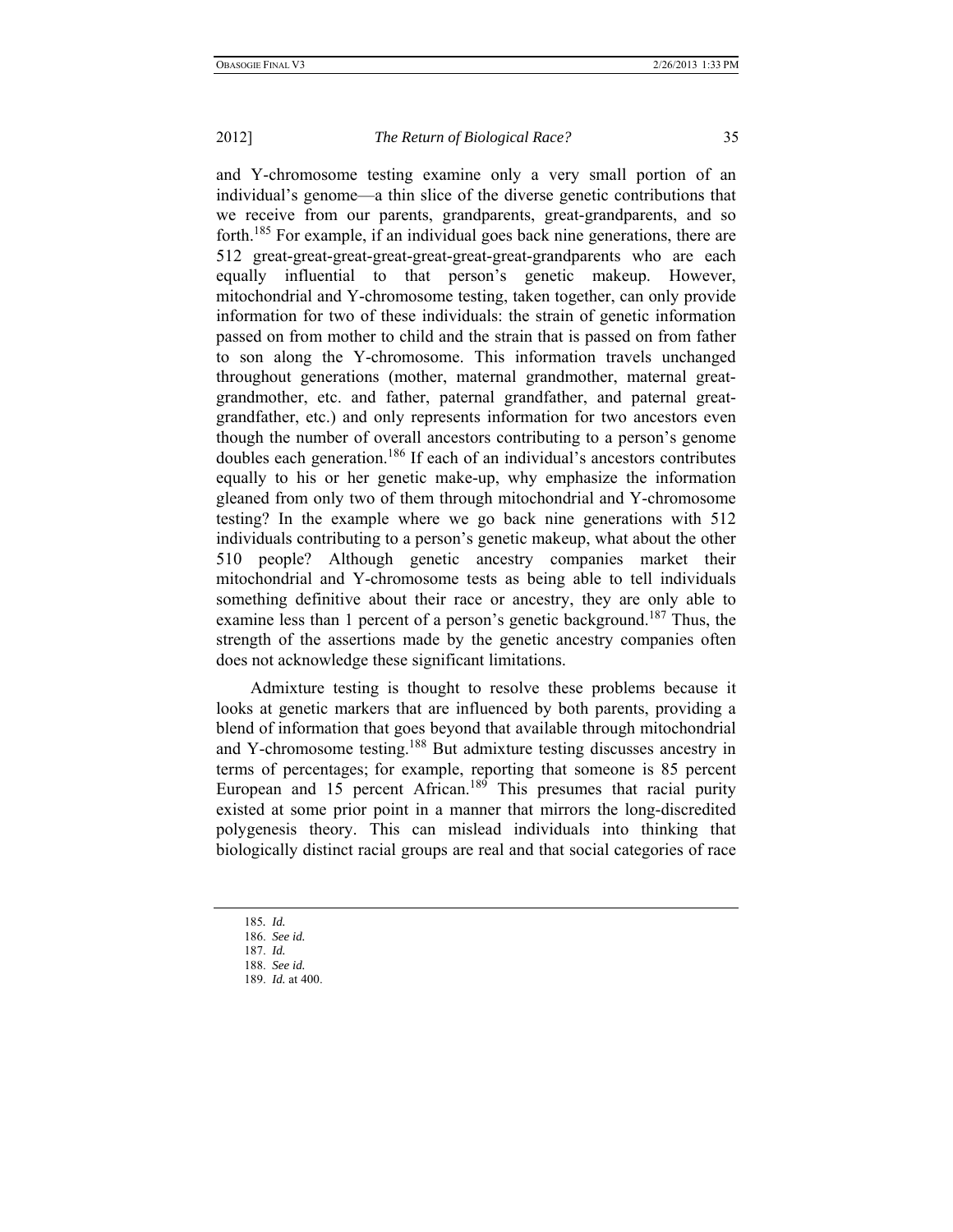and Y-chromosome testing examine only a very small portion of an individual's genome—a thin slice of the diverse genetic contributions that we receive from our parents, grandparents, great-grandparents, and so forth.[185] For example, if an individual goes back nine generations, there are 512 great-great-great-great-great-great-great-grandparents who are each equally influential to that person's genetic makeup. However, mitochondrial and Y-chromosome testing, taken together, can only provide information for two of these individuals: the strain of genetic information passed on from mother to child and the strain that is passed on from father to son along the Y-chromosome. This information travels unchanged throughout generations (mother, maternal grandmother, maternal great-grandmother, etc. and father, paternal grandfather, and paternal great-grandfather, etc.) and only represents information for two ancestors even though the number of overall ancestors contributing to a person's genome doubles each generation.[186] If each of an individual's ancestors contributes equally to his or her genetic make-up, why emphasize the information gleaned from only two of them through mitochondrial and Y-chromosome testing? In the example where we go back nine generations with 512 individuals contributing to a person's genetic makeup, what about the other 510 people? Although genetic ancestry companies market their mitochondrial and Y-chromosome tests as being able to tell individuals something definitive about their race or ancestry, they are only able to examine less than 1 percent of a person's genetic background.[187] Thus, the strength of the assertions made by the genetic ancestry companies often does not acknowledge these significant limitations.

Admixture testing is thought to resolve these problems because it looks at genetic markers that are influenced by both parents, providing a blend of information that goes beyond that available through mitochondrial and Y-chromosome testing.[188] But admixture testing discusses ancestry in terms of percentages; for example, reporting that someone is 85 percent European and 15 percent African.[189] This presumes that racial purity existed at some prior point in a manner that mirrors the long-discredited polygenesis theory. This can mislead individuals into thinking that biologically distinct racial groups are real and that social categories of race

---

185. *Id.*
186. *See id.*
187. *Id.*
188. *See id.*
189. *Id.* at 400.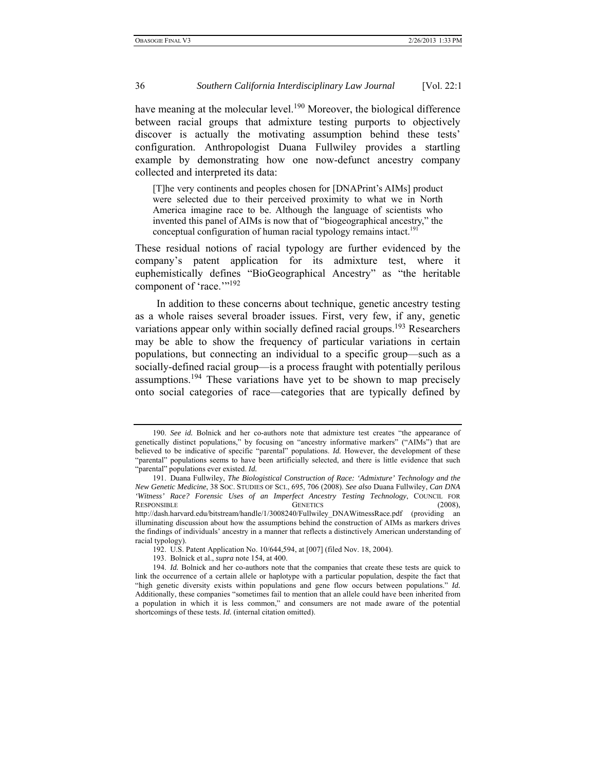have meaning at the molecular level.[190] Moreover, the biological difference between racial groups that admixture testing purports to objectively discover is actually the motivating assumption behind these tests' configuration. Anthropologist Duana Fullwiley provides a startling example by demonstrating how one now-defunct ancestry company collected and interpreted its data:

> [T]he very continents and peoples chosen for [DNAPrint's AIMs] product were selected due to their perceived proximity to what we in North America imagine race to be. Although the language of scientists who invented this panel of AIMs is now that of "biogeographical ancestry," the conceptual configuration of human racial typology remains intact.[191]

These residual notions of racial typology are further evidenced by the company's patent application for its admixture test, where it euphemistically defines "BioGeographical Ancestry" as "the heritable component of 'race.'"[192]

In addition to these concerns about technique, genetic ancestry testing as a whole raises several broader issues. First, very few, if any, genetic variations appear only within socially defined racial groups.[193] Researchers may be able to show the frequency of particular variations in certain populations, but connecting an individual to a specific group—such as a socially-defined racial group—is a process fraught with potentially perilous assumptions.[194] These variations have yet to be shown to map precisely onto social categories of race—categories that are typically defined by

---

190. *See id.* Bolnick and her co-authors note that admixture test creates "the appearance of genetically distinct populations," by focusing on "ancestry informative markers" ("AIMs") that are believed to be indicative of specific "parental" populations. *Id.* However, the development of these "parental" populations seems to have been artificially selected, and there is little evidence that such "parental" populations ever existed. *Id.*

191. Duana Fullwiley, *The Biologistical Construction of Race: 'Admixture' Technology and the New Genetic Medicine*, 38 SOC. STUDIES OF SCI., 695, 706 (2008). *See also* Duana Fullwiley, *Can DNA 'Witness' Race? Forensic Uses of an Imperfect Ancestry Testing Technology*, COUNCIL FOR RESPONSIBLE GENETICS (2008), http://dash.harvard.edu/bitstream/handle/1/3008240/Fullwiley_DNAWitnessRace.pdf (providing an illuminating discussion about how the assumptions behind the construction of AIMs as markers drives the findings of individuals' ancestry in a manner that reflects a distinctively American understanding of racial typology).

192. U.S. Patent Application No. 10/644,594, at [007] (filed Nov. 18, 2004).

193. Bolnick et al., *supra* note 154, at 400.

194. *Id.* Bolnick and her co-authors note that the companies that create these tests are quick to link the occurrence of a certain allele or haplotype with a particular population, despite the fact that "high genetic diversity exists within populations and gene flow occurs between populations." *Id.* Additionally, these companies "sometimes fail to mention that an allele could have been inherited from a population in which it is less common," and consumers are not made aware of the potential shortcomings of these tests. *Id.* (internal citation omitted).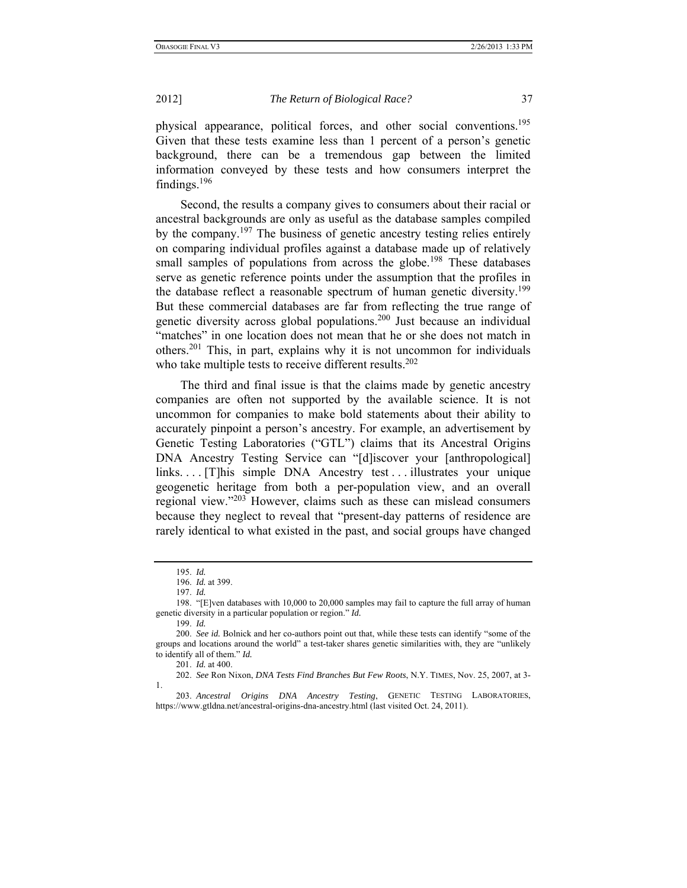physical appearance, political forces, and other social conventions.[195] Given that these tests examine less than 1 percent of a person's genetic background, there can be a tremendous gap between the limited information conveyed by these tests and how consumers interpret the findings.[196]

Second, the results a company gives to consumers about their racial or ancestral backgrounds are only as useful as the database samples compiled by the company.[197] The business of genetic ancestry testing relies entirely on comparing individual profiles against a database made up of relatively small samples of populations from across the globe.[198] These databases serve as genetic reference points under the assumption that the profiles in the database reflect a reasonable spectrum of human genetic diversity.[199] But these commercial databases are far from reflecting the true range of genetic diversity across global populations.[200] Just because an individual "matches" in one location does not mean that he or she does not match in others.[201] This, in part, explains why it is not uncommon for individuals who take multiple tests to receive different results.[202]

The third and final issue is that the claims made by genetic ancestry companies are often not supported by the available science. It is not uncommon for companies to make bold statements about their ability to accurately pinpoint a person's ancestry. For example, an advertisement by Genetic Testing Laboratories ("GTL") claims that its Ancestral Origins DNA Ancestry Testing Service can "[d]iscover your [anthropological] links. . . . [T]his simple DNA Ancestry test . . . illustrates your unique geogenetic heritage from both a per-population view, and an overall regional view."[203] However, claims such as these can mislead consumers because they neglect to reveal that "present-day patterns of residence are rarely identical to what existed in the past, and social groups have changed

---

195. *Id.*

196. *Id.* at 399.

197. *Id.*

198. "[E]ven databases with 10,000 to 20,000 samples may fail to capture the full array of human genetic diversity in a particular population or region." *Id.*

199. *Id.*

200. *See id.* Bolnick and her co-authors point out that, while these tests can identify "some of the groups and locations around the world" a test-taker shares genetic similarities with, they are "unlikely to identify all of them." *Id.*

201. *Id.* at 400.

202. *See* Ron Nixon, *DNA Tests Find Branches But Few Roots*, N.Y. TIMES, Nov. 25, 2007, at 3-1.

203. *Ancestral Origins DNA Ancestry Testing*, GENETIC TESTING LABORATORIES, https://www.gtldna.net/ancestral-origins-dna-ancestry.html (last visited Oct. 24, 2011).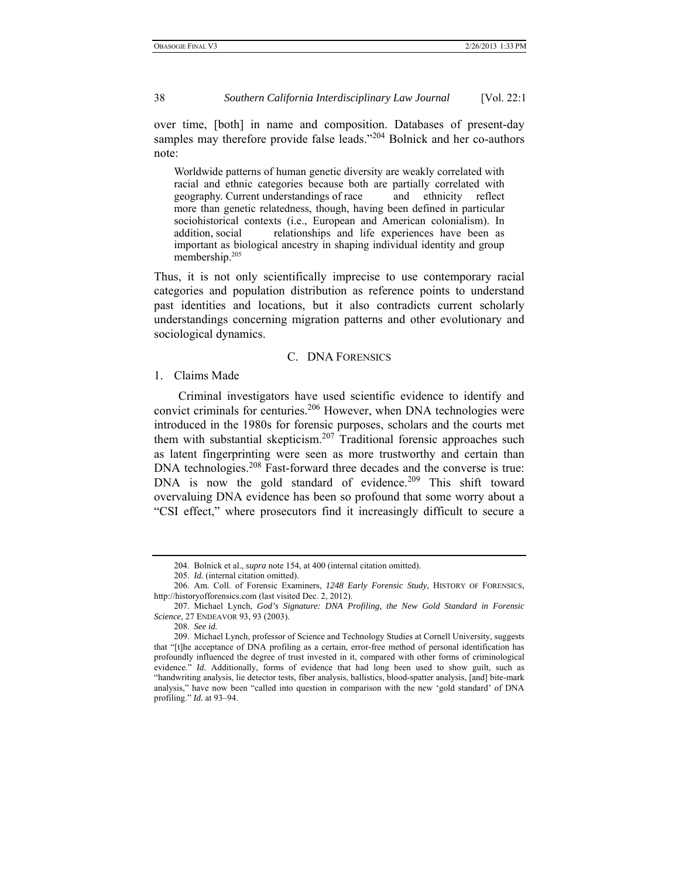over time, [both] in name and composition. Databases of present-day samples may therefore provide false leads."[204] Bolnick and her co-authors note:

> Worldwide patterns of human genetic diversity are weakly correlated with racial and ethnic categories because both are partially correlated with geography. Current understandings of race and ethnicity reflect more than genetic relatedness, though, having been defined in particular sociohistorical contexts (i.e., European and American colonialism). In addition, social relationships and life experiences have been as important as biological ancestry in shaping individual identity and group membership.[205]

Thus, it is not only scientifically imprecise to use contemporary racial categories and population distribution as reference points to understand past identities and locations, but it also contradicts current scholarly understandings concerning migration patterns and other evolutionary and sociological dynamics.

## C. DNA Forensics

### 1. Claims Made

Criminal investigators have used scientific evidence to identify and convict criminals for centuries.[206] However, when DNA technologies were introduced in the 1980s for forensic purposes, scholars and the courts met them with substantial skepticism.[207] Traditional forensic approaches such as latent fingerprinting were seen as more trustworthy and certain than DNA technologies.[208] Fast-forward three decades and the converse is true: DNA is now the gold standard of evidence.[209] This shift toward overvaluing DNA evidence has been so profound that some worry about a "CSI effect," where prosecutors find it increasingly difficult to secure a

---

204. Bolnick et al., *supra* note 154, at 400 (internal citation omitted).

205. *Id.* (internal citation omitted).

206. Am. Coll. of Forensic Examiners, *1248 Early Forensic Study*, History of Forensics, http://historyofforensics.com (last visited Dec. 2, 2012).

207. Michael Lynch, *God's Signature: DNA Profiling, the New Gold Standard in Forensic Science*, 27 Endeavor 93, 93 (2003).

208. *See id.*

209. Michael Lynch, professor of Science and Technology Studies at Cornell University, suggests that "[t]he acceptance of DNA profiling as a certain, error-free method of personal identification has profoundly influenced the degree of trust invested in it, compared with other forms of criminological evidence." *Id.* Additionally, forms of evidence that had long been used to show guilt, such as "handwriting analysis, lie detector tests, fiber analysis, ballistics, blood-spatter analysis, [and] bite-mark analysis," have now been "called into question in comparison with the new 'gold standard' of DNA profiling." *Id.* at 93–94.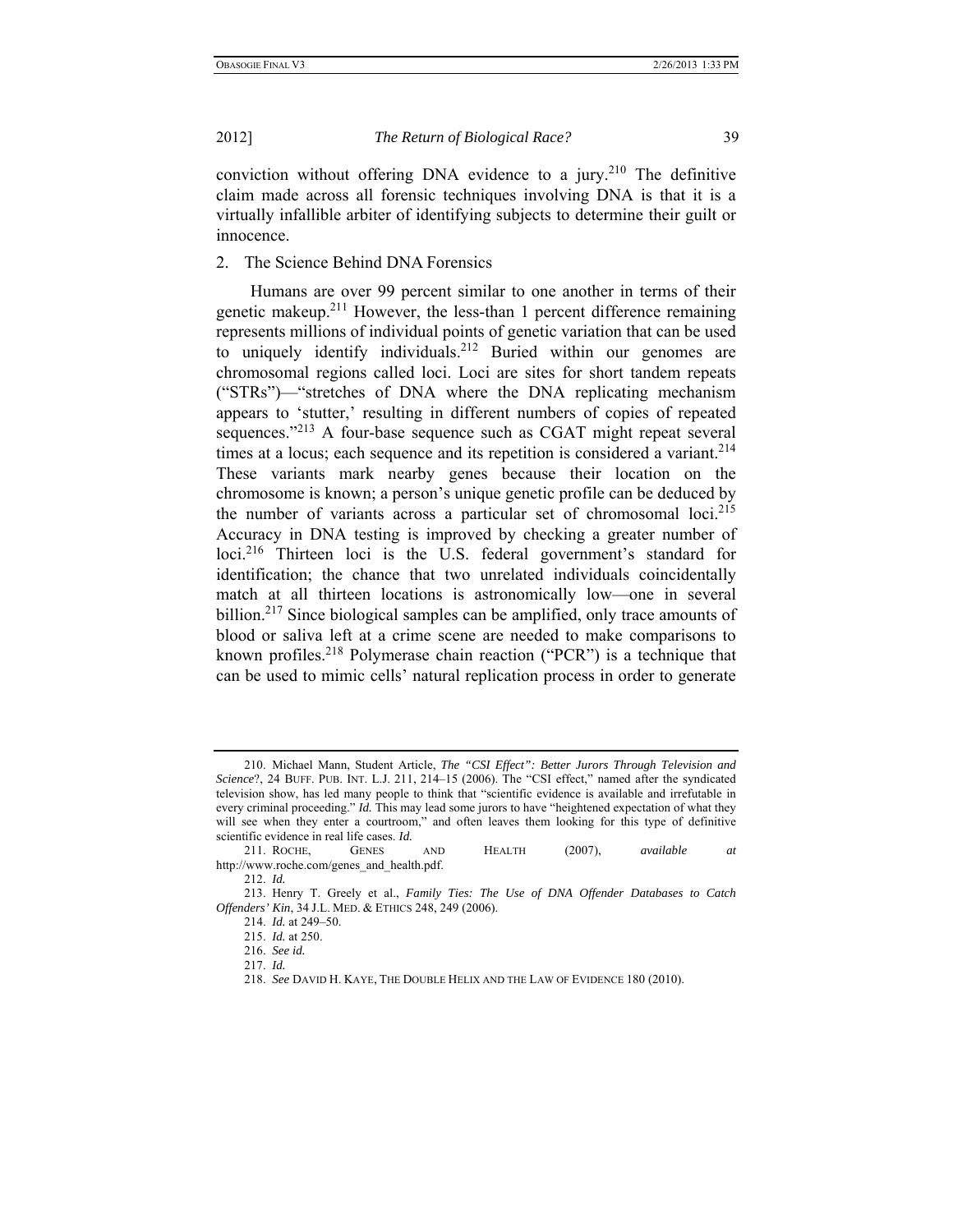conviction without offering DNA evidence to a jury.[210] The definitive claim made across all forensic techniques involving DNA is that it is a virtually infallible arbiter of identifying subjects to determine their guilt or innocence.

### 2. The Science Behind DNA Forensics

Humans are over 99 percent similar to one another in terms of their genetic makeup.[211] However, the less-than 1 percent difference remaining represents millions of individual points of genetic variation that can be used to uniquely identify individuals.[212] Buried within our genomes are chromosomal regions called loci. Loci are sites for short tandem repeats ("STRs")—"stretches of DNA where the DNA replicating mechanism appears to 'stutter,' resulting in different numbers of copies of repeated sequences."[213] A four-base sequence such as CGAT might repeat several times at a locus; each sequence and its repetition is considered a variant.[214] These variants mark nearby genes because their location on the chromosome is known; a person's unique genetic profile can be deduced by the number of variants across a particular set of chromosomal loci.[215] Accuracy in DNA testing is improved by checking a greater number of loci.[216] Thirteen loci is the U.S. federal government's standard for identification; the chance that two unrelated individuals coincidentally match at all thirteen locations is astronomically low—one in several billion.[217] Since biological samples can be amplified, only trace amounts of blood or saliva left at a crime scene are needed to make comparisons to known profiles.[218] Polymerase chain reaction ("PCR") is a technique that can be used to mimic cells' natural replication process in order to generate

---

210. Michael Mann, Student Article, *The "CSI Effect": Better Jurors Through Television and Science*?, 24 BUFF. PUB. INT. L.J. 211, 214–15 (2006). The "CSI effect," named after the syndicated television show, has led many people to think that "scientific evidence is available and irrefutable in every criminal proceeding." *Id.* This may lead some jurors to have "heightened expectation of what they will see when they enter a courtroom," and often leaves them looking for this type of definitive scientific evidence in real life cases. *Id.*

211. ROCHE, GENES AND HEALTH (2007), *available at* http://www.roche.com/genes_and_health.pdf.

212. *Id.*

213. Henry T. Greely et al., *Family Ties: The Use of DNA Offender Databases to Catch Offenders' Kin*, 34 J.L. MED. & ETHICS 248, 249 (2006).

214. *Id.* at 249–50.

215. *Id.* at 250.

216. *See id.*

217. *Id.*

218. *See* DAVID H. KAYE, THE DOUBLE HELIX AND THE LAW OF EVIDENCE 180 (2010).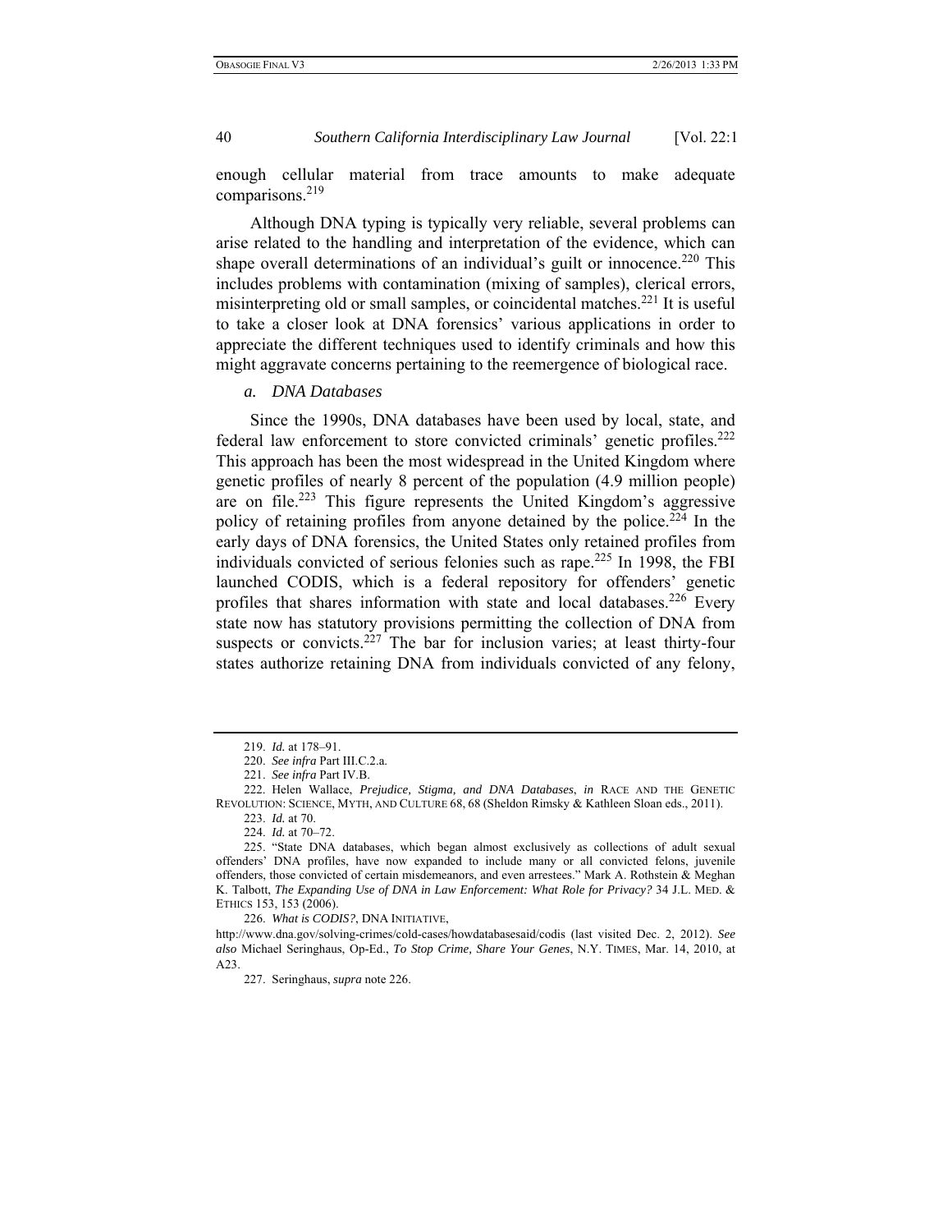enough cellular material from trace amounts to make adequate comparisons.[219]

Although DNA typing is typically very reliable, several problems can arise related to the handling and interpretation of the evidence, which can shape overall determinations of an individual's guilt or innocence.[220] This includes problems with contamination (mixing of samples), clerical errors, misinterpreting old or small samples, or coincidental matches.[221] It is useful to take a closer look at DNA forensics' various applications in order to appreciate the different techniques used to identify criminals and how this might aggravate concerns pertaining to the reemergence of biological race.

*a. DNA Databases*

Since the 1990s, DNA databases have been used by local, state, and federal law enforcement to store convicted criminals' genetic profiles.[222] This approach has been the most widespread in the United Kingdom where genetic profiles of nearly 8 percent of the population (4.9 million people) are on file.[223] This figure represents the United Kingdom's aggressive policy of retaining profiles from anyone detained by the police.[224] In the early days of DNA forensics, the United States only retained profiles from individuals convicted of serious felonies such as rape.[225] In 1998, the FBI launched CODIS, which is a federal repository for offenders' genetic profiles that shares information with state and local databases.[226] Every state now has statutory provisions permitting the collection of DNA from suspects or convicts.[227] The bar for inclusion varies; at least thirty-four states authorize retaining DNA from individuals convicted of any felony,

---

219. *Id.* at 178–91.

220. *See infra* Part III.C.2.a.

221. *See infra* Part IV.B.

222. Helen Wallace, *Prejudice, Stigma, and DNA Databases*, *in* RACE AND THE GENETIC REVOLUTION: SCIENCE, MYTH, AND CULTURE 68, 68 (Sheldon Rimsky & Kathleen Sloan eds., 2011).

223. *Id.* at 70.

224. *Id.* at 70–72.

225. "State DNA databases, which began almost exclusively as collections of adult sexual offenders' DNA profiles, have now expanded to include many or all convicted felons, juvenile offenders, those convicted of certain misdemeanors, and even arrestees." Mark A. Rothstein & Meghan K. Talbott, *The Expanding Use of DNA in Law Enforcement: What Role for Privacy?* 34 J.L. MED. & ETHICS 153, 153 (2006).

226. *What is CODIS?*, DNA INITIATIVE, http://www.dna.gov/solving-crimes/cold-cases/howdatabasesaid/codis (last visited Dec. 2, 2012). *See also* Michael Seringhaus, Op-Ed., *To Stop Crime, Share Your Genes*, N.Y. TIMES, Mar. 14, 2010, at A23.

227. Seringhaus, *supra* note 226.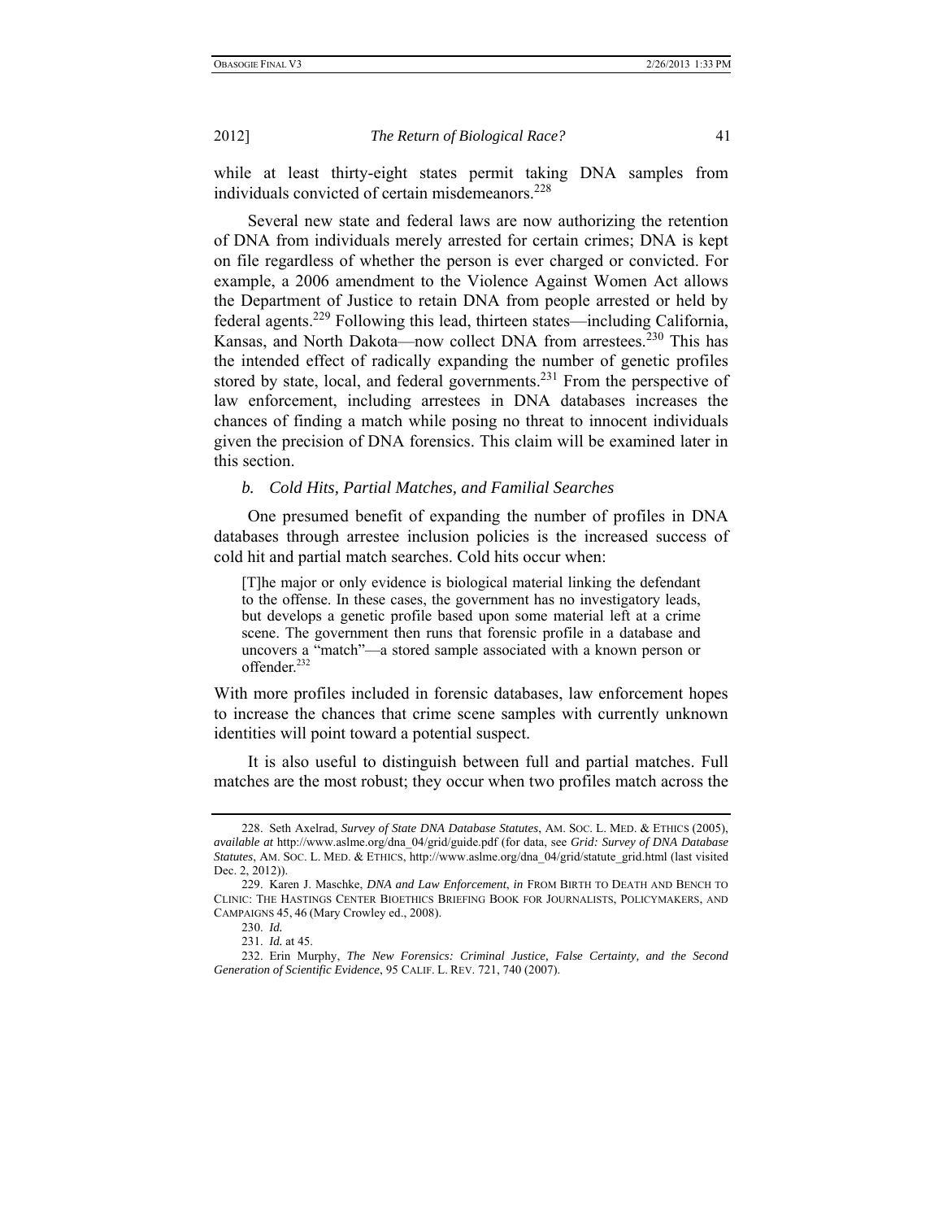while at least thirty-eight states permit taking DNA samples from individuals convicted of certain misdemeanors.[228]

Several new state and federal laws are now authorizing the retention of DNA from individuals merely arrested for certain crimes; DNA is kept on file regardless of whether the person is ever charged or convicted. For example, a 2006 amendment to the Violence Against Women Act allows the Department of Justice to retain DNA from people arrested or held by federal agents.[229] Following this lead, thirteen states—including California, Kansas, and North Dakota—now collect DNA from arrestees.[230] This has the intended effect of radically expanding the number of genetic profiles stored by state, local, and federal governments.[231] From the perspective of law enforcement, including arrestees in DNA databases increases the chances of finding a match while posing no threat to innocent individuals given the precision of DNA forensics. This claim will be examined later in this section.

### *b. Cold Hits, Partial Matches, and Familial Searches*

One presumed benefit of expanding the number of profiles in DNA databases through arrestee inclusion policies is the increased success of cold hit and partial match searches. Cold hits occur when:

> [T]he major or only evidence is biological material linking the defendant to the offense. In these cases, the government has no investigatory leads, but develops a genetic profile based upon some material left at a crime scene. The government then runs that forensic profile in a database and uncovers a "match"—a stored sample associated with a known person or offender.[232]

With more profiles included in forensic databases, law enforcement hopes to increase the chances that crime scene samples with currently unknown identities will point toward a potential suspect.

It is also useful to distinguish between full and partial matches. Full matches are the most robust; they occur when two profiles match across the

---

228. Seth Axelrad, *Survey of State DNA Database Statutes*, AM. SOC. L. MED. & ETHICS (2005), *available at* http://www.aslme.org/dna_04/grid/guide.pdf (for data, see *Grid: Survey of DNA Database Statutes*, AM. SOC. L. MED. & ETHICS, http://www.aslme.org/dna_04/grid/statute_grid.html (last visited Dec. 2, 2012)).

229. Karen J. Maschke, *DNA and Law Enforcement*, *in* FROM BIRTH TO DEATH AND BENCH TO CLINIC: THE HASTINGS CENTER BIOETHICS BRIEFING BOOK FOR JOURNALISTS, POLICYMAKERS, AND CAMPAIGNS 45, 46 (Mary Crowley ed., 2008).

230. *Id.*

231. *Id.* at 45.

232. Erin Murphy, *The New Forensics: Criminal Justice, False Certainty, and the Second Generation of Scientific Evidence*, 95 CALIF. L. REV. 721, 740 (2007).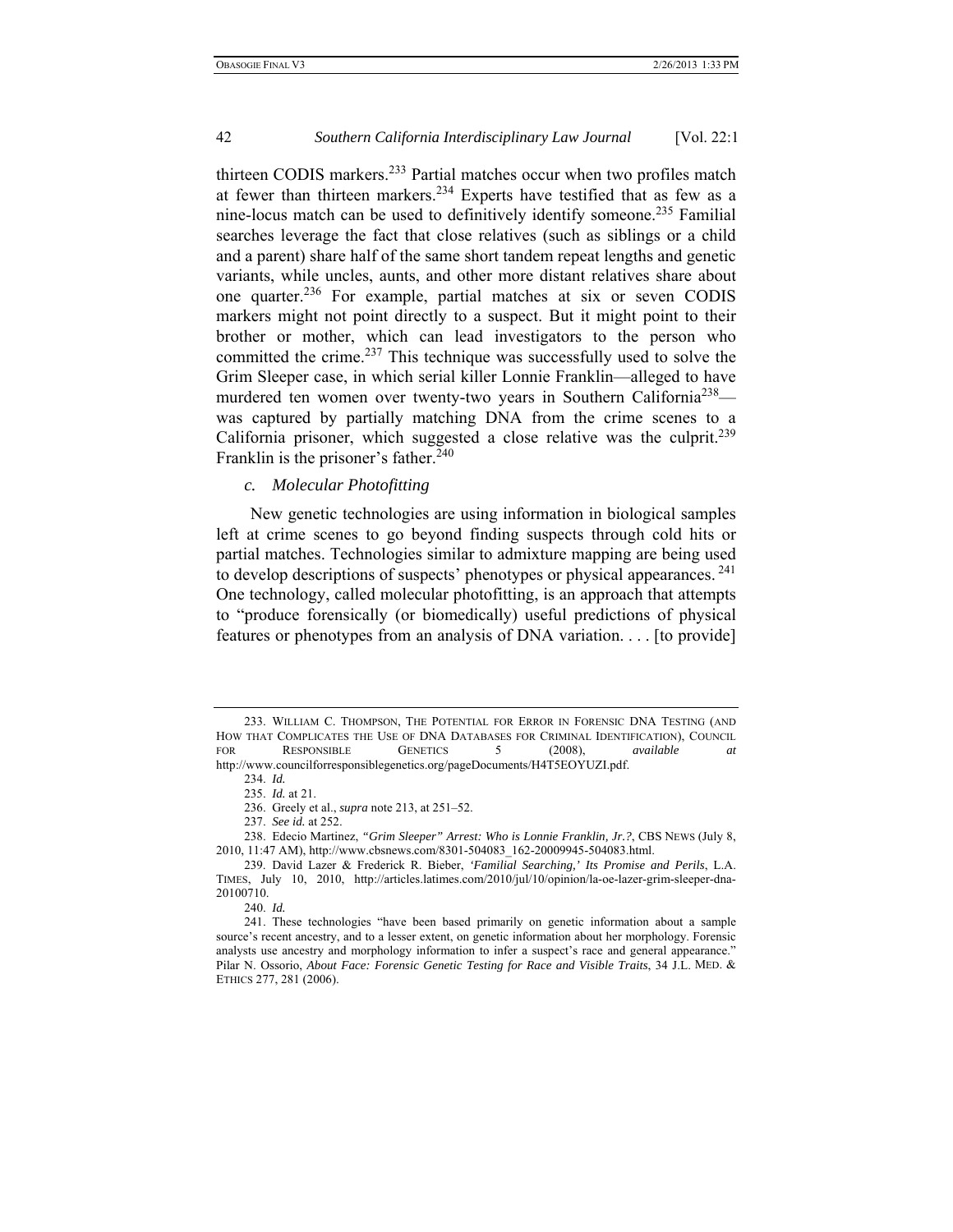thirteen CODIS markers.[233] Partial matches occur when two profiles match at fewer than thirteen markers.[234] Experts have testified that as few as a nine-locus match can be used to definitively identify someone.[235] Familial searches leverage the fact that close relatives (such as siblings or a child and a parent) share half of the same short tandem repeat lengths and genetic variants, while uncles, aunts, and other more distant relatives share about one quarter.[236] For example, partial matches at six or seven CODIS markers might not point directly to a suspect. But it might point to their brother or mother, which can lead investigators to the person who committed the crime.[237] This technique was successfully used to solve the Grim Sleeper case, in which serial killer Lonnie Franklin—alleged to have murdered ten women over twenty-two years in Southern California[238]—was captured by partially matching DNA from the crime scenes to a California prisoner, which suggested a close relative was the culprit.[239] Franklin is the prisoner's father.[240]

*c. Molecular Photofitting*

New genetic technologies are using information in biological samples left at crime scenes to go beyond finding suspects through cold hits or partial matches. Technologies similar to admixture mapping are being used to develop descriptions of suspects' phenotypes or physical appearances.[241] One technology, called molecular photofitting, is an approach that attempts to "produce forensically (or biomedically) useful predictions of physical features or phenotypes from an analysis of DNA variation. . . . [to provide]

---

233. WILLIAM C. THOMPSON, THE POTENTIAL FOR ERROR IN FORENSIC DNA TESTING (AND HOW THAT COMPLICATES THE USE OF DNA DATABASES FOR CRIMINAL IDENTIFICATION), COUNCIL FOR RESPONSIBLE GENETICS 5 (2008), *available at* http://www.councilforresponsiblegenetics.org/pageDocuments/H4T5EOYUZI.pdf.

234. *Id.*

235. *Id.* at 21.

236. Greely et al., *supra* note 213, at 251–52.

237. *See id.* at 252.

238. Edecio Martinez, *"Grim Sleeper" Arrest: Who is Lonnie Franklin, Jr.?*, CBS NEWS (July 8, 2010, 11:47 AM), http://www.cbsnews.com/8301-504083_162-20009945-504083.html.

239. David Lazer & Frederick R. Bieber, *'Familial Searching,' Its Promise and Perils*, L.A. TIMES, July 10, 2010, http://articles.latimes.com/2010/jul/10/opinion/la-oe-lazer-grim-sleeper-dna-20100710.

240. *Id.*

241. These technologies "have been based primarily on genetic information about a sample source's recent ancestry, and to a lesser extent, on genetic information about her morphology. Forensic analysts use ancestry and morphology information to infer a suspect's race and general appearance." Pilar N. Ossorio, *About Face: Forensic Genetic Testing for Race and Visible Traits*, 34 J.L. MED. & ETHICS 277, 281 (2006).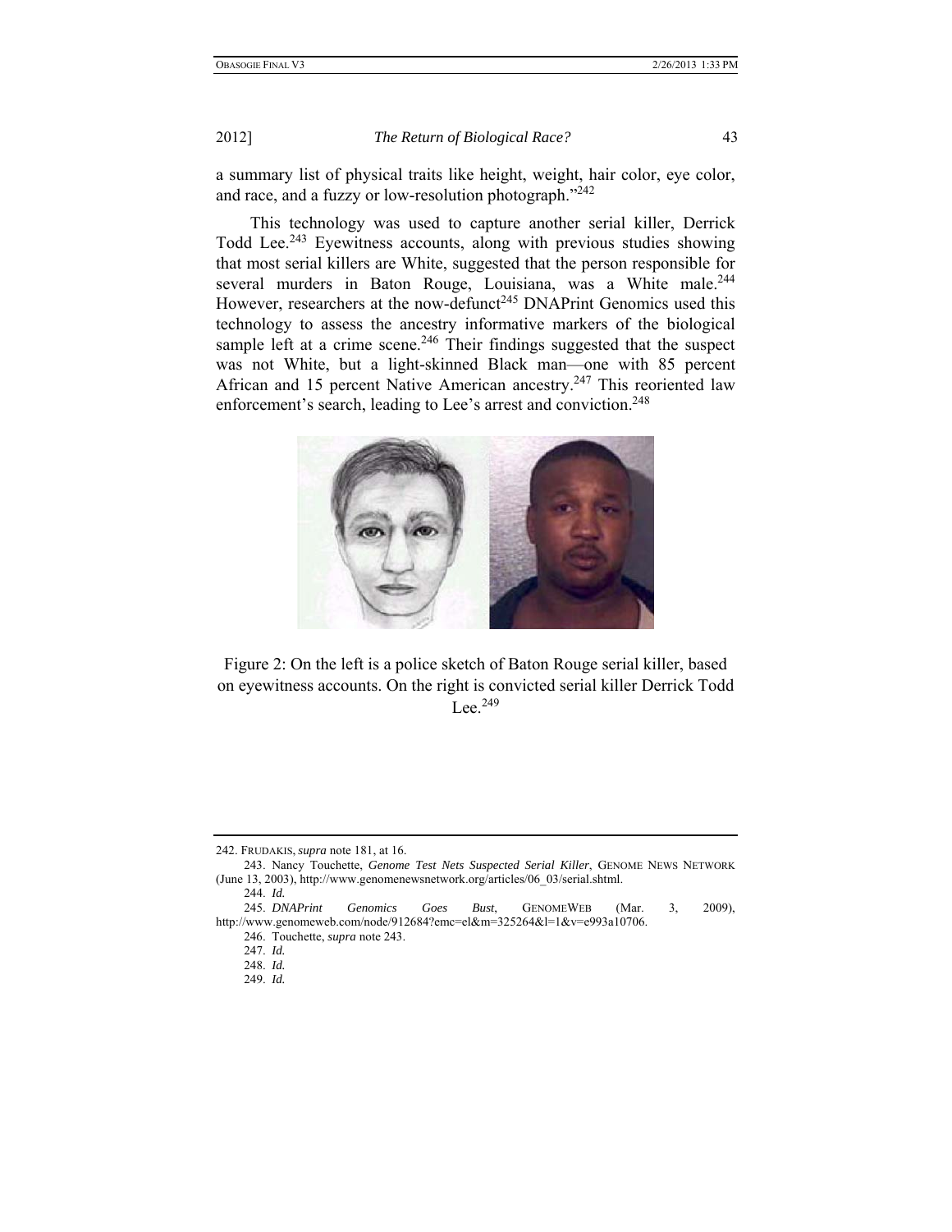a summary list of physical traits like height, weight, hair color, eye color, and race, and a fuzzy or low-resolution photograph."[242]

This technology was used to capture another serial killer, Derrick Todd Lee.[243] Eyewitness accounts, along with previous studies showing that most serial killers are White, suggested that the person responsible for several murders in Baton Rouge, Louisiana, was a White male.[244] However, researchers at the now-defunct[245] DNAPrint Genomics used this technology to assess the ancestry informative markers of the biological sample left at a crime scene.[246] Their findings suggested that the suspect was not White, but a light-skinned Black man—one with 85 percent African and 15 percent Native American ancestry.[247] This reoriented law enforcement's search, leading to Lee's arrest and conviction.[248]

Figure 2: On the left is a police sketch of Baton Rouge serial killer, based on eyewitness accounts. On the right is convicted serial killer Derrick Todd Lee.[249]

---

242. FRUDAKIS, *supra* note 181, at 16.

243. Nancy Touchette, *Genome Test Nets Suspected Serial Killer*, GENOME NEWS NETWORK (June 13, 2003), http://www.genomenewsnetwork.org/articles/06_03/serial.shtml.

244. *Id.*

245. *DNAPrint Genomics Goes Bust*, GENOMEWEB (Mar. 3, 2009), http://www.genomeweb.com/node/912684?emc=el&m=325264&l=1&v=e993a10706.

246. Touchette, *supra* note 243.

247. *Id.*

248. *Id.*

249. *Id.*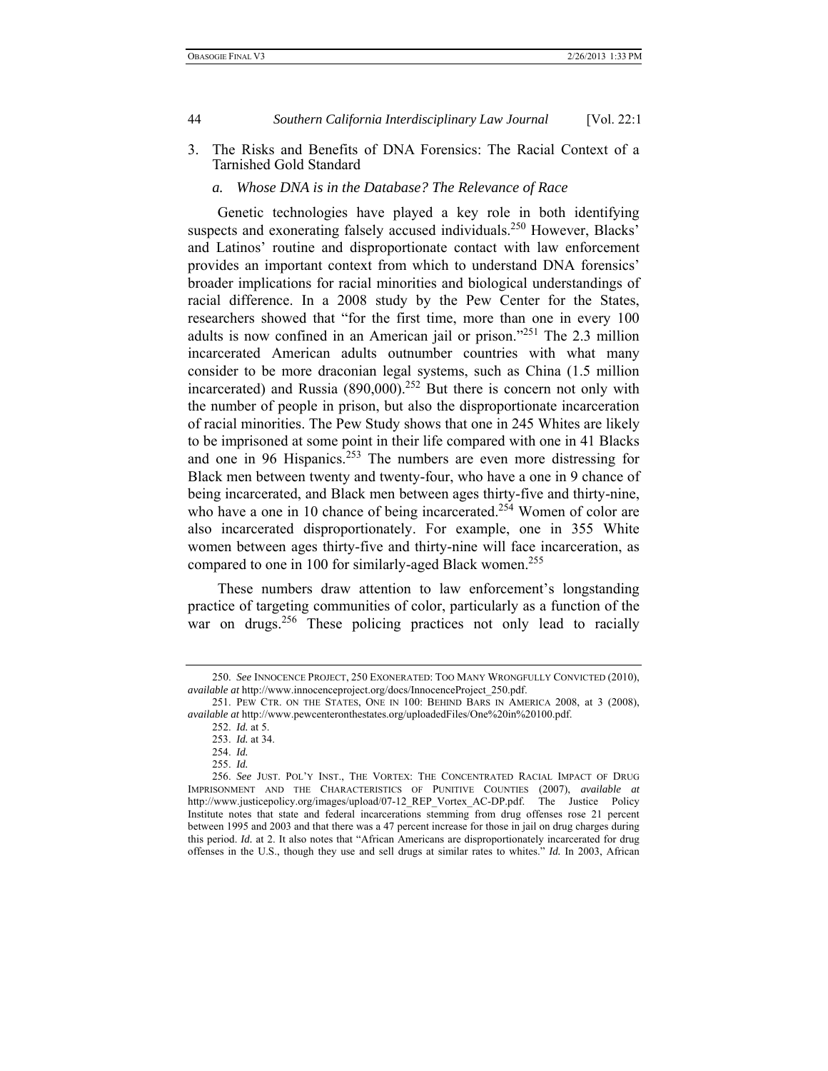3. The Risks and Benefits of DNA Forensics: The Racial Context of a Tarnished Gold Standard

### *a. Whose DNA is in the Database? The Relevance of Race*

Genetic technologies have played a key role in both identifying suspects and exonerating falsely accused individuals.[250] However, Blacks' and Latinos' routine and disproportionate contact with law enforcement provides an important context from which to understand DNA forensics' broader implications for racial minorities and biological understandings of racial difference. In a 2008 study by the Pew Center for the States, researchers showed that "for the first time, more than one in every 100 adults is now confined in an American jail or prison."[251] The 2.3 million incarcerated American adults outnumber countries with what many consider to be more draconian legal systems, such as China (1.5 million incarcerated) and Russia (890,000).[252] But there is concern not only with the number of people in prison, but also the disproportionate incarceration of racial minorities. The Pew Study shows that one in 245 Whites are likely to be imprisoned at some point in their life compared with one in 41 Blacks and one in 96 Hispanics.[253] The numbers are even more distressing for Black men between twenty and twenty-four, who have a one in 9 chance of being incarcerated, and Black men between ages thirty-five and thirty-nine, who have a one in 10 chance of being incarcerated.[254] Women of color are also incarcerated disproportionately. For example, one in 355 White women between ages thirty-five and thirty-nine will face incarceration, as compared to one in 100 for similarly-aged Black women.[255]

These numbers draw attention to law enforcement's longstanding practice of targeting communities of color, particularly as a function of the war on drugs.[256] These policing practices not only lead to racially

---

250. *See* INNOCENCE PROJECT, 250 EXONERATED: TOO MANY WRONGFULLY CONVICTED (2010), *available at* http://www.innocenceproject.org/docs/InnocenceProject_250.pdf.

251. PEW CTR. ON THE STATES, ONE IN 100: BEHIND BARS IN AMERICA 2008, at 3 (2008), *available at* http://www.pewcenteronthestates.org/uploadedFiles/One%20in%20100.pdf.

252. *Id.* at 5.

253. *Id.* at 34.

254. *Id.*

255. *Id.*

256. *See* JUST. POL'Y INST., THE VORTEX: THE CONCENTRATED RACIAL IMPACT OF DRUG IMPRISONMENT AND THE CHARACTERISTICS OF PUNITIVE COUNTIES (2007), *available at* http://www.justicepolicy.org/images/upload/07-12_REP_Vortex_AC-DP.pdf. The Justice Policy Institute notes that state and federal incarcerations stemming from drug offenses rose 21 percent between 1995 and 2003 and that there was a 47 percent increase for those in jail on drug charges during this period. *Id.* at 2. It also notes that "African Americans are disproportionately incarcerated for drug offenses in the U.S., though they use and sell drugs at similar rates to whites." *Id.* In 2003, African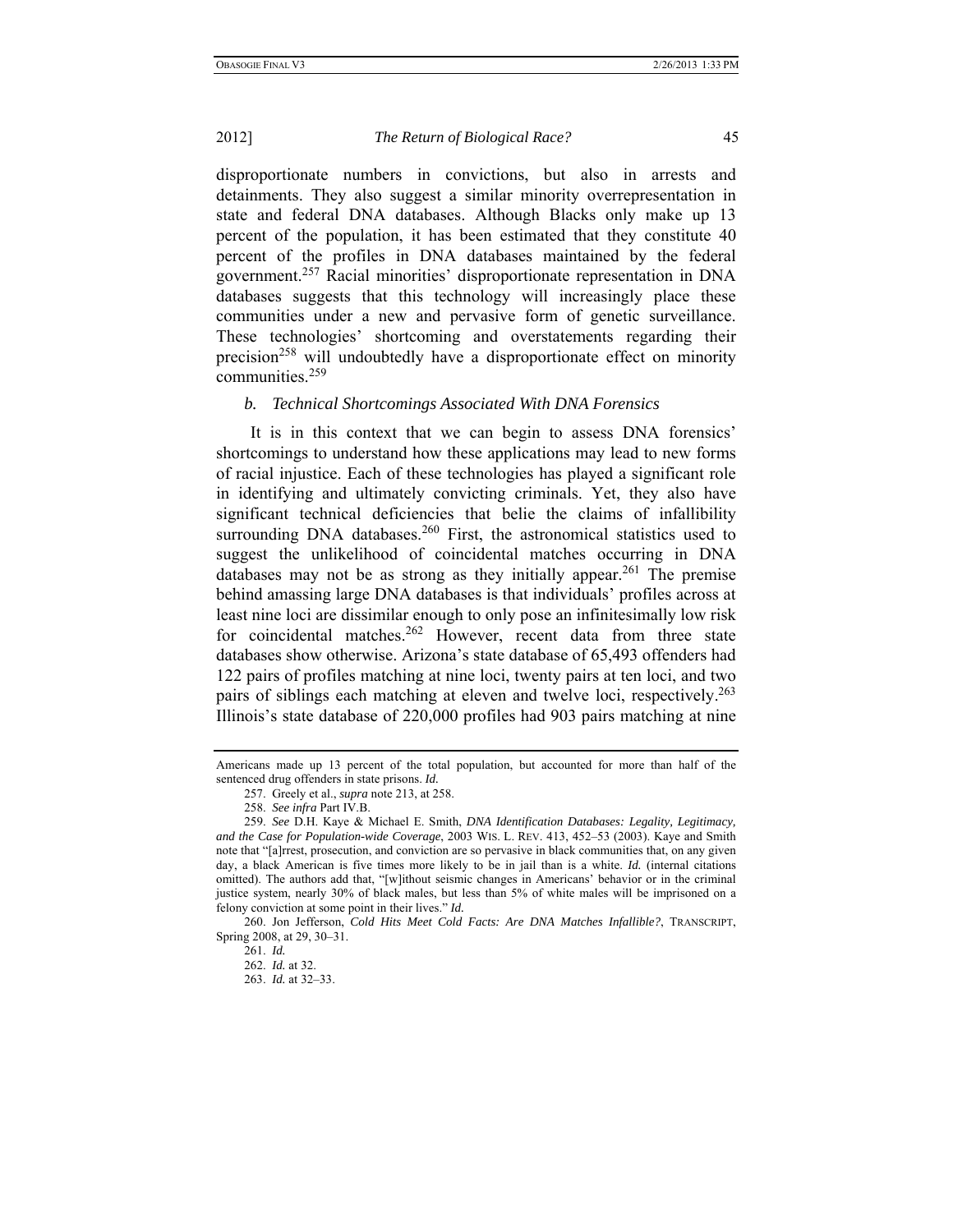disproportionate numbers in convictions, but also in arrests and detainments. They also suggest a similar minority overrepresentation in state and federal DNA databases. Although Blacks only make up 13 percent of the population, it has been estimated that they constitute 40 percent of the profiles in DNA databases maintained by the federal government.[257] Racial minorities' disproportionate representation in DNA databases suggests that this technology will increasingly place these communities under a new and pervasive form of genetic surveillance. These technologies' shortcoming and overstatements regarding their precision[258] will undoubtedly have a disproportionate effect on minority communities.[259]

### *b. Technical Shortcomings Associated With DNA Forensics*

It is in this context that we can begin to assess DNA forensics' shortcomings to understand how these applications may lead to new forms of racial injustice. Each of these technologies has played a significant role in identifying and ultimately convicting criminals. Yet, they also have significant technical deficiencies that belie the claims of infallibility surrounding DNA databases.[260] First, the astronomical statistics used to suggest the unlikelihood of coincidental matches occurring in DNA databases may not be as strong as they initially appear.[261] The premise behind amassing large DNA databases is that individuals' profiles across at least nine loci are dissimilar enough to only pose an infinitesimally low risk for coincidental matches.[262] However, recent data from three state databases show otherwise. Arizona's state database of 65,493 offenders had 122 pairs of profiles matching at nine loci, twenty pairs at ten loci, and two pairs of siblings each matching at eleven and twelve loci, respectively.[263] Illinois's state database of 220,000 profiles had 903 pairs matching at nine

---

Americans made up 13 percent of the total population, but accounted for more than half of the sentenced drug offenders in state prisons. *Id.*

257. Greely et al., *supra* note 213, at 258.

258. *See infra* Part IV.B.

259. *See* D.H. Kaye & Michael E. Smith, *DNA Identification Databases: Legality, Legitimacy, and the Case for Population-wide Coverage*, 2003 WIS. L. REV. 413, 452–53 (2003). Kaye and Smith note that "[a]rrest, prosecution, and conviction are so pervasive in black communities that, on any given day, a black American is five times more likely to be in jail than is a white. *Id.* (internal citations omitted). The authors add that, "[w]ithout seismic changes in Americans' behavior or in the criminal justice system, nearly 30% of black males, but less than 5% of white males will be imprisoned on a felony conviction at some point in their lives." *Id.*

260. Jon Jefferson, *Cold Hits Meet Cold Facts: Are DNA Matches Infallible?*, TRANSCRIPT, Spring 2008, at 29, 30–31.

261. *Id.*

262. *Id.* at 32.

263. *Id.* at 32–33.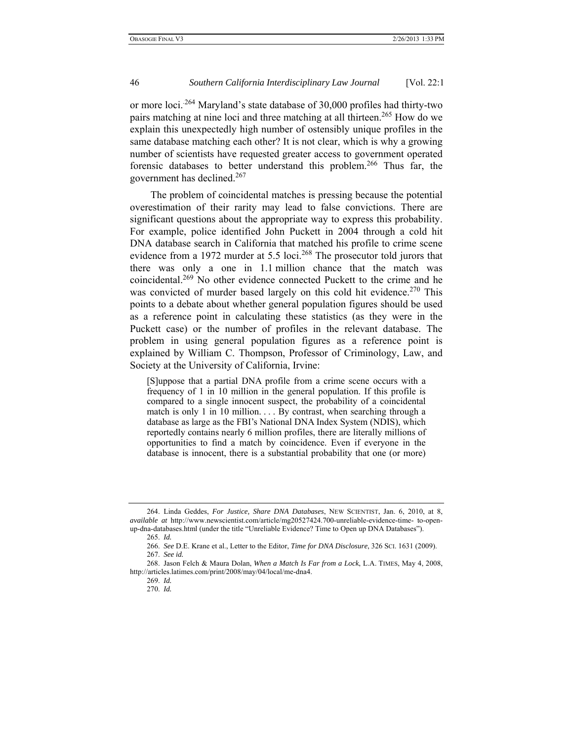or more loci.[264] Maryland's state database of 30,000 profiles had thirty-two pairs matching at nine loci and three matching at all thirteen.[265] How do we explain this unexpectedly high number of ostensibly unique profiles in the same database matching each other? It is not clear, which is why a growing number of scientists have requested greater access to government operated forensic databases to better understand this problem.[266] Thus far, the government has declined.[267]

The problem of coincidental matches is pressing because the potential overestimation of their rarity may lead to false convictions. There are significant questions about the appropriate way to express this probability. For example, police identified John Puckett in 2004 through a cold hit DNA database search in California that matched his profile to crime scene evidence from a 1972 murder at 5.5 loci.[268] The prosecutor told jurors that there was only a one in 1.1 million chance that the match was coincidental.[269] No other evidence connected Puckett to the crime and he was convicted of murder based largely on this cold hit evidence.[270] This points to a debate about whether general population figures should be used as a reference point in calculating these statistics (as they were in the Puckett case) or the number of profiles in the relevant database. The problem in using general population figures as a reference point is explained by William C. Thompson, Professor of Criminology, Law, and Society at the University of California, Irvine:

> [S]uppose that a partial DNA profile from a crime scene occurs with a frequency of 1 in 10 million in the general population. If this profile is compared to a single innocent suspect, the probability of a coincidental match is only 1 in 10 million. . . . By contrast, when searching through a database as large as the FBI's National DNA Index System (NDIS), which reportedly contains nearly 6 million profiles, there are literally millions of opportunities to find a match by coincidence. Even if everyone in the database is innocent, there is a substantial probability that one (or more)

---

264. Linda Geddes, *For Justice, Share DNA Databases*, NEW SCIENTIST, Jan. 6, 2010, at 8, *available at* http://www.newscientist.com/article/mg20527424.700-unreliable-evidence-time- to-open-up-dna-databases.html (under the title "Unreliable Evidence? Time to Open up DNA Databases").

265. *Id.*

266. *See* D.E. Krane et al., Letter to the Editor, *Time for DNA Disclosure*, 326 SCI. 1631 (2009).

267. *See id.*

268. Jason Felch & Maura Dolan, *When a Match Is Far from a Lock*, L.A. TIMES, May 4, 2008, http://articles.latimes.com/print/2008/may/04/local/me-dna4.

269. *Id.*

270. *Id.*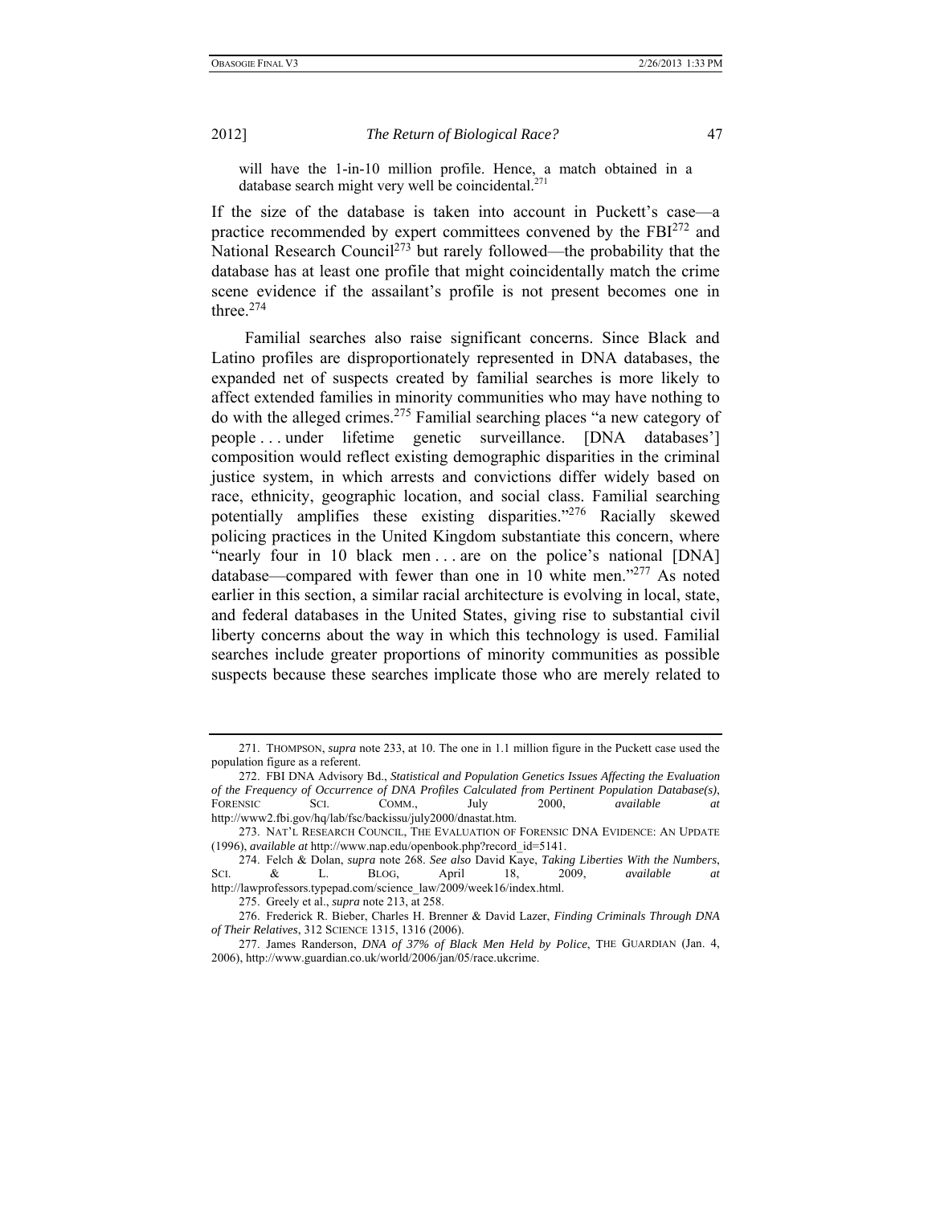will have the 1-in-10 million profile. Hence, a match obtained in a database search might very well be coincidental.[271]

If the size of the database is taken into account in Puckett's case—a practice recommended by expert committees convened by the FBI[272] and National Research Council[273] but rarely followed—the probability that the database has at least one profile that might coincidentally match the crime scene evidence if the assailant's profile is not present becomes one in three.[274]

Familial searches also raise significant concerns. Since Black and Latino profiles are disproportionately represented in DNA databases, the expanded net of suspects created by familial searches is more likely to affect extended families in minority communities who may have nothing to do with the alleged crimes.[275] Familial searching places "a new category of people . . . under lifetime genetic surveillance. [DNA databases'] composition would reflect existing demographic disparities in the criminal justice system, in which arrests and convictions differ widely based on race, ethnicity, geographic location, and social class. Familial searching potentially amplifies these existing disparities."[276] Racially skewed policing practices in the United Kingdom substantiate this concern, where "nearly four in 10 black men . . . are on the police's national [DNA] database—compared with fewer than one in 10 white men."[277] As noted earlier in this section, a similar racial architecture is evolving in local, state, and federal databases in the United States, giving rise to substantial civil liberty concerns about the way in which this technology is used. Familial searches include greater proportions of minority communities as possible suspects because these searches implicate those who are merely related to

---

271. THOMPSON, *supra* note 233, at 10. The one in 1.1 million figure in the Puckett case used the population figure as a referent.

272. FBI DNA Advisory Bd., *Statistical and Population Genetics Issues Affecting the Evaluation of the Frequency of Occurrence of DNA Profiles Calculated from Pertinent Population Database(s)*, FORENSIC SCI. COMM., July 2000, *available at* http://www2.fbi.gov/hq/lab/fsc/backissu/july2000/dnastat.htm.

273. NAT'L RESEARCH COUNCIL, THE EVALUATION OF FORENSIC DNA EVIDENCE: AN UPDATE (1996), *available at* http://www.nap.edu/openbook.php?record_id=5141.

274. Felch & Dolan, *supra* note 268. *See also* David Kaye, *Taking Liberties With the Numbers*, SCI. & L. BLOG, April 18, 2009, *available at* http://lawprofessors.typepad.com/science_law/2009/week16/index.html.

275. Greely et al., *supra* note 213, at 258.

276. Frederick R. Bieber, Charles H. Brenner & David Lazer, *Finding Criminals Through DNA of Their Relatives*, 312 SCIENCE 1315, 1316 (2006).

277. James Randerson, *DNA of 37% of Black Men Held by Police*, THE GUARDIAN (Jan. 4, 2006), http://www.guardian.co.uk/world/2006/jan/05/race.ukcrime.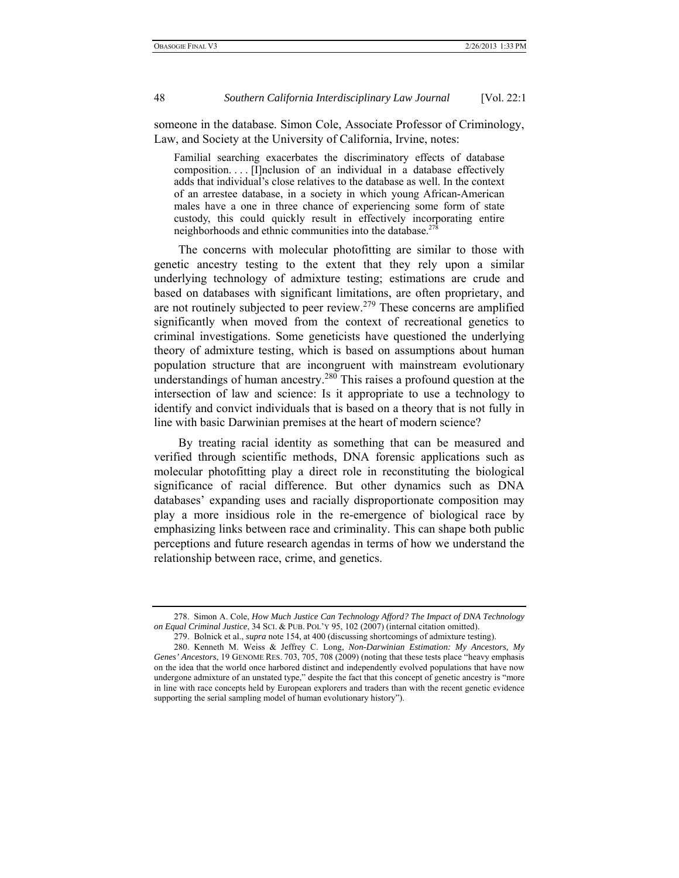someone in the database. Simon Cole, Associate Professor of Criminology, Law, and Society at the University of California, Irvine, notes:

> Familial searching exacerbates the discriminatory effects of database composition. . . . [I]nclusion of an individual in a database effectively adds that individual's close relatives to the database as well. In the context of an arrestee database, in a society in which young African-American males have a one in three chance of experiencing some form of state custody, this could quickly result in effectively incorporating entire neighborhoods and ethnic communities into the database.[278]

The concerns with molecular photofitting are similar to those with genetic ancestry testing to the extent that they rely upon a similar underlying technology of admixture testing; estimations are crude and based on databases with significant limitations, are often proprietary, and are not routinely subjected to peer review.[279] These concerns are amplified significantly when moved from the context of recreational genetics to criminal investigations. Some geneticists have questioned the underlying theory of admixture testing, which is based on assumptions about human population structure that are incongruent with mainstream evolutionary understandings of human ancestry.[280] This raises a profound question at the intersection of law and science: Is it appropriate to use a technology to identify and convict individuals that is based on a theory that is not fully in line with basic Darwinian premises at the heart of modern science?

By treating racial identity as something that can be measured and verified through scientific methods, DNA forensic applications such as molecular photofitting play a direct role in reconstituting the biological significance of racial difference. But other dynamics such as DNA databases' expanding uses and racially disproportionate composition may play a more insidious role in the re-emergence of biological race by emphasizing links between race and criminality. This can shape both public perceptions and future research agendas in terms of how we understand the relationship between race, crime, and genetics.

---

278. Simon A. Cole, *How Much Justice Can Technology Afford? The Impact of DNA Technology on Equal Criminal Justice*, 34 SCI. & PUB. POL'Y 95, 102 (2007) (internal citation omitted).

279. Bolnick et al., *supra* note 154, at 400 (discussing shortcomings of admixture testing).

280. Kenneth M. Weiss & Jeffrey C. Long, *Non-Darwinian Estimation: My Ancestors, My Genes' Ancestors*, 19 GENOME RES. 703, 705, 708 (2009) (noting that these tests place "heavy emphasis on the idea that the world once harbored distinct and independently evolved populations that have now undergone admixture of an unstated type," despite the fact that this concept of genetic ancestry is "more in line with race concepts held by European explorers and traders than with the recent genetic evidence supporting the serial sampling model of human evolutionary history").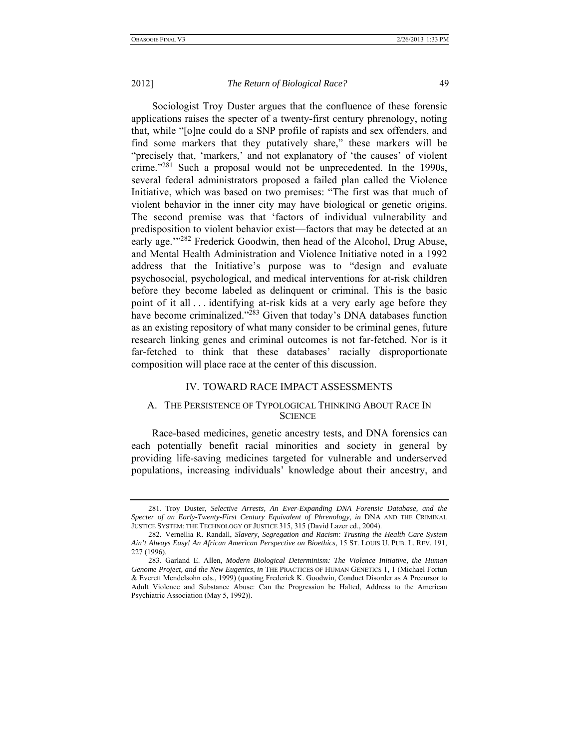Sociologist Troy Duster argues that the confluence of these forensic applications raises the specter of a twenty-first century phrenology, noting that, while "[o]ne could do a SNP profile of rapists and sex offenders, and find some markers that they putatively share," these markers will be "precisely that, 'markers,' and not explanatory of 'the causes' of violent crime."[281] Such a proposal would not be unprecedented. In the 1990s, several federal administrators proposed a failed plan called the Violence Initiative, which was based on two premises: "The first was that much of violent behavior in the inner city may have biological or genetic origins. The second premise was that 'factors of individual vulnerability and predisposition to violent behavior exist—factors that may be detected at an early age.'"[282] Frederick Goodwin, then head of the Alcohol, Drug Abuse, and Mental Health Administration and Violence Initiative noted in a 1992 address that the Initiative's purpose was to "design and evaluate psychosocial, psychological, and medical interventions for at-risk children before they become labeled as delinquent or criminal. This is the basic point of it all . . . identifying at-risk kids at a very early age before they have become criminalized."[283] Given that today's DNA databases function as an existing repository of what many consider to be criminal genes, future research linking genes and criminal outcomes is not far-fetched. Nor is it far-fetched to think that these databases' racially disproportionate composition will place race at the center of this discussion.

## IV. TOWARD RACE IMPACT ASSESSMENTS

### A. THE PERSISTENCE OF TYPOLOGICAL THINKING ABOUT RACE IN SCIENCE

Race-based medicines, genetic ancestry tests, and DNA forensics can each potentially benefit racial minorities and society in general by providing life-saving medicines targeted for vulnerable and underserved populations, increasing individuals' knowledge about their ancestry, and

---

281. Troy Duster, *Selective Arrests, An Ever-Expanding DNA Forensic Database, and the Specter of an Early-Twenty-First Century Equivalent of Phrenology*, *in* DNA AND THE CRIMINAL JUSTICE SYSTEM: THE TECHNOLOGY OF JUSTICE 315, 315 (David Lazer ed., 2004).

282. Vernellia R. Randall, *Slavery, Segregation and Racism: Trusting the Health Care System Ain't Always Easy! An African American Perspective on Bioethics*, 15 ST. LOUIS U. PUB. L. REV. 191, 227 (1996).

283. Garland E. Allen, *Modern Biological Determinism: The Violence Initiative, the Human Genome Project, and the New Eugenics*, *in* THE PRACTICES OF HUMAN GENETICS 1, 1 (Michael Fortun & Everett Mendelsohn eds., 1999) (quoting Frederick K. Goodwin, Conduct Disorder as A Precursor to Adult Violence and Substance Abuse: Can the Progression be Halted, Address to the American Psychiatric Association (May 5, 1992)).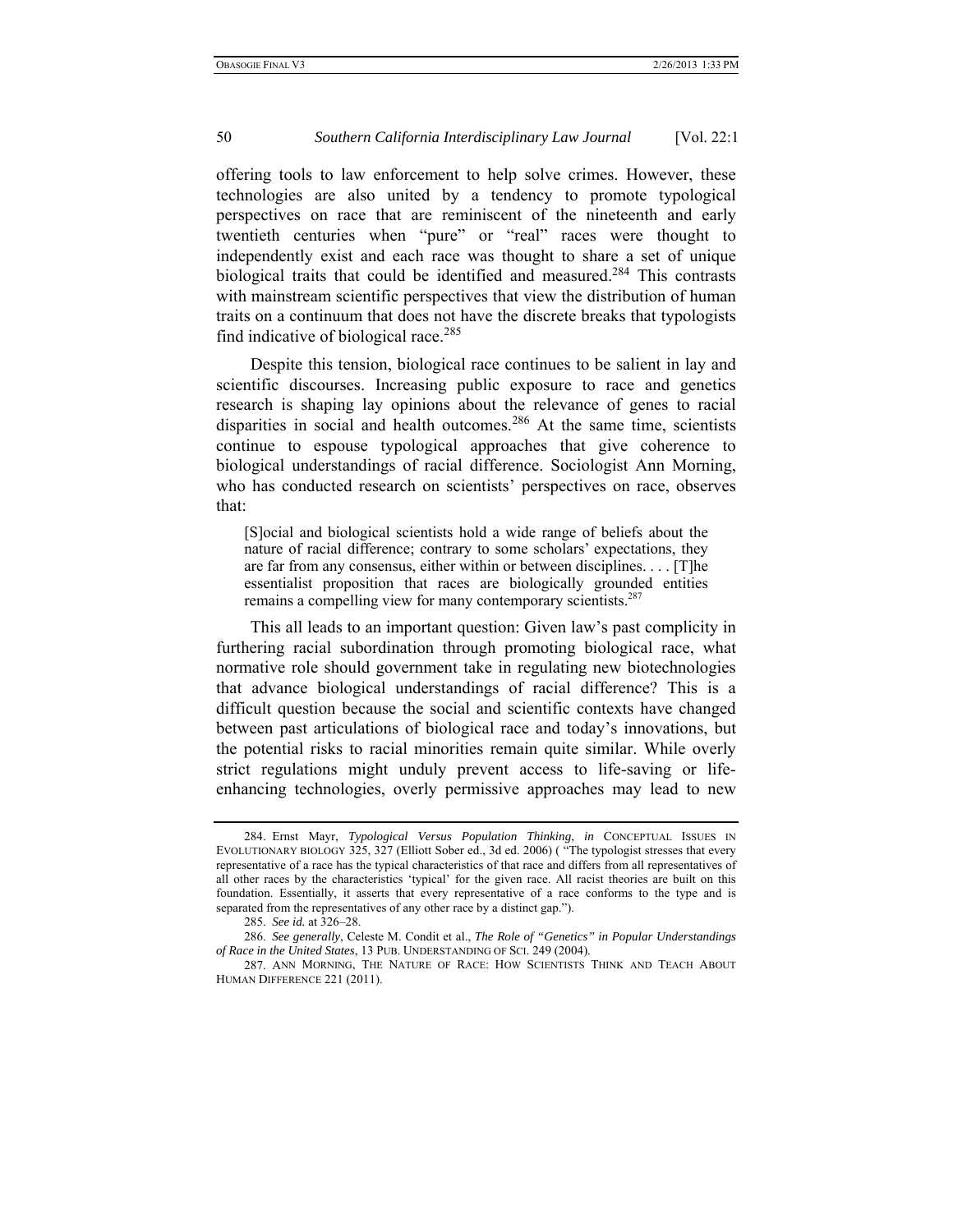offering tools to law enforcement to help solve crimes. However, these technologies are also united by a tendency to promote typological perspectives on race that are reminiscent of the nineteenth and early twentieth centuries when "pure" or "real" races were thought to independently exist and each race was thought to share a set of unique biological traits that could be identified and measured.[284] This contrasts with mainstream scientific perspectives that view the distribution of human traits on a continuum that does not have the discrete breaks that typologists find indicative of biological race.[285]

Despite this tension, biological race continues to be salient in lay and scientific discourses. Increasing public exposure to race and genetics research is shaping lay opinions about the relevance of genes to racial disparities in social and health outcomes.[286] At the same time, scientists continue to espouse typological approaches that give coherence to biological understandings of racial difference. Sociologist Ann Morning, who has conducted research on scientists' perspectives on race, observes that:

> [S]ocial and biological scientists hold a wide range of beliefs about the nature of racial difference; contrary to some scholars' expectations, they are far from any consensus, either within or between disciplines. . . . [T]he essentialist proposition that races are biologically grounded entities remains a compelling view for many contemporary scientists.[287]

This all leads to an important question: Given law's past complicity in furthering racial subordination through promoting biological race, what normative role should government take in regulating new biotechnologies that advance biological understandings of racial difference? This is a difficult question because the social and scientific contexts have changed between past articulations of biological race and today's innovations, but the potential risks to racial minorities remain quite similar. While overly strict regulations might unduly prevent access to life-saving or life-enhancing technologies, overly permissive approaches may lead to new

---

284. Ernst Mayr, *Typological Versus Population Thinking*, *in* CONCEPTUAL ISSUES IN EVOLUTIONARY BIOLOGY 325, 327 (Elliott Sober ed., 3d ed. 2006) ( "The typologist stresses that every representative of a race has the typical characteristics of that race and differs from all representatives of all other races by the characteristics 'typical' for the given race. All racist theories are built on this foundation. Essentially, it asserts that every representative of a race conforms to the type and is separated from the representatives of any other race by a distinct gap.").

285. *See id.* at 326–28.

286. *See generally*, Celeste M. Condit et al., *The Role of "Genetics" in Popular Understandings of Race in the United States*, 13 PUB. UNDERSTANDING OF SCI. 249 (2004).

287. ANN MORNING, THE NATURE OF RACE: HOW SCIENTISTS THINK AND TEACH ABOUT HUMAN DIFFERENCE 221 (2011).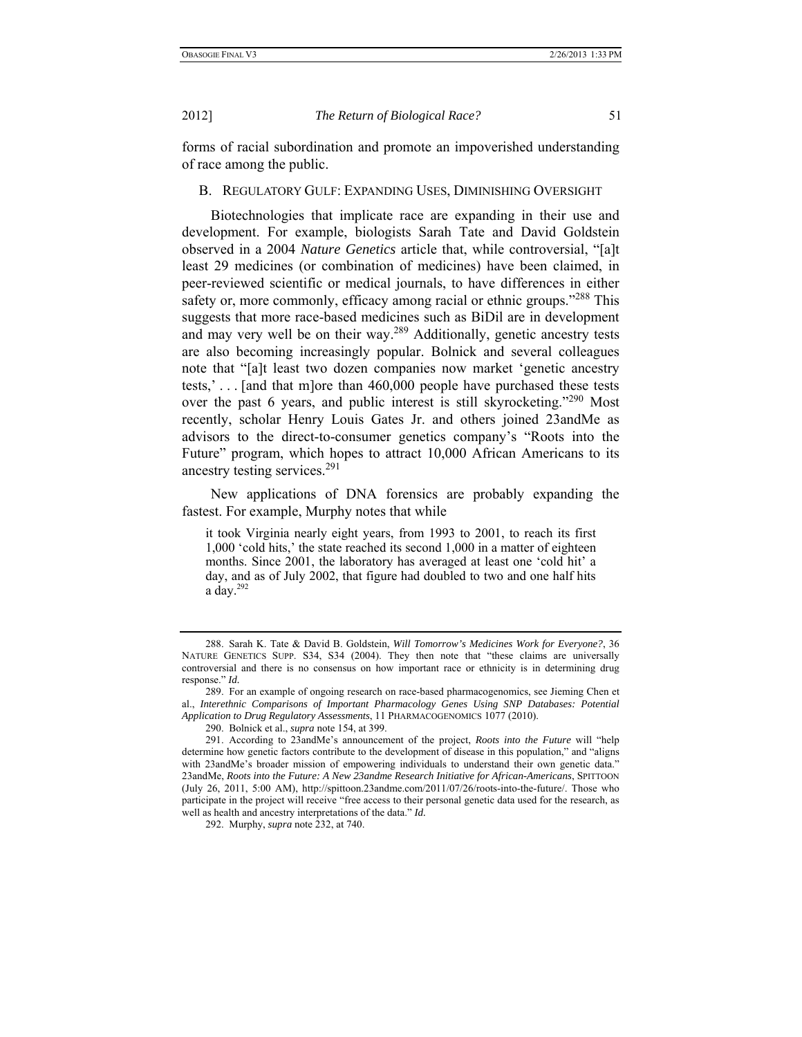forms of racial subordination and promote an impoverished understanding of race among the public.

### B. REGULATORY GULF: EXPANDING USES, DIMINISHING OVERSIGHT

Biotechnologies that implicate race are expanding in their use and development. For example, biologists Sarah Tate and David Goldstein observed in a 2004 *Nature Genetics* article that, while controversial, "[a]t least 29 medicines (or combination of medicines) have been claimed, in peer-reviewed scientific or medical journals, to have differences in either safety or, more commonly, efficacy among racial or ethnic groups."[288] This suggests that more race-based medicines such as BiDil are in development and may very well be on their way.[289] Additionally, genetic ancestry tests are also becoming increasingly popular. Bolnick and several colleagues note that "[a]t least two dozen companies now market 'genetic ancestry tests,' . . . [and that m]ore than 460,000 people have purchased these tests over the past 6 years, and public interest is still skyrocketing."[290] Most recently, scholar Henry Louis Gates Jr. and others joined 23andMe as advisors to the direct-to-consumer genetics company's "Roots into the Future" program, which hopes to attract 10,000 African Americans to its ancestry testing services.[291]

New applications of DNA forensics are probably expanding the fastest. For example, Murphy notes that while

> it took Virginia nearly eight years, from 1993 to 2001, to reach its first 1,000 'cold hits,' the state reached its second 1,000 in a matter of eighteen months. Since 2001, the laboratory has averaged at least one 'cold hit' a day, and as of July 2002, that figure had doubled to two and one half hits a day.[292]

---

288. Sarah K. Tate & David B. Goldstein, *Will Tomorrow's Medicines Work for Everyone?*, 36 NATURE GENETICS SUPP. S34, S34 (2004). They then note that "these claims are universally controversial and there is no consensus on how important race or ethnicity is in determining drug response." *Id.*

289. For an example of ongoing research on race-based pharmacogenomics, see Jieming Chen et al., *Interethnic Comparisons of Important Pharmacology Genes Using SNP Databases: Potential Application to Drug Regulatory Assessments*, 11 PHARMACOGENOMICS 1077 (2010).

290. Bolnick et al., *supra* note 154, at 399.

291. According to 23andMe's announcement of the project, *Roots into the Future* will "help determine how genetic factors contribute to the development of disease in this population," and "aligns with 23andMe's broader mission of empowering individuals to understand their own genetic data." 23andMe, *Roots into the Future: A New 23andme Research Initiative for African-Americans*, SPITTOON (July 26, 2011, 5:00 AM), http://spittoon.23andme.com/2011/07/26/roots-into-the-future/. Those who participate in the project will receive "free access to their personal genetic data used for the research, as well as health and ancestry interpretations of the data." *Id.*

292. Murphy, *supra* note 232, at 740.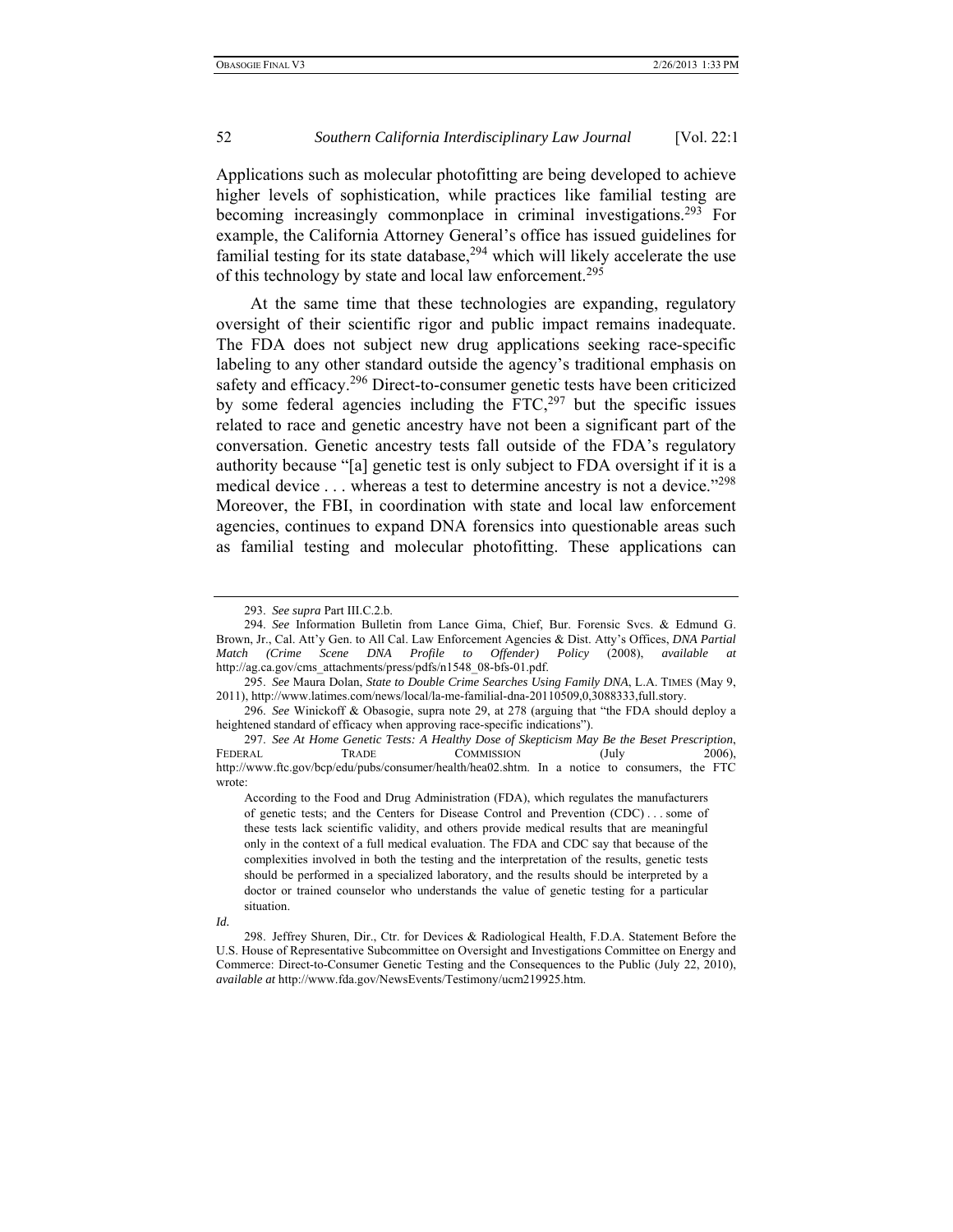Applications such as molecular photofitting are being developed to achieve higher levels of sophistication, while practices like familial testing are becoming increasingly commonplace in criminal investigations.[293] For example, the California Attorney General's office has issued guidelines for familial testing for its state database,[294] which will likely accelerate the use of this technology by state and local law enforcement.[295]

At the same time that these technologies are expanding, regulatory oversight of their scientific rigor and public impact remains inadequate. The FDA does not subject new drug applications seeking race-specific labeling to any other standard outside the agency's traditional emphasis on safety and efficacy.[296] Direct-to-consumer genetic tests have been criticized by some federal agencies including the FTC,[297] but the specific issues related to race and genetic ancestry have not been a significant part of the conversation. Genetic ancestry tests fall outside of the FDA's regulatory authority because "[a] genetic test is only subject to FDA oversight if it is a medical device . . . whereas a test to determine ancestry is not a device."[298] Moreover, the FBI, in coordination with state and local law enforcement agencies, continues to expand DNA forensics into questionable areas such as familial testing and molecular photofitting. These applications can

---

293. *See supra* Part III.C.2.b.

294. *See* Information Bulletin from Lance Gima, Chief, Bur. Forensic Svcs. & Edmund G. Brown, Jr., Cal. Att'y Gen. to All Cal. Law Enforcement Agencies & Dist. Atty's Offices, *DNA Partial Match (Crime Scene DNA Profile to Offender) Policy* (2008), *available at* http://ag.ca.gov/cms_attachments/press/pdfs/n1548_08-bfs-01.pdf.

295. *See* Maura Dolan, *State to Double Crime Searches Using Family DNA*, L.A. TIMES (May 9, 2011), http://www.latimes.com/news/local/la-me-familial-dna-20110509,0,3088333,full.story.

296. *See* Winickoff & Obasogie, supra note 29, at 278 (arguing that "the FDA should deploy a heightened standard of efficacy when approving race-specific indications").

297. *See At Home Genetic Tests: A Healthy Dose of Skepticism May Be the Beset Prescription*, FEDERAL TRADE COMMISSION (July 2006), http://www.ftc.gov/bcp/edu/pubs/consumer/health/hea02.shtm. In a notice to consumers, the FTC wrote:

> According to the Food and Drug Administration (FDA), which regulates the manufacturers of genetic tests; and the Centers for Disease Control and Prevention (CDC) . . . some of these tests lack scientific validity, and others provide medical results that are meaningful only in the context of a full medical evaluation. The FDA and CDC say that because of the complexities involved in both the testing and the interpretation of the results, genetic tests should be performed in a specialized laboratory, and the results should be interpreted by a doctor or trained counselor who understands the value of genetic testing for a particular situation.

*Id.*

298. Jeffrey Shuren, Dir., Ctr. for Devices & Radiological Health, F.D.A. Statement Before the U.S. House of Representative Subcommittee on Oversight and Investigations Committee on Energy and Commerce: Direct-to-Consumer Genetic Testing and the Consequences to the Public (July 22, 2010), *available at* http://www.fda.gov/NewsEvents/Testimony/ucm219925.htm.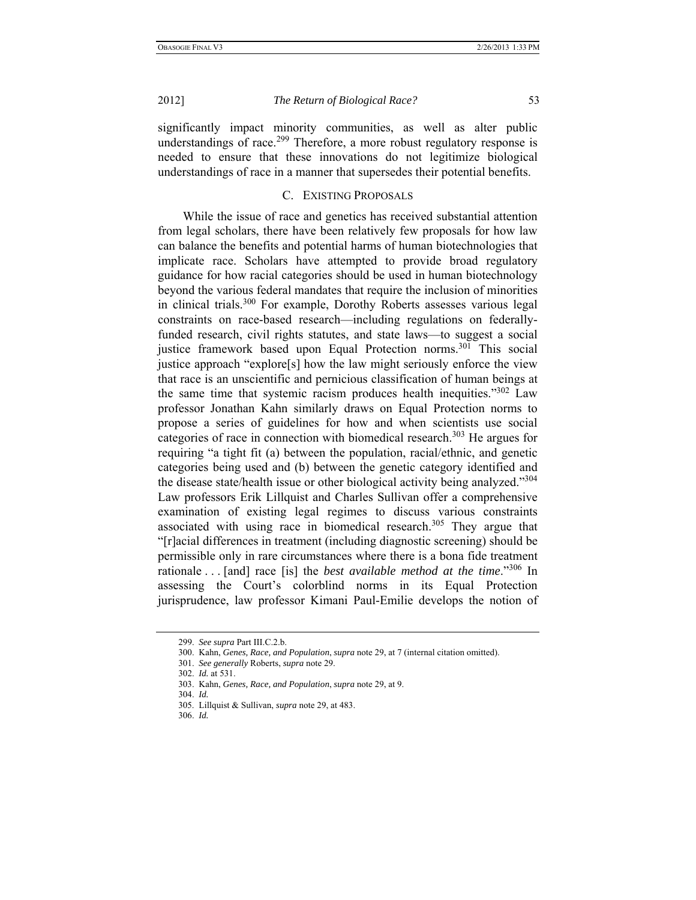significantly impact minority communities, as well as alter public understandings of race.[299] Therefore, a more robust regulatory response is needed to ensure that these innovations do not legitimize biological understandings of race in a manner that supersedes their potential benefits.

### C. EXISTING PROPOSALS

While the issue of race and genetics has received substantial attention from legal scholars, there have been relatively few proposals for how law can balance the benefits and potential harms of human biotechnologies that implicate race. Scholars have attempted to provide broad regulatory guidance for how racial categories should be used in human biotechnology beyond the various federal mandates that require the inclusion of minorities in clinical trials.[300] For example, Dorothy Roberts assesses various legal constraints on race-based research—including regulations on federally-funded research, civil rights statutes, and state laws—to suggest a social justice framework based upon Equal Protection norms.[301] This social justice approach "explore[s] how the law might seriously enforce the view that race is an unscientific and pernicious classification of human beings at the same time that systemic racism produces health inequities."[302] Law professor Jonathan Kahn similarly draws on Equal Protection norms to propose a series of guidelines for how and when scientists use social categories of race in connection with biomedical research.[303] He argues for requiring "a tight fit (a) between the population, racial/ethnic, and genetic categories being used and (b) between the genetic category identified and the disease state/health issue or other biological activity being analyzed."[304] Law professors Erik Lillquist and Charles Sullivan offer a comprehensive examination of existing legal regimes to discuss various constraints associated with using race in biomedical research.[305] They argue that "[r]acial differences in treatment (including diagnostic screening) should be permissible only in rare circumstances where there is a bona fide treatment rationale . . . [and] race [is] the *best available method at the time*."[306] In assessing the Court's colorblind norms in its Equal Protection jurisprudence, law professor Kimani Paul-Emilie develops the notion of

---

299. *See supra* Part III.C.2.b.

300. Kahn, *Genes, Race, and Population*, *supra* note 29, at 7 (internal citation omitted).

301. *See generally* Roberts, *supra* note 29.

302. *Id.* at 531.

303. Kahn, *Genes, Race, and Population*, *supra* note 29, at 9.

304. *Id.*

305. Lillquist & Sullivan, *supra* note 29, at 483.

306. *Id.*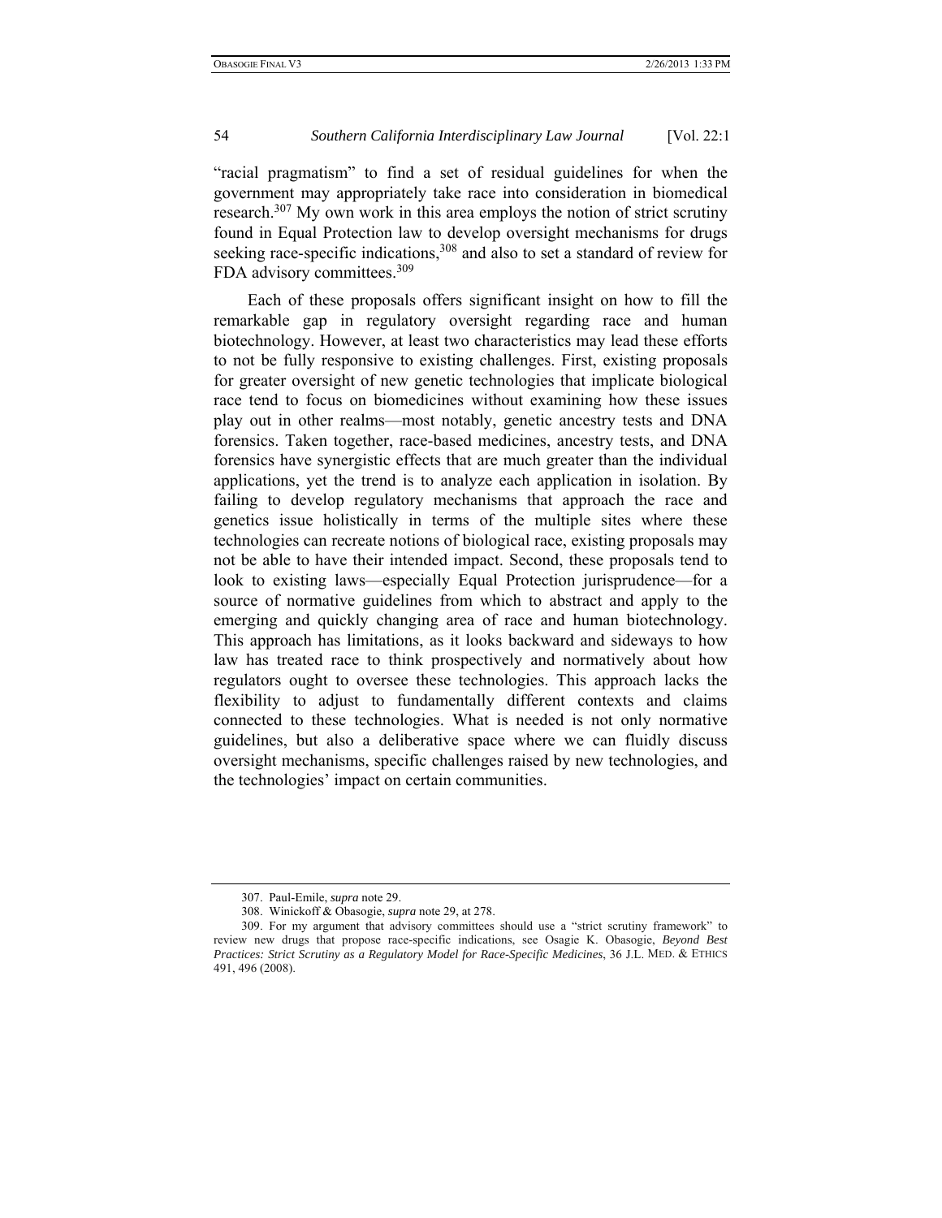"racial pragmatism" to find a set of residual guidelines for when the government may appropriately take race into consideration in biomedical research.[307] My own work in this area employs the notion of strict scrutiny found in Equal Protection law to develop oversight mechanisms for drugs seeking race-specific indications,[308] and also to set a standard of review for FDA advisory committees.[309]

Each of these proposals offers significant insight on how to fill the remarkable gap in regulatory oversight regarding race and human biotechnology. However, at least two characteristics may lead these efforts to not be fully responsive to existing challenges. First, existing proposals for greater oversight of new genetic technologies that implicate biological race tend to focus on biomedicines without examining how these issues play out in other realms—most notably, genetic ancestry tests and DNA forensics. Taken together, race-based medicines, ancestry tests, and DNA forensics have synergistic effects that are much greater than the individual applications, yet the trend is to analyze each application in isolation. By failing to develop regulatory mechanisms that approach the race and genetics issue holistically in terms of the multiple sites where these technologies can recreate notions of biological race, existing proposals may not be able to have their intended impact. Second, these proposals tend to look to existing laws—especially Equal Protection jurisprudence—for a source of normative guidelines from which to abstract and apply to the emerging and quickly changing area of race and human biotechnology. This approach has limitations, as it looks backward and sideways to how law has treated race to think prospectively and normatively about how regulators ought to oversee these technologies. This approach lacks the flexibility to adjust to fundamentally different contexts and claims connected to these technologies. What is needed is not only normative guidelines, but also a deliberative space where we can fluidly discuss oversight mechanisms, specific challenges raised by new technologies, and the technologies' impact on certain communities.

---

307. Paul-Emile, *supra* note 29.

308. Winickoff & Obasogie, *supra* note 29, at 278.

309. For my argument that advisory committees should use a "strict scrutiny framework" to review new drugs that propose race-specific indications, see Osagie K. Obasogie, *Beyond Best Practices: Strict Scrutiny as a Regulatory Model for Race-Specific Medicines*, 36 J.L. MED. & ETHICS 491, 496 (2008).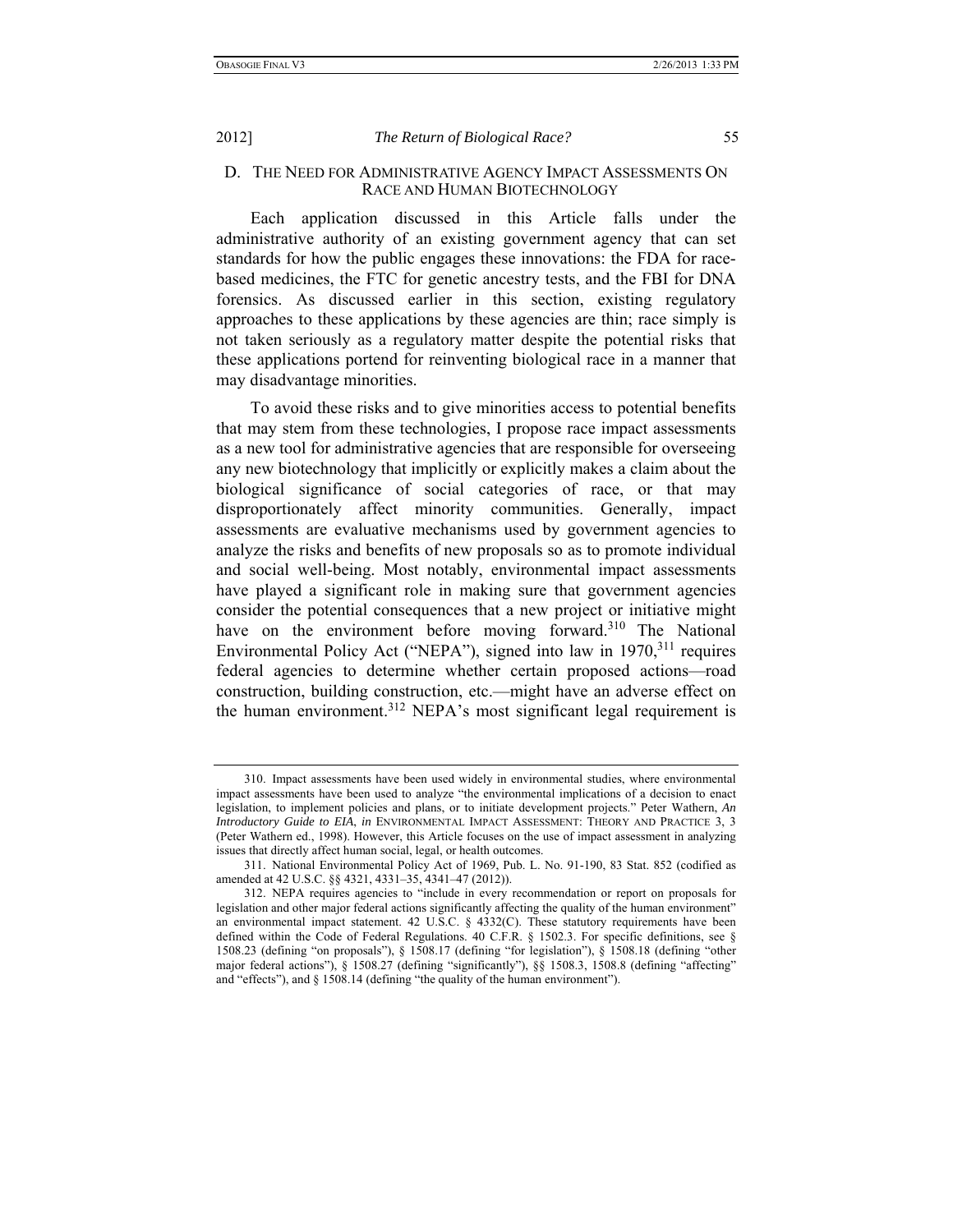## D. The Need for Administrative Agency Impact Assessments On Race and Human Biotechnology

Each application discussed in this Article falls under the administrative authority of an existing government agency that can set standards for how the public engages these innovations: the FDA for race-based medicines, the FTC for genetic ancestry tests, and the FBI for DNA forensics. As discussed earlier in this section, existing regulatory approaches to these applications by these agencies are thin; race simply is not taken seriously as a regulatory matter despite the potential risks that these applications portend for reinventing biological race in a manner that may disadvantage minorities.

To avoid these risks and to give minorities access to potential benefits that may stem from these technologies, I propose race impact assessments as a new tool for administrative agencies that are responsible for overseeing any new biotechnology that implicitly or explicitly makes a claim about the biological significance of social categories of race, or that may disproportionately affect minority communities. Generally, impact assessments are evaluative mechanisms used by government agencies to analyze the risks and benefits of new proposals so as to promote individual and social well-being. Most notably, environmental impact assessments have played a significant role in making sure that government agencies consider the potential consequences that a new project or initiative might have on the environment before moving forward.[310] The National Environmental Policy Act ("NEPA"), signed into law in 1970,[311] requires federal agencies to determine whether certain proposed actions—road construction, building construction, etc.—might have an adverse effect on the human environment.[312] NEPA's most significant legal requirement is

---

310. Impact assessments have been used widely in environmental studies, where environmental impact assessments have been used to analyze "the environmental implications of a decision to enact legislation, to implement policies and plans, or to initiate development projects." Peter Wathern, *An Introductory Guide to EIA*, *in* ENVIRONMENTAL IMPACT ASSESSMENT: THEORY AND PRACTICE 3, 3 (Peter Wathern ed., 1998). However, this Article focuses on the use of impact assessment in analyzing issues that directly affect human social, legal, or health outcomes.

311. National Environmental Policy Act of 1969, Pub. L. No. 91-190, 83 Stat. 852 (codified as amended at 42 U.S.C. §§ 4321, 4331–35, 4341–47 (2012)).

312. NEPA requires agencies to "include in every recommendation or report on proposals for legislation and other major federal actions significantly affecting the quality of the human environment" an environmental impact statement. 42 U.S.C. § 4332(C). These statutory requirements have been defined within the Code of Federal Regulations. 40 C.F.R. § 1502.3. For specific definitions, see § 1508.23 (defining "on proposals"), § 1508.17 (defining "for legislation"), § 1508.18 (defining "other major federal actions"), § 1508.27 (defining "significantly"), §§ 1508.3, 1508.8 (defining "affecting" and "effects"), and § 1508.14 (defining "the quality of the human environment").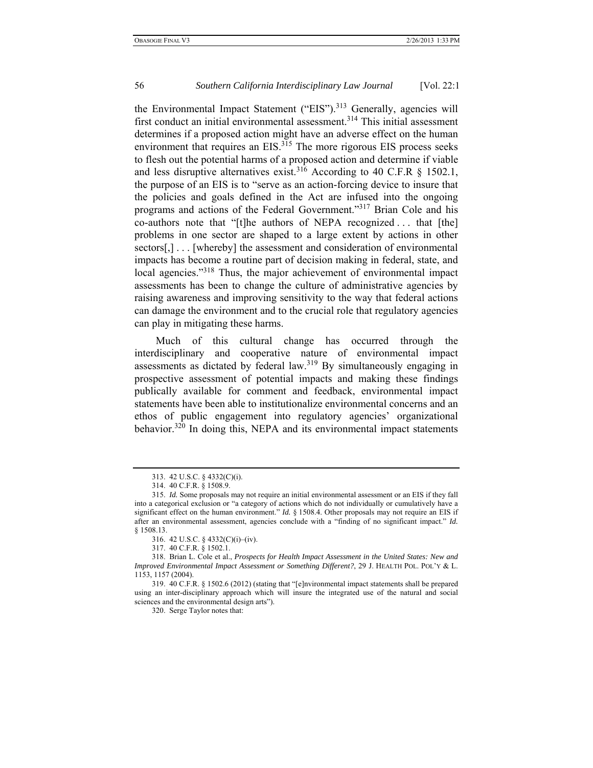the Environmental Impact Statement ("EIS").[313] Generally, agencies will first conduct an initial environmental assessment.[314] This initial assessment determines if a proposed action might have an adverse effect on the human environment that requires an EIS.[315] The more rigorous EIS process seeks to flesh out the potential harms of a proposed action and determine if viable and less disruptive alternatives exist.[316] According to 40 C.F.R § 1502.1, the purpose of an EIS is to "serve as an action-forcing device to insure that the policies and goals defined in the Act are infused into the ongoing programs and actions of the Federal Government."[317] Brian Cole and his co-authors note that "[t]he authors of NEPA recognized . . . that [the] problems in one sector are shaped to a large extent by actions in other sectors[,] . . . [whereby] the assessment and consideration of environmental impacts has become a routine part of decision making in federal, state, and local agencies."[318] Thus, the major achievement of environmental impact assessments has been to change the culture of administrative agencies by raising awareness and improving sensitivity to the way that federal actions can damage the environment and to the crucial role that regulatory agencies can play in mitigating these harms.

Much of this cultural change has occurred through the interdisciplinary and cooperative nature of environmental impact assessments as dictated by federal law.[319] By simultaneously engaging in prospective assessment of potential impacts and making these findings publically available for comment and feedback, environmental impact statements have been able to institutionalize environmental concerns and an ethos of public engagement into regulatory agencies' organizational behavior.[320] In doing this, NEPA and its environmental impact statements

---

313. 42 U.S.C. § 4332(C)(i).

314. 40 C.F.R. § 1508.9.

315. *Id.* Some proposals may not require an initial environmental assessment or an EIS if they fall into a categorical exclusion or "a category of actions which do not individually or cumulatively have a significant effect on the human environment." *Id.* § 1508.4. Other proposals may not require an EIS if after an environmental assessment, agencies conclude with a "finding of no significant impact." *Id.* § 1508.13.

316. 42 U.S.C. § 4332(C)(i)–(iv).

317. 40 C.F.R. § 1502.1.

318. Brian L. Cole et al., *Prospects for Health Impact Assessment in the United States: New and Improved Environmental Impact Assessment or Something Different?*, 29 J. HEALTH POL. POL'Y & L. 1153, 1157 (2004).

319. 40 C.F.R. § 1502.6 (2012) (stating that "[e]nvironmental impact statements shall be prepared using an inter-disciplinary approach which will insure the integrated use of the natural and social sciences and the environmental design arts").

320. Serge Taylor notes that: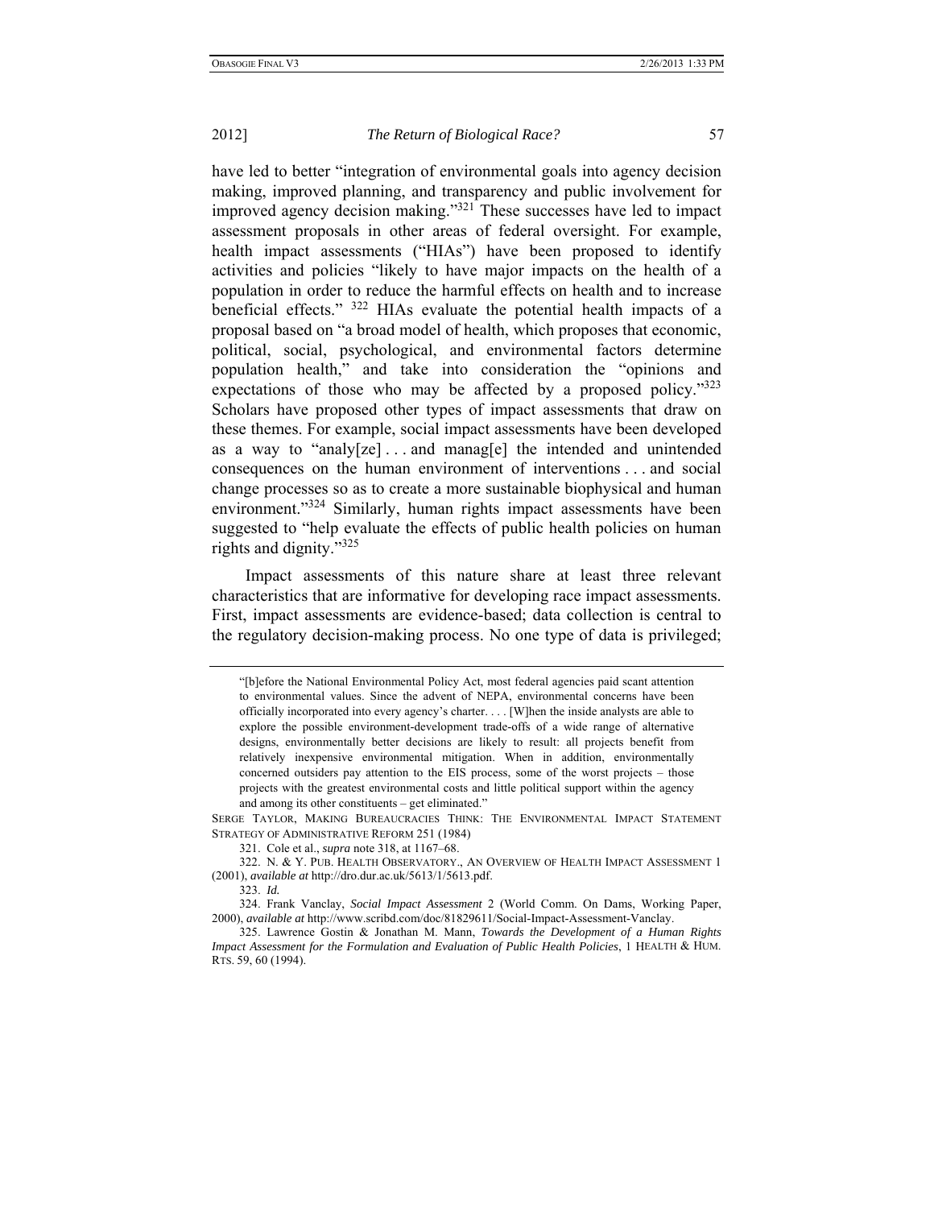have led to better "integration of environmental goals into agency decision making, improved planning, and transparency and public involvement for improved agency decision making."[321] These successes have led to impact assessment proposals in other areas of federal oversight. For example, health impact assessments ("HIAs") have been proposed to identify activities and policies "likely to have major impacts on the health of a population in order to reduce the harmful effects on health and to increase beneficial effects." [322] HIAs evaluate the potential health impacts of a proposal based on "a broad model of health, which proposes that economic, political, social, psychological, and environmental factors determine population health," and take into consideration the "opinions and expectations of those who may be affected by a proposed policy."[323] Scholars have proposed other types of impact assessments that draw on these themes. For example, social impact assessments have been developed as a way to "analy[ze] . . . and manag[e] the intended and unintended consequences on the human environment of interventions . . . and social change processes so as to create a more sustainable biophysical and human environment."[324] Similarly, human rights impact assessments have been suggested to "help evaluate the effects of public health policies on human rights and dignity."[325]

Impact assessments of this nature share at least three relevant characteristics that are informative for developing race impact assessments. First, impact assessments are evidence-based; data collection is central to the regulatory decision-making process. No one type of data is privileged;

---

> "[b]efore the National Environmental Policy Act, most federal agencies paid scant attention to environmental values. Since the advent of NEPA, environmental concerns have been officially incorporated into every agency's charter. . . . [W]hen the inside analysts are able to explore the possible environment-development trade-offs of a wide range of alternative designs, environmentally better decisions are likely to result: all projects benefit from relatively inexpensive environmental mitigation. When in addition, environmentally concerned outsiders pay attention to the EIS process, some of the worst projects – those projects with the greatest environmental costs and little political support within the agency and among its other constituents – get eliminated."

SERGE TAYLOR, MAKING BUREAUCRACIES THINK: THE ENVIRONMENTAL IMPACT STATEMENT STRATEGY OF ADMINISTRATIVE REFORM 251 (1984)

321. Cole et al., *supra* note 318, at 1167–68.

322. N. & Y. PUB. HEALTH OBSERVATORY., AN OVERVIEW OF HEALTH IMPACT ASSESSMENT 1 (2001), *available at* http://dro.dur.ac.uk/5613/1/5613.pdf.

323. *Id.*

324. Frank Vanclay, *Social Impact Assessment* 2 (World Comm. On Dams, Working Paper, 2000), *available at* http://www.scribd.com/doc/81829611/Social-Impact-Assessment-Vanclay.

325. Lawrence Gostin & Jonathan M. Mann, *Towards the Development of a Human Rights Impact Assessment for the Formulation and Evaluation of Public Health Policies*, 1 HEALTH & HUM. RTS. 59, 60 (1994).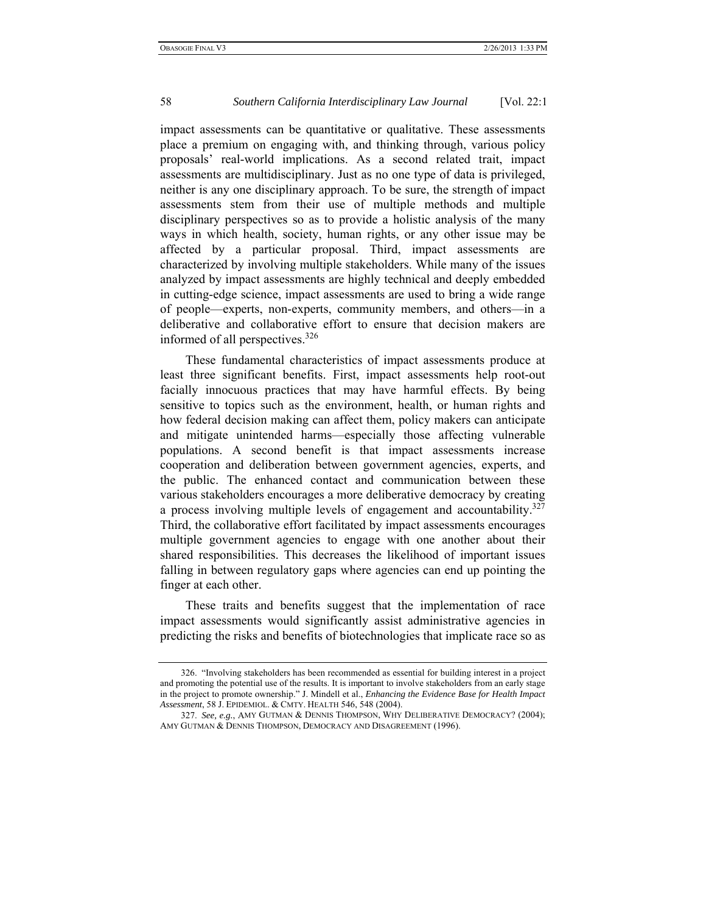impact assessments can be quantitative or qualitative. These assessments place a premium on engaging with, and thinking through, various policy proposals' real-world implications. As a second related trait, impact assessments are multidisciplinary. Just as no one type of data is privileged, neither is any one disciplinary approach. To be sure, the strength of impact assessments stem from their use of multiple methods and multiple disciplinary perspectives so as to provide a holistic analysis of the many ways in which health, society, human rights, or any other issue may be affected by a particular proposal. Third, impact assessments are characterized by involving multiple stakeholders. While many of the issues analyzed by impact assessments are highly technical and deeply embedded in cutting-edge science, impact assessments are used to bring a wide range of people—experts, non-experts, community members, and others—in a deliberative and collaborative effort to ensure that decision makers are informed of all perspectives.[326]

These fundamental characteristics of impact assessments produce at least three significant benefits. First, impact assessments help root-out facially innocuous practices that may have harmful effects. By being sensitive to topics such as the environment, health, or human rights and how federal decision making can affect them, policy makers can anticipate and mitigate unintended harms—especially those affecting vulnerable populations. A second benefit is that impact assessments increase cooperation and deliberation between government agencies, experts, and the public. The enhanced contact and communication between these various stakeholders encourages a more deliberative democracy by creating a process involving multiple levels of engagement and accountability.[327] Third, the collaborative effort facilitated by impact assessments encourages multiple government agencies to engage with one another about their shared responsibilities. This decreases the likelihood of important issues falling in between regulatory gaps where agencies can end up pointing the finger at each other.

These traits and benefits suggest that the implementation of race impact assessments would significantly assist administrative agencies in predicting the risks and benefits of biotechnologies that implicate race so as

---

326. "Involving stakeholders has been recommended as essential for building interest in a project and promoting the potential use of the results. It is important to involve stakeholders from an early stage in the project to promote ownership." J. Mindell et al., ***Enhancing the Evidence Base for Health Impact Assessment***, 58 J. EPIDEMIOL. & CMTY. HEALTH 546, 548 (2004).

327. *See, e.g.*, AMY GUTMAN & DENNIS THOMPSON, WHY DELIBERATIVE DEMOCRACY? (2004); AMY GUTMAN & DENNIS THOMPSON, DEMOCRACY AND DISAGREEMENT (1996).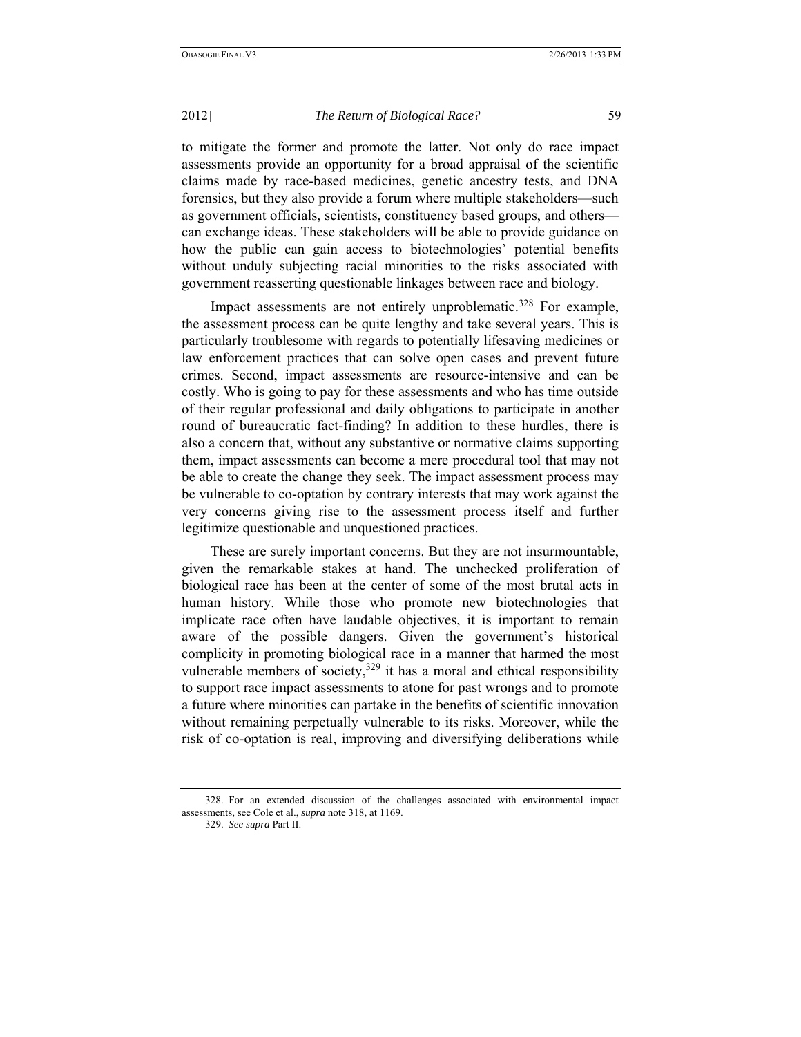to mitigate the former and promote the latter. Not only do race impact assessments provide an opportunity for a broad appraisal of the scientific claims made by race-based medicines, genetic ancestry tests, and DNA forensics, but they also provide a forum where multiple stakeholders—such as government officials, scientists, constituency based groups, and others—can exchange ideas. These stakeholders will be able to provide guidance on how the public can gain access to biotechnologies' potential benefits without unduly subjecting racial minorities to the risks associated with government reasserting questionable linkages between race and biology.

Impact assessments are not entirely unproblematic.[328] For example, the assessment process can be quite lengthy and take several years. This is particularly troublesome with regards to potentially lifesaving medicines or law enforcement practices that can solve open cases and prevent future crimes. Second, impact assessments are resource-intensive and can be costly. Who is going to pay for these assessments and who has time outside of their regular professional and daily obligations to participate in another round of bureaucratic fact-finding? In addition to these hurdles, there is also a concern that, without any substantive or normative claims supporting them, impact assessments can become a mere procedural tool that may not be able to create the change they seek. The impact assessment process may be vulnerable to co-optation by contrary interests that may work against the very concerns giving rise to the assessment process itself and further legitimize questionable and unquestioned practices.

These are surely important concerns. But they are not insurmountable, given the remarkable stakes at hand. The unchecked proliferation of biological race has been at the center of some of the most brutal acts in human history. While those who promote new biotechnologies that implicate race often have laudable objectives, it is important to remain aware of the possible dangers. Given the government's historical complicity in promoting biological race in a manner that harmed the most vulnerable members of society,[329] it has a moral and ethical responsibility to support race impact assessments to atone for past wrongs and to promote a future where minorities can partake in the benefits of scientific innovation without remaining perpetually vulnerable to its risks. Moreover, while the risk of co-optation is real, improving and diversifying deliberations while

---

328. For an extended discussion of the challenges associated with environmental impact assessments, see Cole et al., *supra* note 318, at 1169.

329. *See supra* Part II.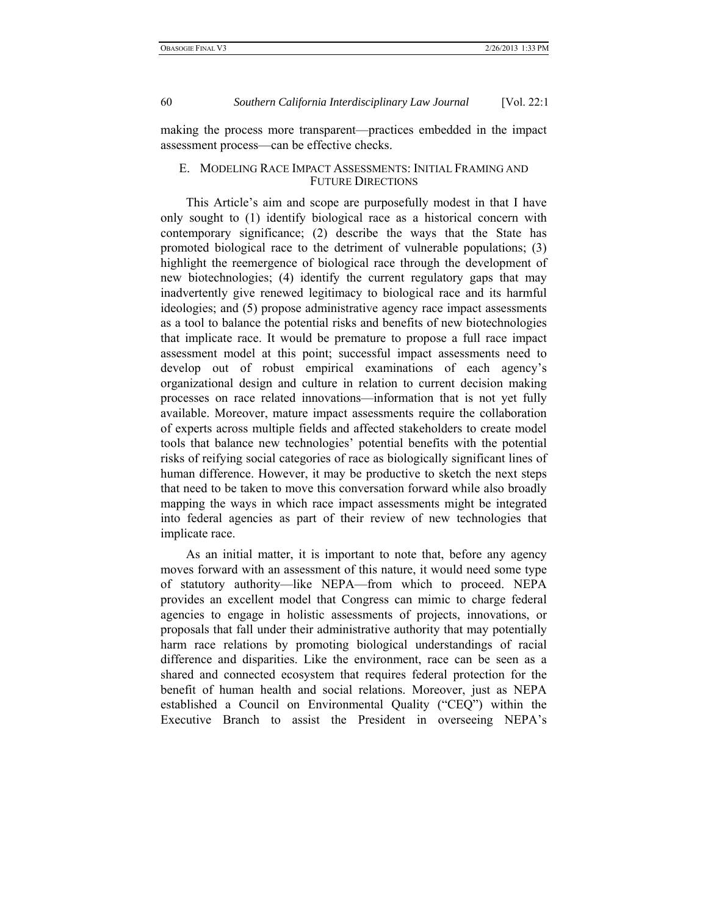making the process more transparent—practices embedded in the impact assessment process—can be effective checks.

### E. Modeling Race Impact Assessments: Initial Framing and Future Directions

This Article's aim and scope are purposefully modest in that I have only sought to (1) identify biological race as a historical concern with contemporary significance; (2) describe the ways that the State has promoted biological race to the detriment of vulnerable populations; (3) highlight the reemergence of biological race through the development of new biotechnologies; (4) identify the current regulatory gaps that may inadvertently give renewed legitimacy to biological race and its harmful ideologies; and (5) propose administrative agency race impact assessments as a tool to balance the potential risks and benefits of new biotechnologies that implicate race. It would be premature to propose a full race impact assessment model at this point; successful impact assessments need to develop out of robust empirical examinations of each agency's organizational design and culture in relation to current decision making processes on race related innovations—information that is not yet fully available. Moreover, mature impact assessments require the collaboration of experts across multiple fields and affected stakeholders to create model tools that balance new technologies' potential benefits with the potential risks of reifying social categories of race as biologically significant lines of human difference. However, it may be productive to sketch the next steps that need to be taken to move this conversation forward while also broadly mapping the ways in which race impact assessments might be integrated into federal agencies as part of their review of new technologies that implicate race.

As an initial matter, it is important to note that, before any agency moves forward with an assessment of this nature, it would need some type of statutory authority—like NEPA—from which to proceed. NEPA provides an excellent model that Congress can mimic to charge federal agencies to engage in holistic assessments of projects, innovations, or proposals that fall under their administrative authority that may potentially harm race relations by promoting biological understandings of racial difference and disparities. Like the environment, race can be seen as a shared and connected ecosystem that requires federal protection for the benefit of human health and social relations. Moreover, just as NEPA established a Council on Environmental Quality ("CEQ") within the Executive Branch to assist the President in overseeing NEPA's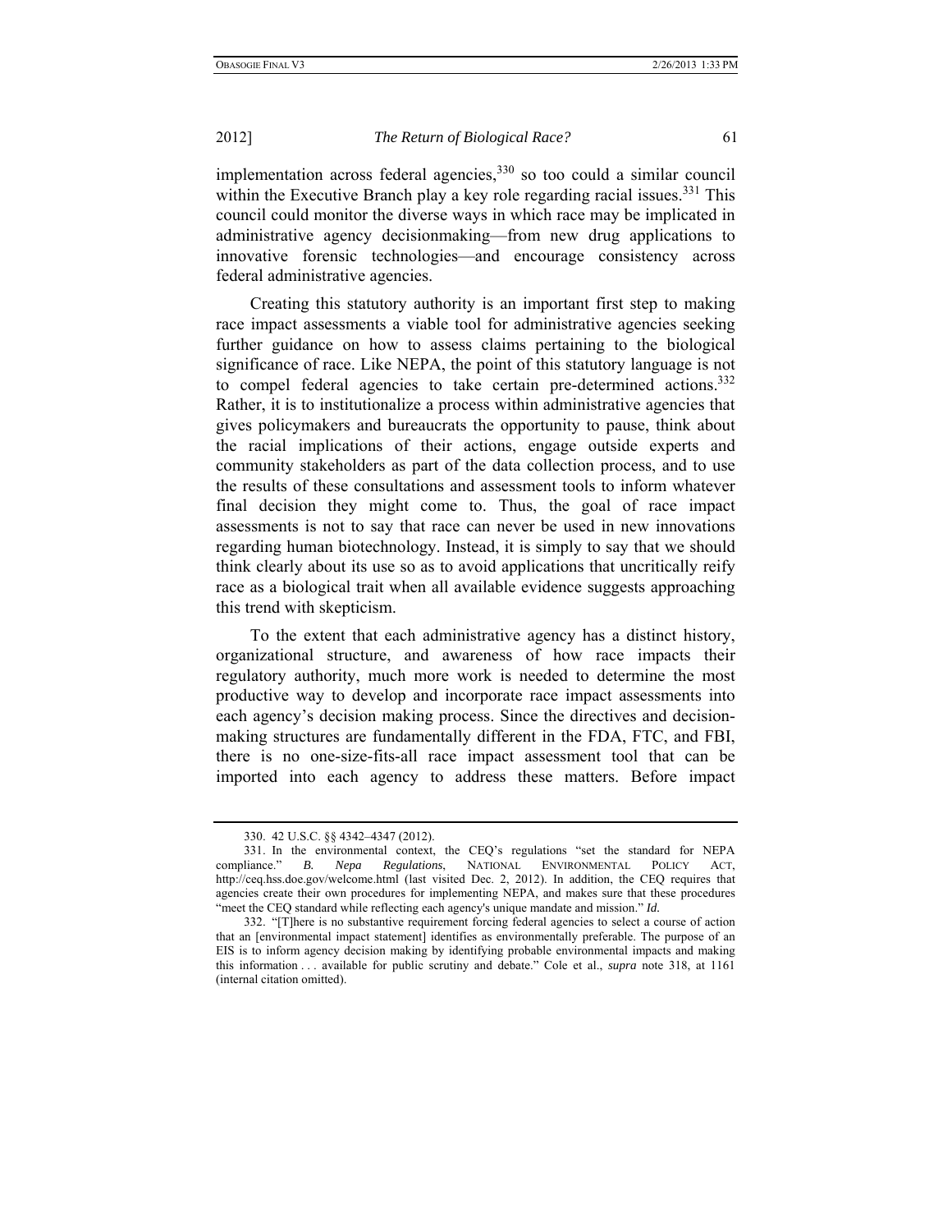implementation across federal agencies,[330] so too could a similar council within the Executive Branch play a key role regarding racial issues.[331] This council could monitor the diverse ways in which race may be implicated in administrative agency decisionmaking—from new drug applications to innovative forensic technologies—and encourage consistency across federal administrative agencies.

Creating this statutory authority is an important first step to making race impact assessments a viable tool for administrative agencies seeking further guidance on how to assess claims pertaining to the biological significance of race. Like NEPA, the point of this statutory language is not to compel federal agencies to take certain pre-determined actions.[332] Rather, it is to institutionalize a process within administrative agencies that gives policymakers and bureaucrats the opportunity to pause, think about the racial implications of their actions, engage outside experts and community stakeholders as part of the data collection process, and to use the results of these consultations and assessment tools to inform whatever final decision they might come to. Thus, the goal of race impact assessments is not to say that race can never be used in new innovations regarding human biotechnology. Instead, it is simply to say that we should think clearly about its use so as to avoid applications that uncritically reify race as a biological trait when all available evidence suggests approaching this trend with skepticism.

To the extent that each administrative agency has a distinct history, organizational structure, and awareness of how race impacts their regulatory authority, much more work is needed to determine the most productive way to develop and incorporate race impact assessments into each agency's decision making process. Since the directives and decision-making structures are fundamentally different in the FDA, FTC, and FBI, there is no one-size-fits-all race impact assessment tool that can be imported into each agency to address these matters. Before impact

---

330. 42 U.S.C. §§ 4342–4347 (2012).

331. In the environmental context, the CEQ's regulations "set the standard for NEPA compliance." *B. Nepa Regulations*, NATIONAL ENVIRONMENTAL POLICY ACT, http://ceq.hss.doe.gov/welcome.html (last visited Dec. 2, 2012). In addition, the CEQ requires that agencies create their own procedures for implementing NEPA, and makes sure that these procedures "meet the CEQ standard while reflecting each agency's unique mandate and mission." *Id.*

332. "[T]here is no substantive requirement forcing federal agencies to select a course of action that an [environmental impact statement] identifies as environmentally preferable. The purpose of an EIS is to inform agency decision making by identifying probable environmental impacts and making this information . . . available for public scrutiny and debate." Cole et al., *supra* note 318, at 1161 (internal citation omitted).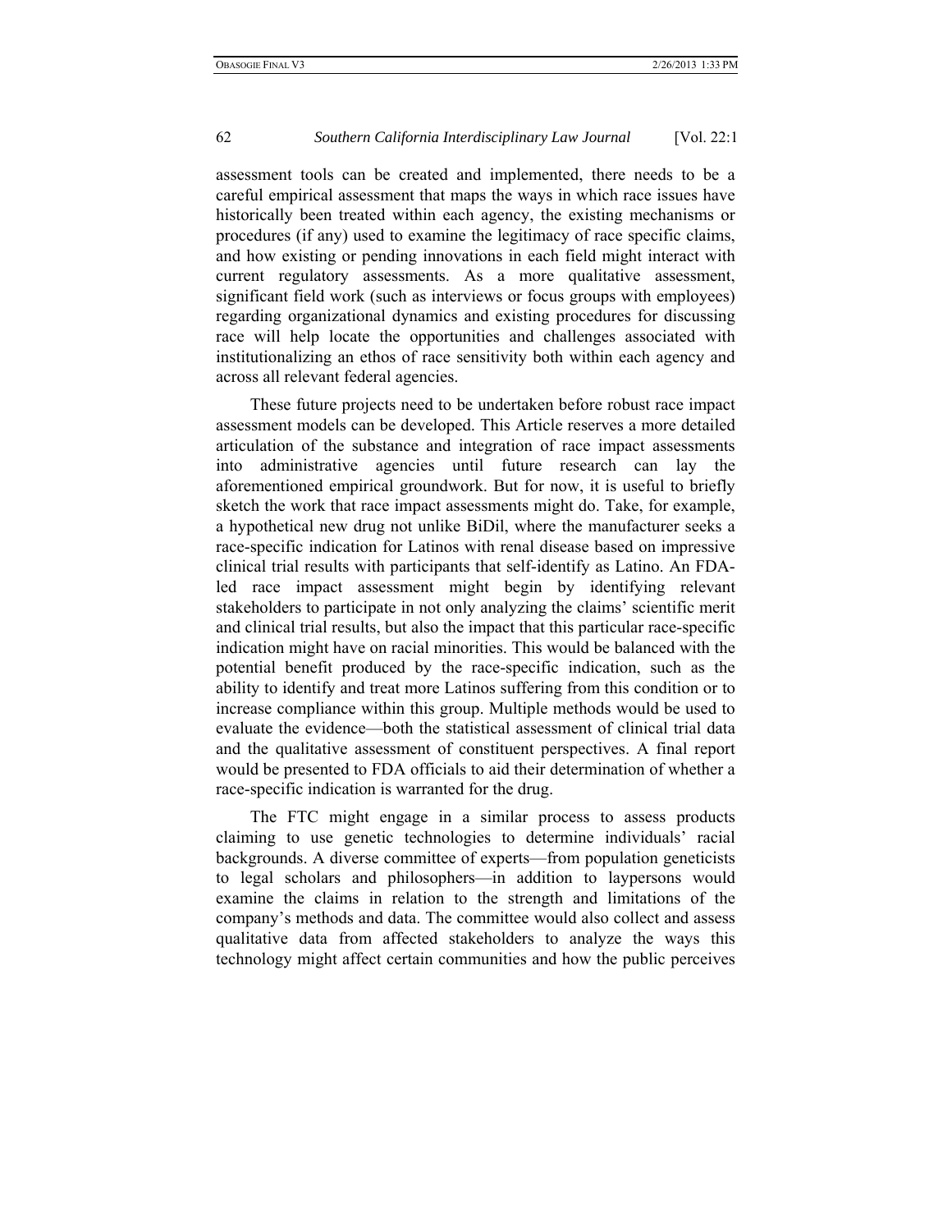assessment tools can be created and implemented, there needs to be a careful empirical assessment that maps the ways in which race issues have historically been treated within each agency, the existing mechanisms or procedures (if any) used to examine the legitimacy of race specific claims, and how existing or pending innovations in each field might interact with current regulatory assessments. As a more qualitative assessment, significant field work (such as interviews or focus groups with employees) regarding organizational dynamics and existing procedures for discussing race will help locate the opportunities and challenges associated with institutionalizing an ethos of race sensitivity both within each agency and across all relevant federal agencies.

These future projects need to be undertaken before robust race impact assessment models can be developed. This Article reserves a more detailed articulation of the substance and integration of race impact assessments into administrative agencies until future research can lay the aforementioned empirical groundwork. But for now, it is useful to briefly sketch the work that race impact assessments might do. Take, for example, a hypothetical new drug not unlike BiDil, where the manufacturer seeks a race-specific indication for Latinos with renal disease based on impressive clinical trial results with participants that self-identify as Latino. An FDA-led race impact assessment might begin by identifying relevant stakeholders to participate in not only analyzing the claims' scientific merit and clinical trial results, but also the impact that this particular race-specific indication might have on racial minorities. This would be balanced with the potential benefit produced by the race-specific indication, such as the ability to identify and treat more Latinos suffering from this condition or to increase compliance within this group. Multiple methods would be used to evaluate the evidence—both the statistical assessment of clinical trial data and the qualitative assessment of constituent perspectives. A final report would be presented to FDA officials to aid their determination of whether a race-specific indication is warranted for the drug.

The FTC might engage in a similar process to assess products claiming to use genetic technologies to determine individuals' racial backgrounds. A diverse committee of experts—from population geneticists to legal scholars and philosophers—in addition to laypersons would examine the claims in relation to the strength and limitations of the company's methods and data. The committee would also collect and assess qualitative data from affected stakeholders to analyze the ways this technology might affect certain communities and how the public perceives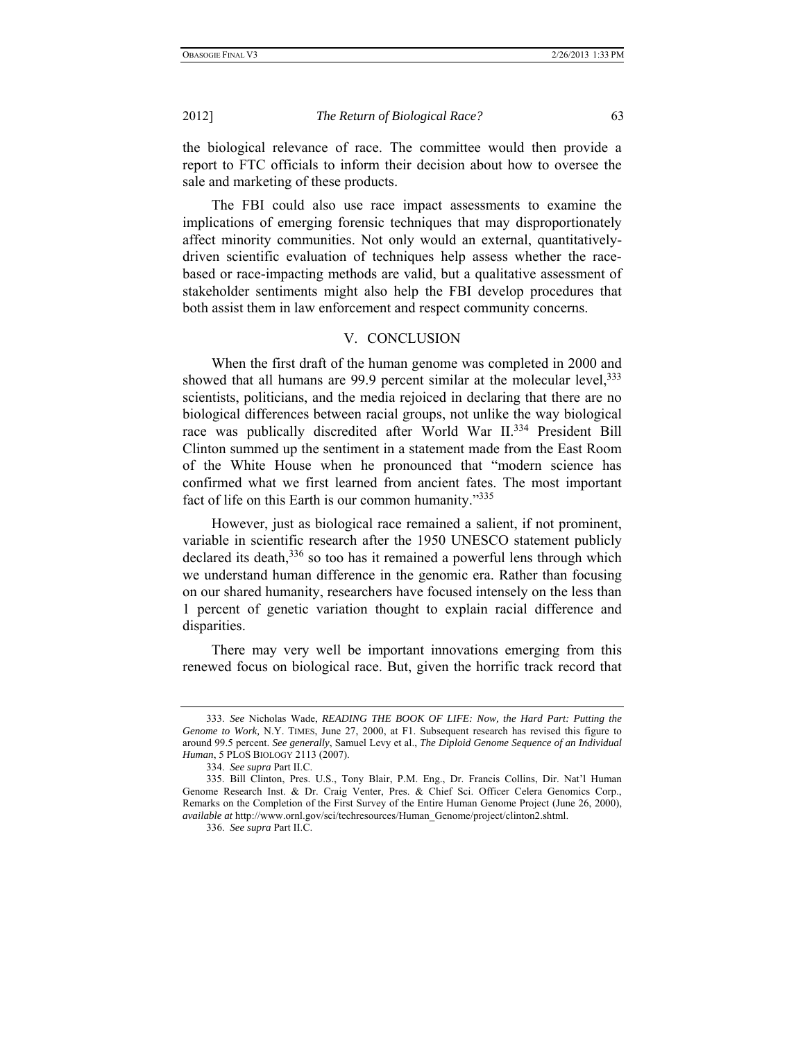the biological relevance of race. The committee would then provide a report to FTC officials to inform their decision about how to oversee the sale and marketing of these products.

The FBI could also use race impact assessments to examine the implications of emerging forensic techniques that may disproportionately affect minority communities. Not only would an external, quantitatively-driven scientific evaluation of techniques help assess whether the race-based or race-impacting methods are valid, but a qualitative assessment of stakeholder sentiments might also help the FBI develop procedures that both assist them in law enforcement and respect community concerns.

## V. CONCLUSION

When the first draft of the human genome was completed in 2000 and showed that all humans are 99.9 percent similar at the molecular level,[333] scientists, politicians, and the media rejoiced in declaring that there are no biological differences between racial groups, not unlike the way biological race was publically discredited after World War II.[334] President Bill Clinton summed up the sentiment in a statement made from the East Room of the White House when he pronounced that "modern science has confirmed what we first learned from ancient fates. The most important fact of life on this Earth is our common humanity."[335]

However, just as biological race remained a salient, if not prominent, variable in scientific research after the 1950 UNESCO statement publicly declared its death,[336] so too has it remained a powerful lens through which we understand human difference in the genomic era. Rather than focusing on our shared humanity, researchers have focused intensely on the less than 1 percent of genetic variation thought to explain racial difference and disparities.

There may very well be important innovations emerging from this renewed focus on biological race. But, given the horrific track record that

---

333. *See* Nicholas Wade, *READING THE BOOK OF LIFE: Now, the Hard Part: Putting the Genome to Work*, N.Y. TIMES, June 27, 2000, at F1. Subsequent research has revised this figure to around 99.5 percent. *See generally*, Samuel Levy et al., *The Diploid Genome Sequence of an Individual Human*, 5 PLOS BIOLOGY 2113 (2007).

334. *See supra* Part II.C.

335. Bill Clinton, Pres. U.S., Tony Blair, P.M. Eng., Dr. Francis Collins, Dir. Nat'l Human Genome Research Inst. & Dr. Craig Venter, Pres. & Chief Sci. Officer Celera Genomics Corp., Remarks on the Completion of the First Survey of the Entire Human Genome Project (June 26, 2000), *available at* http://www.ornl.gov/sci/techresources/Human_Genome/project/clinton2.shtml.

336. *See supra* Part II.C.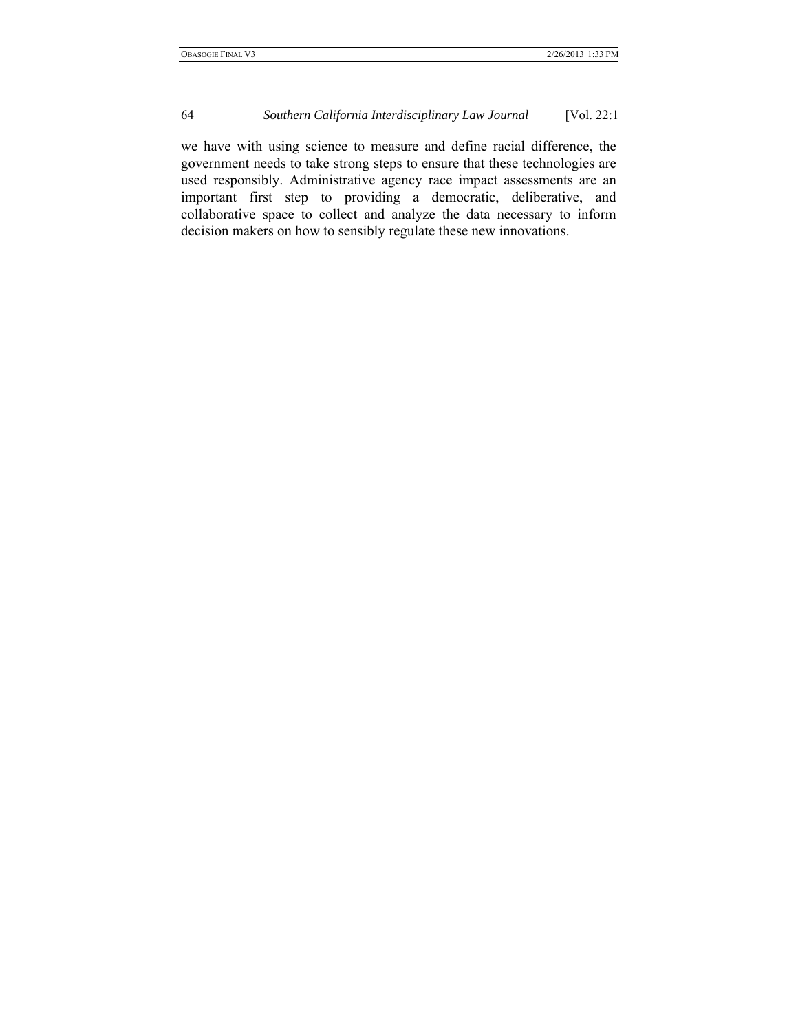we have with using science to measure and define racial difference, the government needs to take strong steps to ensure that these technologies are used responsibly. Administrative agency race impact assessments are an important first step to providing a democratic, deliberative, and collaborative space to collect and analyze the data necessary to inform decision makers on how to sensibly regulate these new innovations.